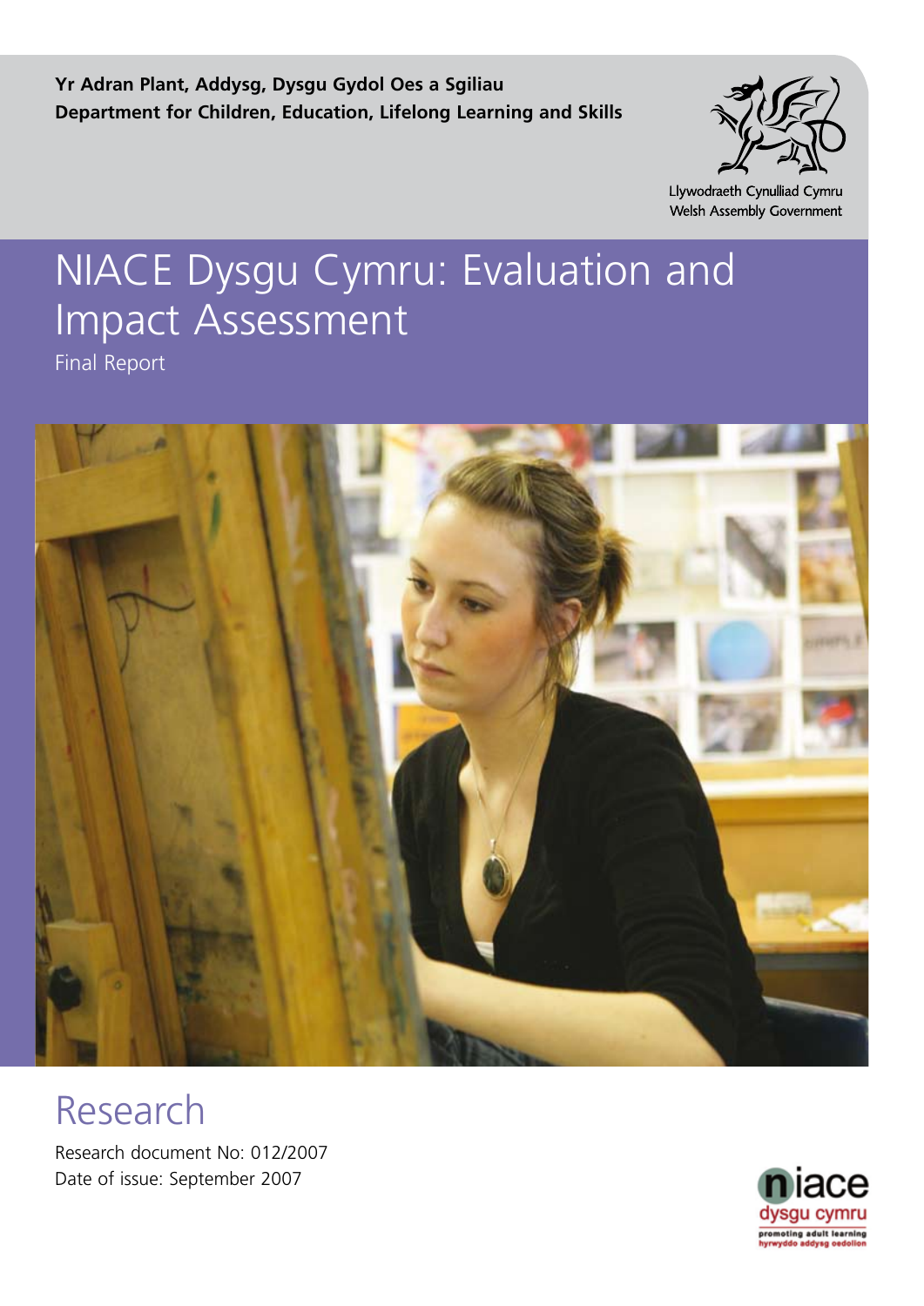Yr Adran Plant, Addysg, Dysgu Gydol Oes a Sgiliau
**Department for Children, Education, Lifelong Learning and Skills**

Llywodraeth Cynulliad Cymru
Welsh Assembly Government

# NIACE Dysgu Cymru: Evaluation and Impact Assessment

Final Report

## Research

Research document No: 012/2007
Date of issue: September 2007

niace
dysgu cymru
promoting adult learning
hyrwyddo addysg oedolion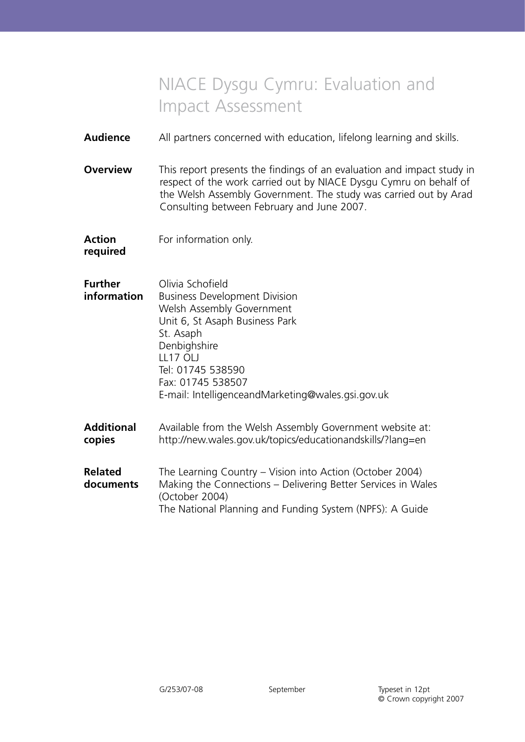# NIACE Dysgu Cymru: Evaluation and Impact Assessment

**Audience** All partners concerned with education, lifelong learning and skills.

**Overview** This report presents the findings of an evaluation and impact study in respect of the work carried out by NIACE Dysgu Cymru on behalf of the Welsh Assembly Government. The study was carried out by Arad Consulting between February and June 2007.

**Action required** For information only.

**Further information** Olivia Schofield
Business Development Division
Welsh Assembly Government
Unit 6, St Asaph Business Park
St. Asaph
Denbighshire
LL17 OLJ
Tel: 01745 538590
Fax: 01745 538507
E-mail: IntelligenceandMarketing@wales.gsi.gov.uk

**Additional copies** Available from the Welsh Assembly Government website at:
http://new.wales.gov.uk/topics/educationandskills/?lang=en

**Related documents** The Learning Country – Vision into Action (October 2004)
Making the Connections – Delivering Better Services in Wales (October 2004)
The National Planning and Funding System (NPFS): A Guide

G/253/07-08 September Typeset in 12pt
© Crown copyright 2007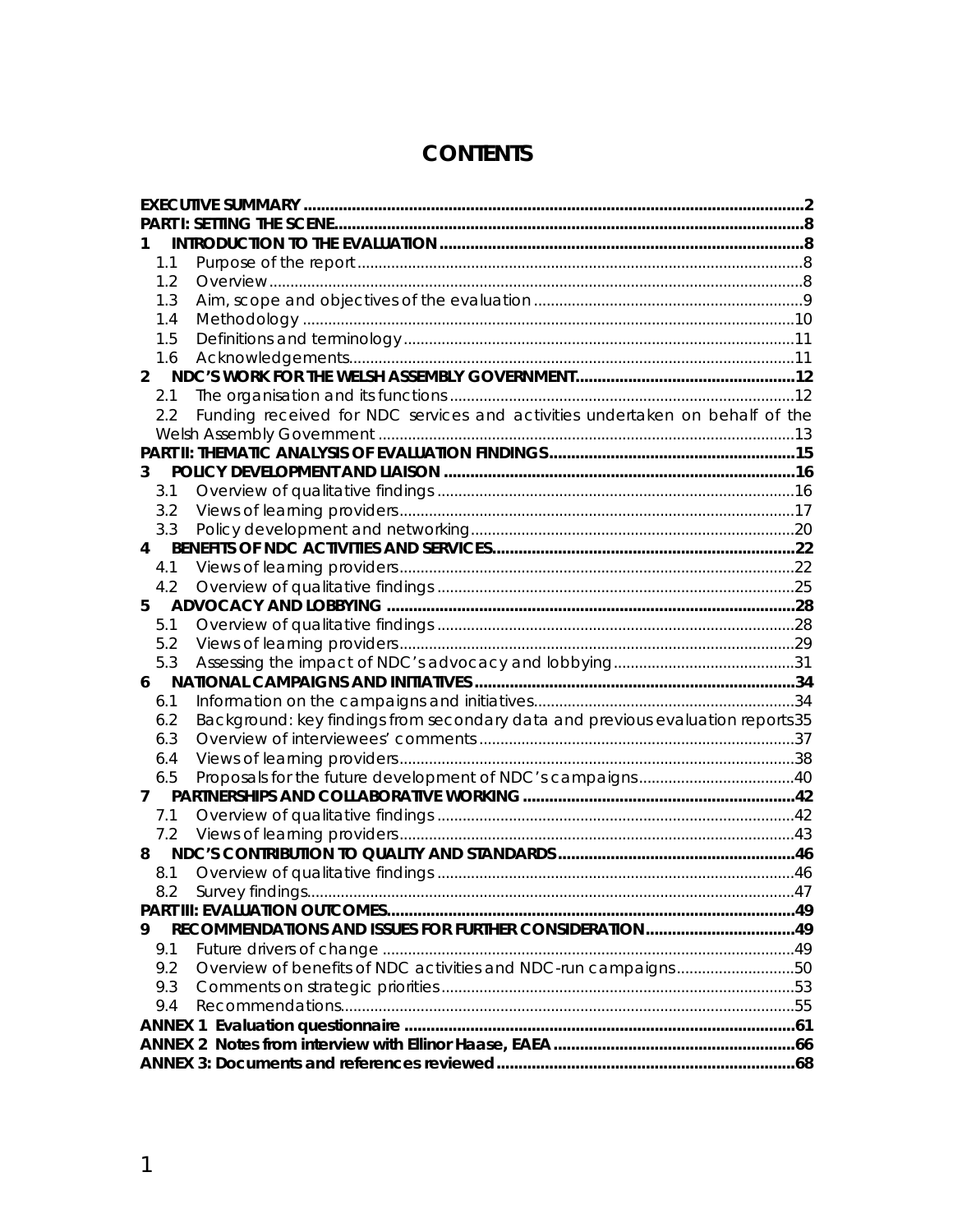# CONTENTS

| | |
|---|---|
| **EXECUTIVE SUMMARY** | **2** |
| **PART I: SETTING THE SCENE** | **8** |
| **1 INTRODUCTION TO THE EVALUATION** | **8** |
| 1.1 Purpose of the report | 8 |
| 1.2 Overview | 8 |
| 1.3 Aim, scope and objectives of the evaluation | 9 |
| 1.4 Methodology | 10 |
| 1.5 Definitions and terminology | 11 |
| 1.6 Acknowledgements | 11 |
| **2 NDC'S WORK FOR THE WELSH ASSEMBLY GOVERNMENT** | **12** |
| 2.1 The organisation and its functions | 12 |
| 2.2 Funding received for NDC services and activities undertaken on behalf of the Welsh Assembly Government | 13 |
| **PART II: THEMATIC ANALYSIS OF EVALUATION FINDINGS** | **15** |
| **3 POLICY DEVELOPMENT AND LIAISON** | **16** |
| 3.1 Overview of qualitative findings | 16 |
| 3.2 Views of learning providers | 17 |
| 3.3 Policy development and networking | 20 |
| **4 BENEFITS OF NDC ACTIVITIES AND SERVICES** | **22** |
| 4.1 Views of learning providers | 22 |
| 4.2 Overview of qualitative findings | 25 |
| **5 ADVOCACY AND LOBBYING** | **28** |
| 5.1 Overview of qualitative findings | 28 |
| 5.2 Views of learning providers | 29 |
| 5.3 Assessing the impact of NDC's advocacy and lobbying | 31 |
| **6 NATIONAL CAMPAIGNS AND INITIATIVES** | **34** |
| 6.1 Information on the campaigns and initiatives | 34 |
| 6.2 Background: key findings from secondary data and previous evaluation reports | 35 |
| 6.3 Overview of interviewees' comments | 37 |
| 6.4 Views of learning providers | 38 |
| 6.5 Proposals for the future development of NDC's campaigns | 40 |
| **7 PARTNERSHIPS AND COLLABORATIVE WORKING** | **42** |
| 7.1 Overview of qualitative findings | 42 |
| 7.2 Views of learning providers | 43 |
| **8 NDC'S CONTRIBUTION TO QUALITY AND STANDARDS** | **46** |
| 8.1 Overview of qualitative findings | 46 |
| 8.2 Survey findings | 47 |
| **PART III: EVALUATION OUTCOMES** | **49** |
| **9 RECOMMENDATIONS AND ISSUES FOR FURTHER CONSIDERATION** | **49** |
| 9.1 Future drivers of change | 49 |
| 9.2 Overview of benefits of NDC activities and NDC-run campaigns | 50 |
| 9.3 Comments on strategic priorities | 53 |
| 9.4 Recommendations | 55 |
| **ANNEX 1 Evaluation questionnaire** | **61** |
| **ANNEX 2 Notes from interview with Ellinor Haase, EAEA** | **66** |
| **ANNEX 3: Documents and references reviewed** | **68** |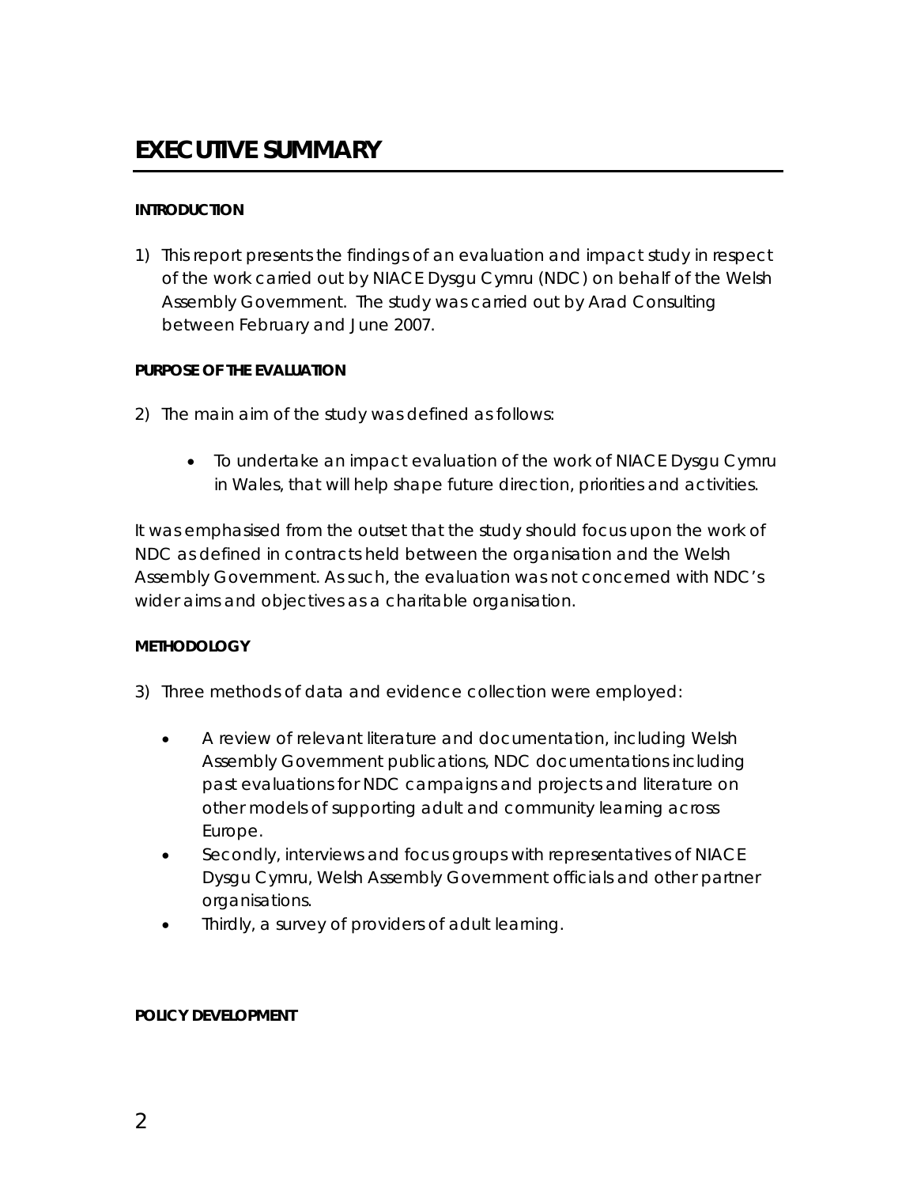# EXECUTIVE SUMMARY

**INTRODUCTION**

1) This report presents the findings of an evaluation and impact study in respect of the work carried out by NIACE Dysgu Cymru (NDC) on behalf of the Welsh Assembly Government. The study was carried out by Arad Consulting between February and June 2007.

**PURPOSE OF THE EVALUATION**

2) The main aim of the study was defined as follows:

   - To undertake an impact evaluation of the work of NIACE Dysgu Cymru in Wales, that will help shape future direction, priorities and activities.

It was emphasised from the outset that the study should focus upon the work of NDC as defined in contracts held between the organisation and the Welsh Assembly Government. As such, the evaluation was not concerned with NDC's wider aims and objectives as a charitable organisation.

**METHODOLOGY**

3) Three methods of data and evidence collection were employed:

   - A review of relevant literature and documentation, including Welsh Assembly Government publications, NDC documentations including past evaluations for NDC campaigns and projects and literature on other models of supporting adult and community learning across Europe.
   - Secondly, interviews and focus groups with representatives of NIACE Dysgu Cymru, Welsh Assembly Government officials and other partner organisations.
   - Thirdly, a survey of providers of adult learning.

**POLICY DEVELOPMENT**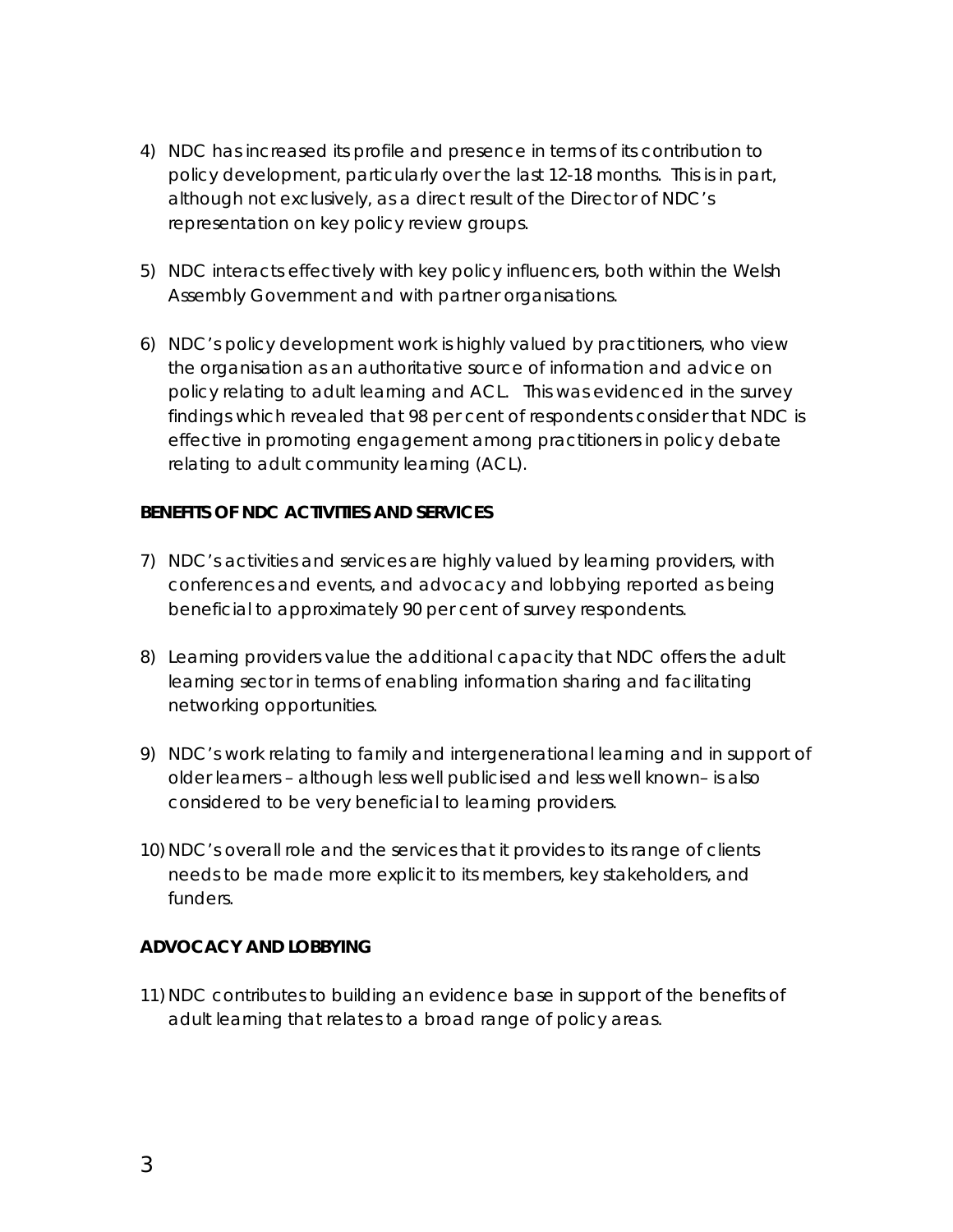4) NDC has increased its profile and presence in terms of its contribution to policy development, particularly over the last 12-18 months. This is in part, although not exclusively, as a direct result of the Director of NDC's representation on key policy review groups.

5) NDC interacts effectively with key policy influencers, both within the Welsh Assembly Government and with partner organisations.

6) NDC's policy development work is highly valued by practitioners, who view the organisation as an authoritative source of information and advice on policy relating to adult learning and ACL. This was evidenced in the survey findings which revealed that 98 per cent of respondents consider that NDC is effective in promoting engagement among practitioners in policy debate relating to adult community learning (ACL).

**BENEFITS OF NDC ACTIVITIES AND SERVICES**

7) NDC's activities and services are highly valued by learning providers, with conferences and events, and advocacy and lobbying reported as being beneficial to approximately 90 per cent of survey respondents.

8) Learning providers value the additional capacity that NDC offers the adult learning sector in terms of enabling information sharing and facilitating networking opportunities.

9) NDC's work relating to family and intergenerational learning and in support of older learners – although less well publicised and less well known– is also considered to be very beneficial to learning providers.

10) NDC's overall role and the services that it provides to its range of clients needs to be made more explicit to its members, key stakeholders, and funders.

**ADVOCACY AND LOBBYING**

11) NDC contributes to building an evidence base in support of the benefits of adult learning that relates to a broad range of policy areas.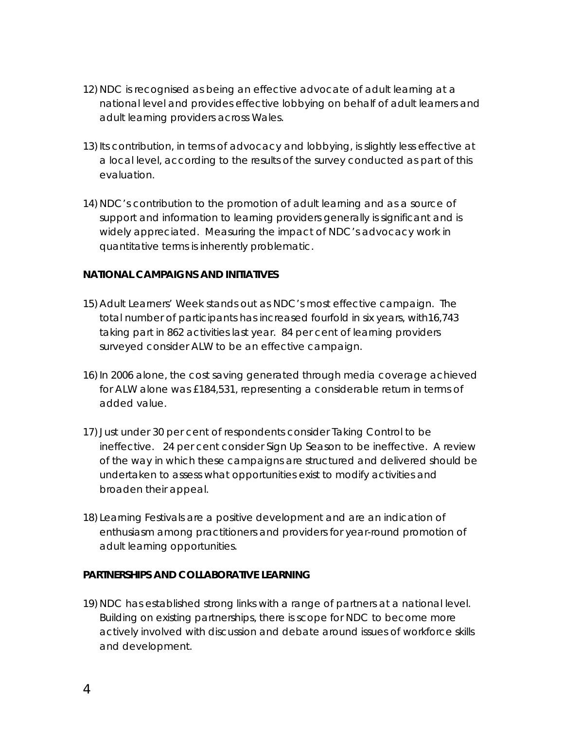12) NDC is recognised as being an effective advocate of adult learning at a national level and provides effective lobbying on behalf of adult learners and adult learning providers across Wales.

13) Its contribution, in terms of advocacy and lobbying, is slightly less effective at a local level, according to the results of the survey conducted as part of this evaluation.

14) NDC's contribution to the promotion of adult learning and as a source of support and information to learning providers generally is significant and is widely appreciated. Measuring the impact of NDC's advocacy work in quantitative terms is inherently problematic.

**NATIONAL CAMPAIGNS AND INITIATIVES**

15) Adult Learners' Week stands out as NDC's most effective campaign. The total number of participants has increased fourfold in six years, with16,743 taking part in 862 activities last year. 84 per cent of learning providers surveyed consider ALW to be an effective campaign.

16) In 2006 alone, the cost saving generated through media coverage achieved for ALW alone was £184,531, representing a considerable return in terms of added value.

17) Just under 30 per cent of respondents consider Taking Control to be ineffective. 24 per cent consider Sign Up Season to be ineffective. A review of the way in which these campaigns are structured and delivered should be undertaken to assess what opportunities exist to modify activities and broaden their appeal.

18) Learning Festivals are a positive development and are an indication of enthusiasm among practitioners and providers for year-round promotion of adult learning opportunities.

**PARTNERSHIPS AND COLLABORATIVE LEARNING**

19) NDC has established strong links with a range of partners at a national level. Building on existing partnerships, there is scope for NDC to become more actively involved with discussion and debate around issues of workforce skills and development.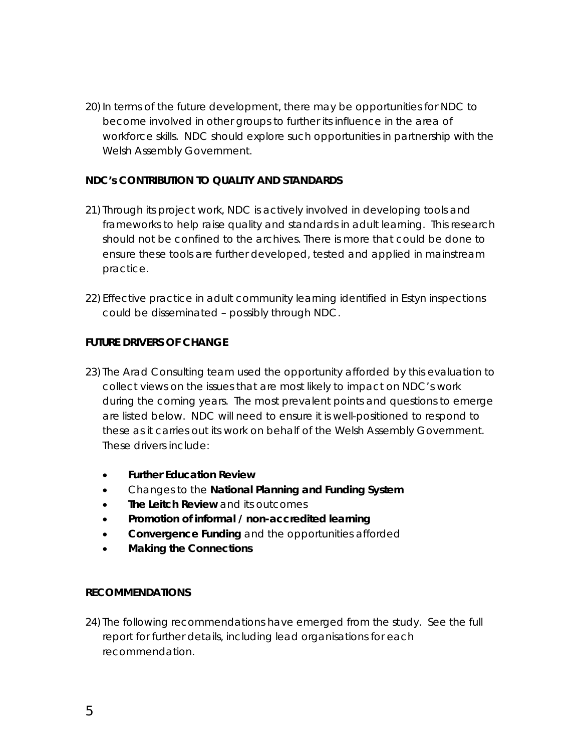20) In terms of the future development, there may be opportunities for NDC to become involved in other groups to further its influence in the area of workforce skills. NDC should explore such opportunities in partnership with the Welsh Assembly Government.

**NDC's CONTRIBUTION TO QUALITY AND STANDARDS**

21) Through its project work, NDC is actively involved in developing tools and frameworks to help raise quality and standards in adult learning. This research should not be confined to the archives. There is more that could be done to ensure these tools are further developed, tested and applied in mainstream practice.

22) Effective practice in adult community learning identified in Estyn inspections could be disseminated – possibly through NDC.

**FUTURE DRIVERS OF CHANGE**

23) The Arad Consulting team used the opportunity afforded by this evaluation to collect views on the issues that are most likely to impact on NDC's work during the coming years. The most prevalent points and questions to emerge are listed below. NDC will need to ensure it is well-positioned to respond to these as it carries out its work on behalf of the Welsh Assembly Government. These drivers include:

- **Further Education Review**
- Changes to the **National Planning and Funding System**
- **The Leitch Review** and its outcomes
- **Promotion of informal / non-accredited learning**
- **Convergence Funding** and the opportunities afforded
- **Making the Connections**

**RECOMMENDATIONS**

24) The following recommendations have emerged from the study. See the full report for further details, including lead organisations for each recommendation.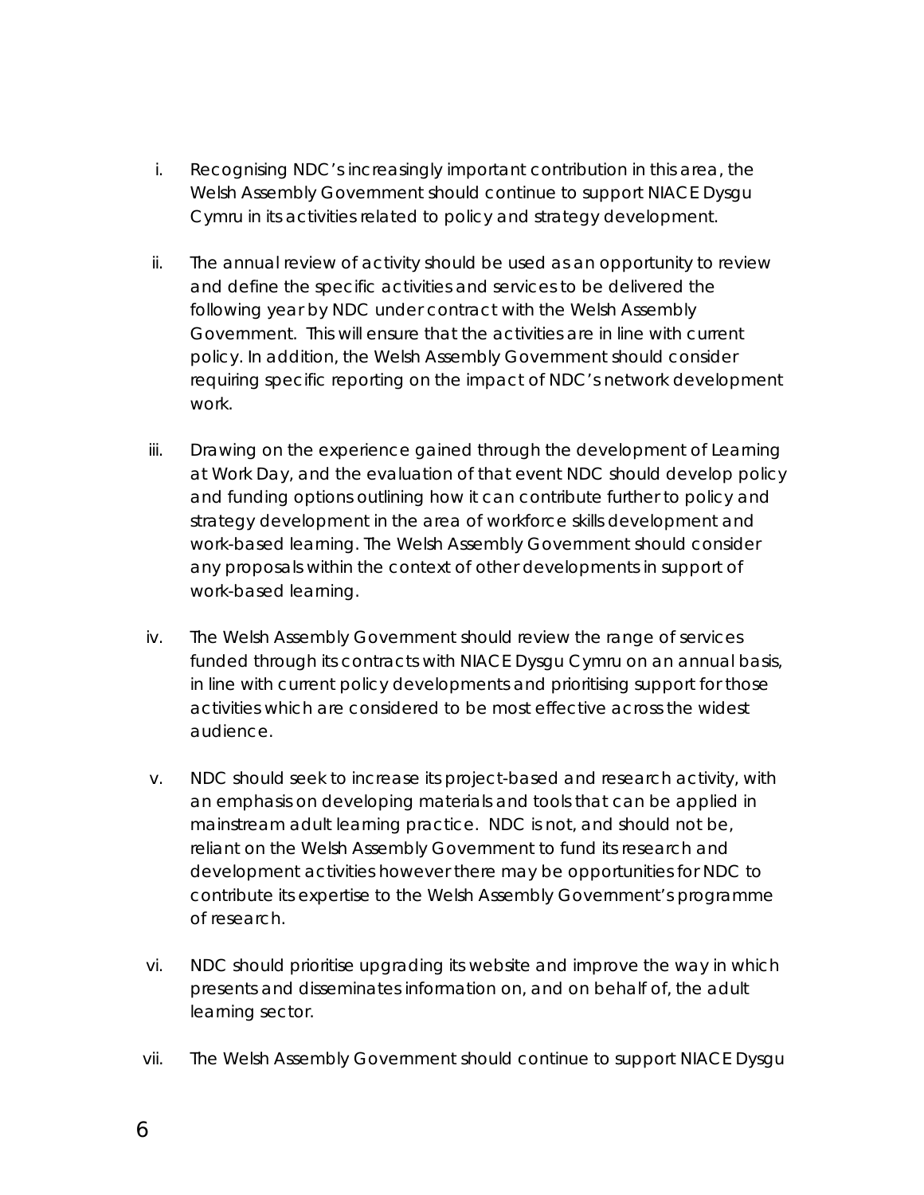i. Recognising NDC's increasingly important contribution in this area, the Welsh Assembly Government should continue to support NIACE Dysgu Cymru in its activities related to policy and strategy development.

ii. The annual review of activity should be used as an opportunity to review and define the specific activities and services to be delivered the following year by NDC under contract with the Welsh Assembly Government. This will ensure that the activities are in line with current policy. In addition, the Welsh Assembly Government should consider requiring specific reporting on the impact of NDC's network development work.

iii. Drawing on the experience gained through the development of Learning at Work Day, and the evaluation of that event NDC should develop policy and funding options outlining how it can contribute further to policy and strategy development in the area of workforce skills development and work-based learning. The Welsh Assembly Government should consider any proposals within the context of other developments in support of work-based learning.

iv. The Welsh Assembly Government should review the range of services funded through its contracts with NIACE Dysgu Cymru on an annual basis, in line with current policy developments and prioritising support for those activities which are considered to be most effective across the widest audience.

v. NDC should seek to increase its project-based and research activity, with an emphasis on developing materials and tools that can be applied in mainstream adult learning practice. NDC is not, and should not be, reliant on the Welsh Assembly Government to fund its research and development activities however there may be opportunities for NDC to contribute its expertise to the Welsh Assembly Government's programme of research.

vi. NDC should prioritise upgrading its website and improve the way in which presents and disseminates information on, and on behalf of, the adult learning sector.

vii. The Welsh Assembly Government should continue to support NIACE Dysgu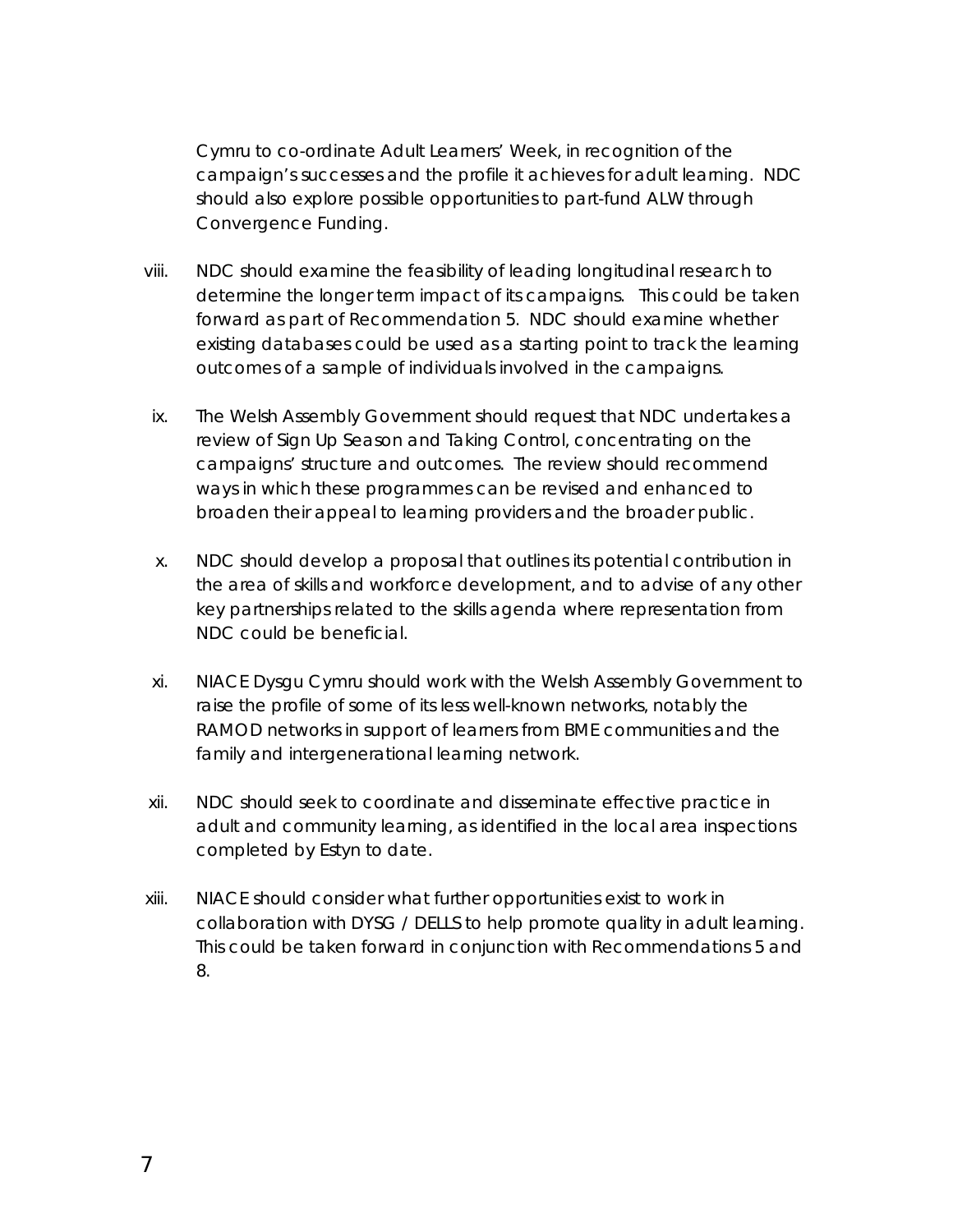Cymru to co-ordinate Adult Learners' Week, in recognition of the campaign's successes and the profile it achieves for adult learning. NDC should also explore possible opportunities to part-fund ALW through Convergence Funding.

viii. NDC should examine the feasibility of leading longitudinal research to determine the longer term impact of its campaigns. This could be taken forward as part of Recommendation 5. NDC should examine whether existing databases could be used as a starting point to track the learning outcomes of a sample of individuals involved in the campaigns.

ix. The Welsh Assembly Government should request that NDC undertakes a review of Sign Up Season and Taking Control, concentrating on the campaigns' structure and outcomes. The review should recommend ways in which these programmes can be revised and enhanced to broaden their appeal to learning providers and the broader public.

x. NDC should develop a proposal that outlines its potential contribution in the area of skills and workforce development, and to advise of any other key partnerships related to the skills agenda where representation from NDC could be beneficial.

xi. NIACE Dysgu Cymru should work with the Welsh Assembly Government to raise the profile of some of its less well-known networks, notably the RAMOD networks in support of learners from BME communities and the family and intergenerational learning network.

xii. NDC should seek to coordinate and disseminate effective practice in adult and community learning, as identified in the local area inspections completed by Estyn to date.

xiii. NIACE should consider what further opportunities exist to work in collaboration with DYSG / DELLS to help promote quality in adult learning. This could be taken forward in conjunction with Recommendations 5 and 8.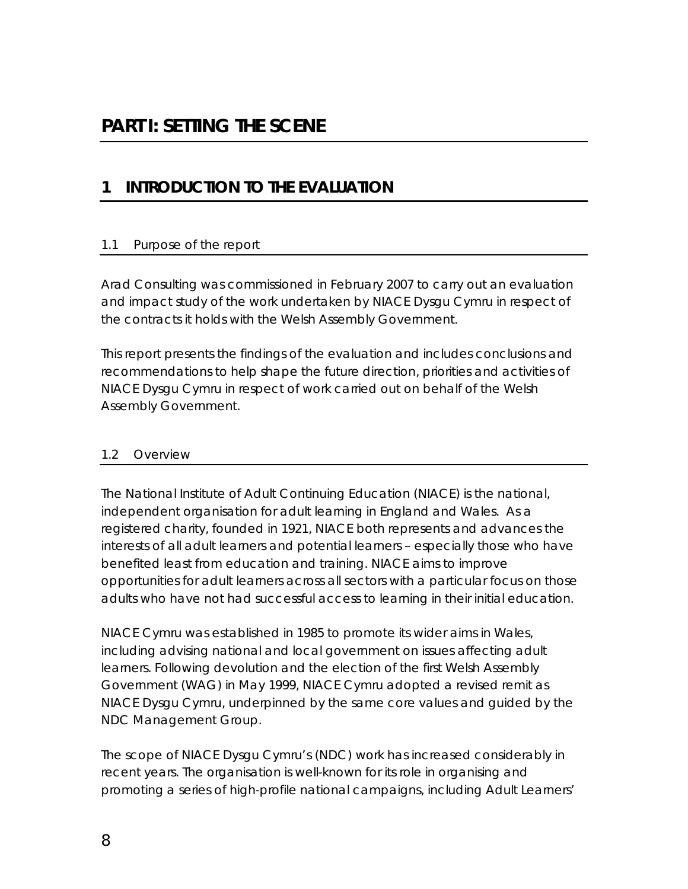# PART I: SETTING THE SCENE

## 1 INTRODUCTION TO THE EVALUATION

### 1.1 Purpose of the report

Arad Consulting was commissioned in February 2007 to carry out an evaluation and impact study of the work undertaken by NIACE Dysgu Cymru in respect of the contracts it holds with the Welsh Assembly Government.

This report presents the findings of the evaluation and includes conclusions and recommendations to help shape the future direction, priorities and activities of NIACE Dysgu Cymru in respect of work carried out on behalf of the Welsh Assembly Government.

### 1.2 Overview

The National Institute of Adult Continuing Education (NIACE) is the national, independent organisation for adult learning in England and Wales. As a registered charity, founded in 1921, NIACE both represents and advances the interests of all adult learners and potential learners – especially those who have benefited least from education and training. NIACE aims to improve opportunities for adult learners across all sectors with a particular focus on those adults who have not had successful access to learning in their initial education.

NIACE Cymru was established in 1985 to promote its wider aims in Wales, including advising national and local government on issues affecting adult learners. Following devolution and the election of the first Welsh Assembly Government (WAG) in May 1999, NIACE Cymru adopted a revised remit as NIACE Dysgu Cymru, underpinned by the same core values and guided by the NDC Management Group.

The scope of NIACE Dysgu Cymru's (NDC) work has increased considerably in recent years. The organisation is well-known for its role in organising and promoting a series of high-profile national campaigns, including Adult Learners'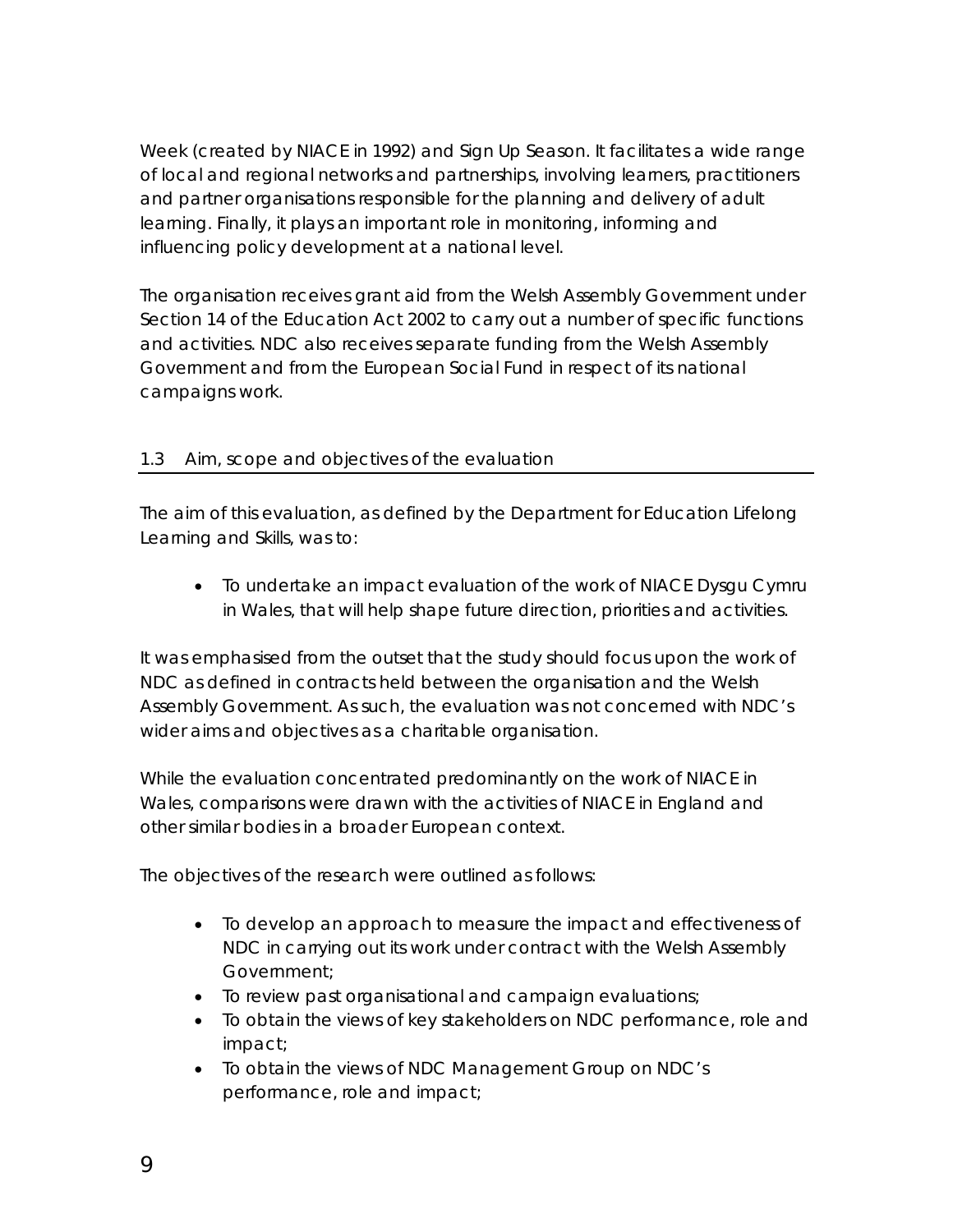Week (created by NIACE in 1992) and Sign Up Season. It facilitates a wide range of local and regional networks and partnerships, involving learners, practitioners and partner organisations responsible for the planning and delivery of adult learning. Finally, it plays an important role in monitoring, informing and influencing policy development at a national level.

The organisation receives grant aid from the Welsh Assembly Government under Section 14 of the Education Act 2002 to carry out a number of specific functions and activities. NDC also receives separate funding from the Welsh Assembly Government and from the European Social Fund in respect of its national campaigns work.

## 1.3 Aim, scope and objectives of the evaluation

The aim of this evaluation, as defined by the Department for Education Lifelong Learning and Skills, was to:

- To undertake an impact evaluation of the work of NIACE Dysgu Cymru in Wales, that will help shape future direction, priorities and activities.

It was emphasised from the outset that the study should focus upon the work of NDC as defined in contracts held between the organisation and the Welsh Assembly Government. As such, the evaluation was not concerned with NDC's wider aims and objectives as a charitable organisation.

While the evaluation concentrated predominantly on the work of NIACE in Wales, comparisons were drawn with the activities of NIACE in England and other similar bodies in a broader European context.

The objectives of the research were outlined as follows:

- To develop an approach to measure the impact and effectiveness of NDC in carrying out its work under contract with the Welsh Assembly Government;
- To review past organisational and campaign evaluations;
- To obtain the views of key stakeholders on NDC performance, role and impact;
- To obtain the views of NDC Management Group on NDC's performance, role and impact;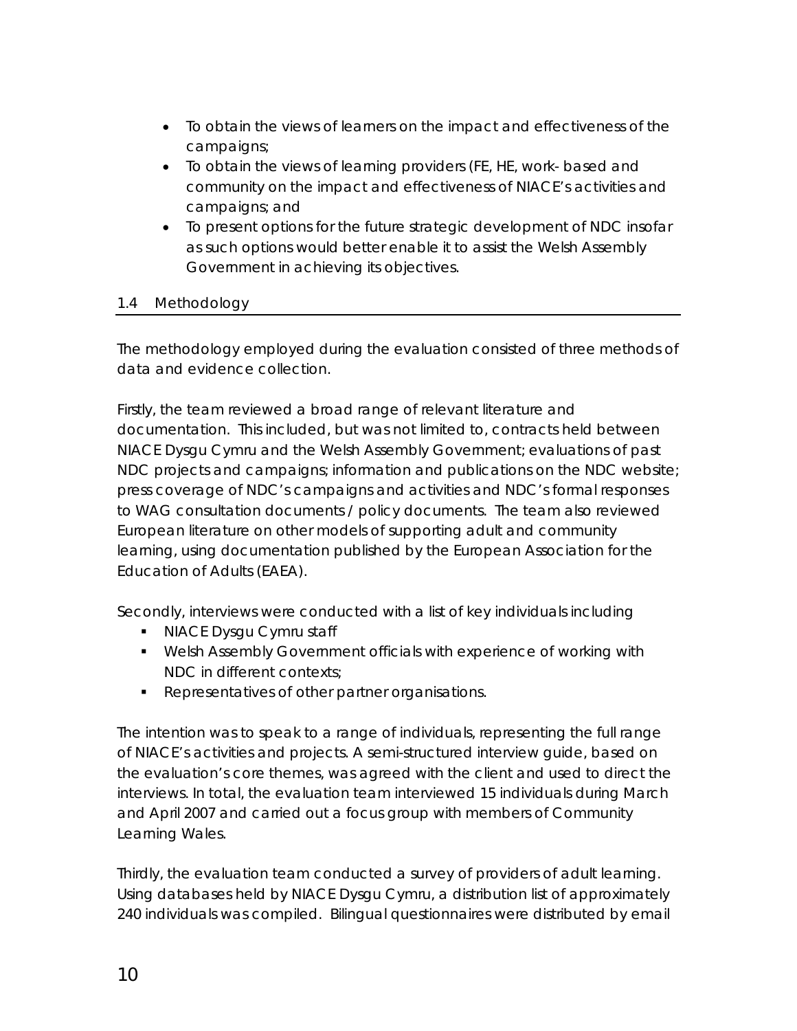- To obtain the views of learners on the impact and effectiveness of the campaigns;
- To obtain the views of learning providers (FE, HE, work- based and community on the impact and effectiveness of NIACE's activities and campaigns; and
- To present options for the future strategic development of NDC insofar as such options would better enable it to assist the Welsh Assembly Government in achieving its objectives.

## 1.4 Methodology

The methodology employed during the evaluation consisted of three methods of data and evidence collection.

Firstly, the team reviewed a broad range of relevant literature and documentation. This included, but was not limited to, contracts held between NIACE Dysgu Cymru and the Welsh Assembly Government; evaluations of past NDC projects and campaigns; information and publications on the NDC website; press coverage of NDC's campaigns and activities and NDC's formal responses to WAG consultation documents / policy documents. The team also reviewed European literature on other models of supporting adult and community learning, using documentation published by the European Association for the Education of Adults (EAEA).

Secondly, interviews were conducted with a list of key individuals including

- NIACE Dysgu Cymru staff
- Welsh Assembly Government officials with experience of working with NDC in different contexts;
- Representatives of other partner organisations.

The intention was to speak to a range of individuals, representing the full range of NIACE's activities and projects. A semi-structured interview guide, based on the evaluation's core themes, was agreed with the client and used to direct the interviews. In total, the evaluation team interviewed 15 individuals during March and April 2007 and carried out a focus group with members of Community Learning Wales.

Thirdly, the evaluation team conducted a survey of providers of adult learning. Using databases held by NIACE Dysgu Cymru, a distribution list of approximately 240 individuals was compiled. Bilingual questionnaires were distributed by email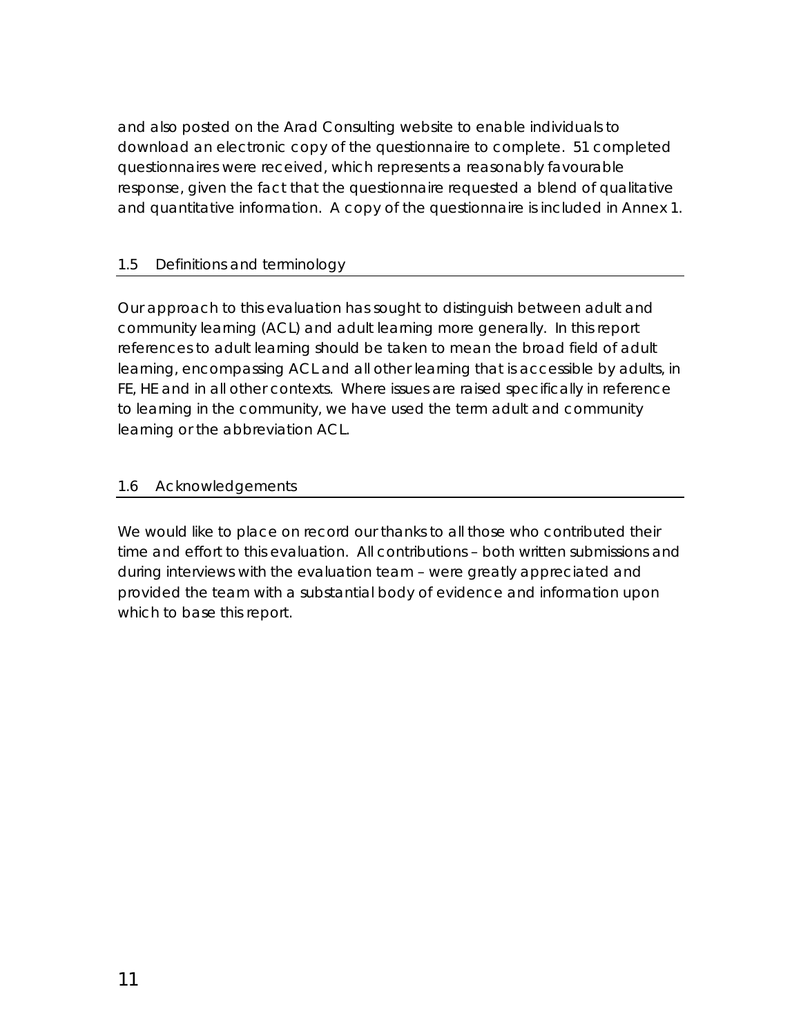and also posted on the Arad Consulting website to enable individuals to download an electronic copy of the questionnaire to complete. 51 completed questionnaires were received, which represents a reasonably favourable response, given the fact that the questionnaire requested a blend of qualitative and quantitative information. A copy of the questionnaire is included in Annex 1.

## 1.5 Definitions and terminology

Our approach to this evaluation has sought to distinguish between adult and community learning (ACL) and adult learning more generally. In this report references to adult learning should be taken to mean the broad field of adult learning, encompassing ACL and all other learning that is accessible by adults, in FE, HE and in all other contexts. Where issues are raised specifically in reference to learning in the community, we have used the term adult and community learning or the abbreviation ACL.

## 1.6 Acknowledgements

We would like to place on record our thanks to all those who contributed their time and effort to this evaluation. All contributions – both written submissions and during interviews with the evaluation team – were greatly appreciated and provided the team with a substantial body of evidence and information upon which to base this report.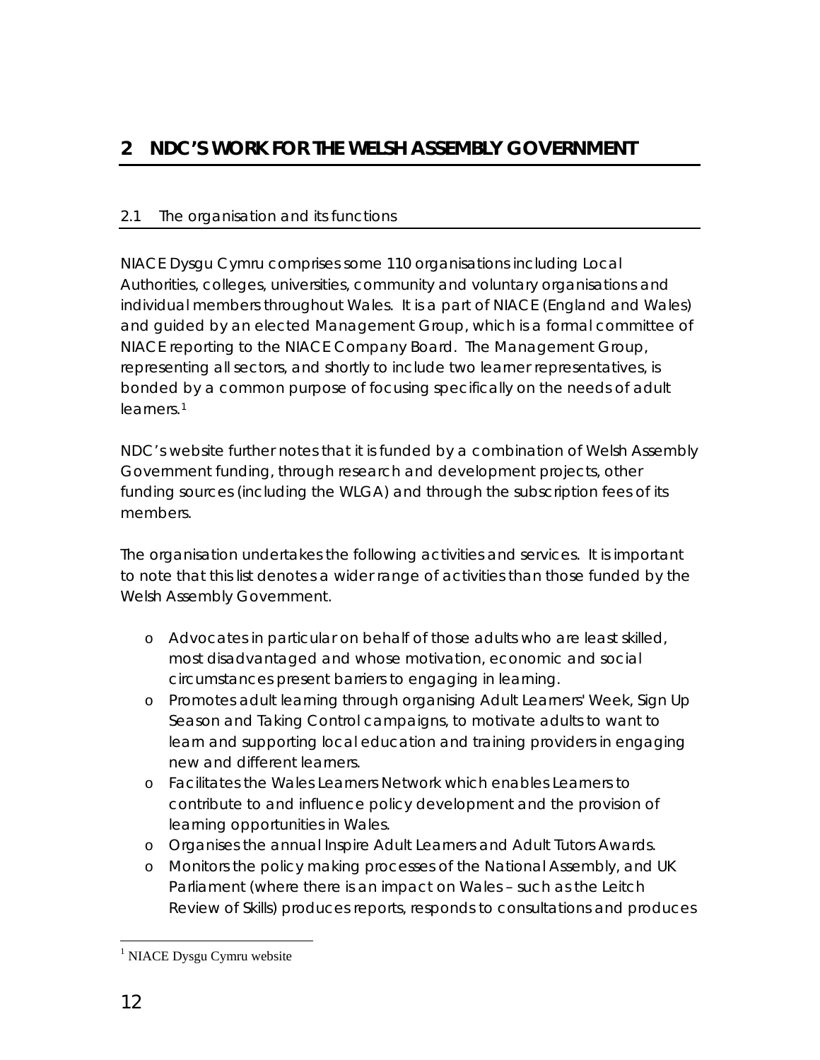# 2 NDC'S WORK FOR THE WELSH ASSEMBLY GOVERNMENT

## 2.1 The organisation and its functions

NIACE Dysgu Cymru comprises some 110 organisations including Local Authorities, colleges, universities, community and voluntary organisations and individual members throughout Wales. It is a part of NIACE (England and Wales) and guided by an elected Management Group, which is a formal committee of NIACE reporting to the NIACE Company Board. The Management Group, representing all sectors, and shortly to include two learner representatives, is bonded by a common purpose of focusing specifically on the needs of adult learners.[1]

NDC's website further notes that it is funded by a combination of Welsh Assembly Government funding, through research and development projects, other funding sources (including the WLGA) and through the subscription fees of its members.

The organisation undertakes the following activities and services. It is important to note that this list denotes a wider range of activities than those funded by the Welsh Assembly Government.

- Advocates in particular on behalf of those adults who are least skilled, most disadvantaged and whose motivation, economic and social circumstances present barriers to engaging in learning.
- Promotes adult learning through organising Adult Learners' Week, Sign Up Season and Taking Control campaigns, to motivate adults to want to learn and supporting local education and training providers in engaging new and different learners.
- Facilitates the Wales Learners Network which enables Learners to contribute to and influence policy development and the provision of learning opportunities in Wales.
- Organises the annual Inspire Adult Learners and Adult Tutors Awards.
- Monitors the policy making processes of the National Assembly, and UK Parliament (where there is an impact on Wales – such as the Leitch Review of Skills) produces reports, responds to consultations and produces

[1] NIACE Dysgu Cymru website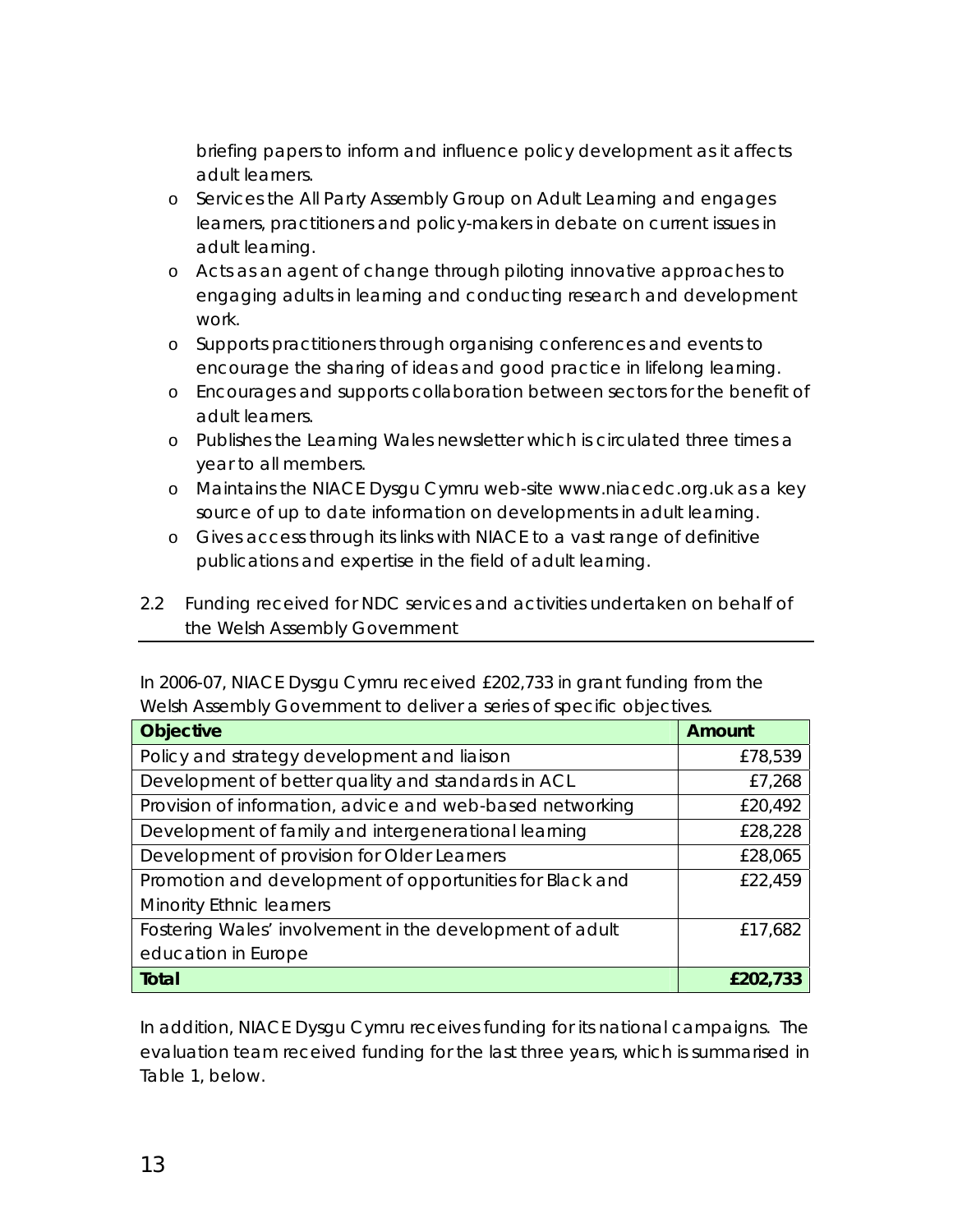briefing papers to inform and influence policy development as it affects adult learners.

- Services the All Party Assembly Group on Adult Learning and engages learners, practitioners and policy-makers in debate on current issues in adult learning.
- Acts as an agent of change through piloting innovative approaches to engaging adults in learning and conducting research and development work.
- Supports practitioners through organising conferences and events to encourage the sharing of ideas and good practice in lifelong learning.
- Encourages and supports collaboration between sectors for the benefit of adult learners.
- Publishes the Learning Wales newsletter which is circulated three times a year to all members.
- Maintains the NIACE Dysgu Cymru web-site www.niacedc.org.uk as a key source of up to date information on developments in adult learning.
- Gives access through its links with NIACE to a vast range of definitive publications and expertise in the field of adult learning.

## 2.2 Funding received for NDC services and activities undertaken on behalf of the Welsh Assembly Government

In 2006-07, NIACE Dysgu Cymru received £202,733 in grant funding from the Welsh Assembly Government to deliver a series of specific objectives.

| Objective | Amount |
|---|---|
| Policy and strategy development and liaison | £78,539 |
| Development of better quality and standards in ACL | £7,268 |
| Provision of information, advice and web-based networking | £20,492 |
| Development of family and intergenerational learning | £28,228 |
| Development of provision for Older Learners | £28,065 |
| Promotion and development of opportunities for Black and Minority Ethnic learners | £22,459 |
| Fostering Wales' involvement in the development of adult education in Europe | £17,682 |
| **Total** | **£202,733** |

In addition, NIACE Dysgu Cymru receives funding for its national campaigns. The evaluation team received funding for the last three years, which is summarised in Table 1, below.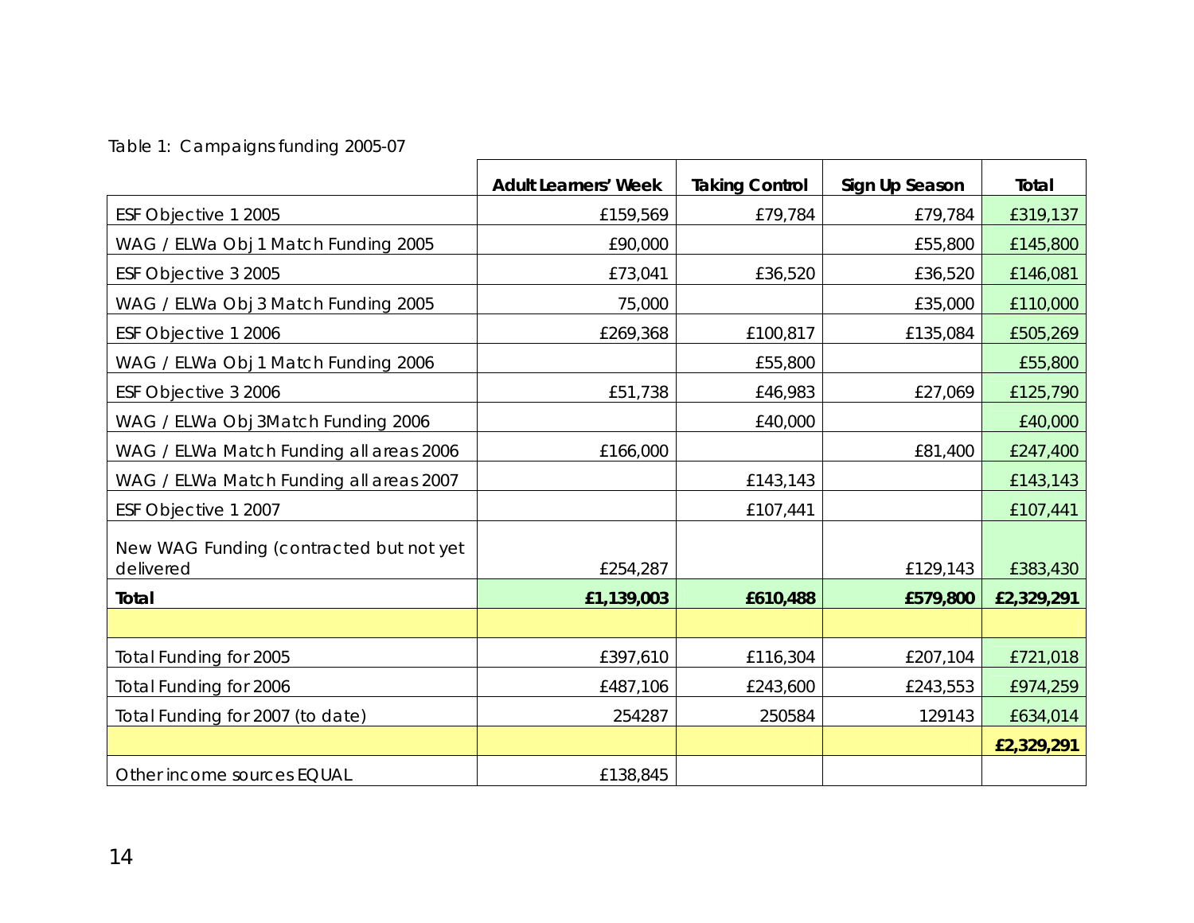Table 1: Campaigns funding 2005-07

| | Adult Learners' Week | Taking Control | Sign Up Season | Total |
|---|---|---|---|---|
| ESF Objective 1 2005 | £159,569 | £79,784 | £79,784 | £319,137 |
| WAG / ELWa Obj 1 Match Funding 2005 | £90,000 | | £55,800 | £145,800 |
| ESF Objective 3 2005 | £73,041 | £36,520 | £36,520 | £146,081 |
| WAG / ELWa Obj 3 Match Funding 2005 | 75,000 | | £35,000 | £110,000 |
| ESF Objective 1 2006 | £269,368 | £100,817 | £135,084 | £505,269 |
| WAG / ELWa Obj 1 Match Funding 2006 | | £55,800 | | £55,800 |
| ESF Objective 3 2006 | £51,738 | £46,983 | £27,069 | £125,790 |
| WAG / ELWa Obj 3Match Funding 2006 | | £40,000 | | £40,000 |
| WAG / ELWa Match Funding all areas 2006 | £166,000 | | £81,400 | £247,400 |
| WAG / ELWa Match Funding all areas 2007 | | £143,143 | | £143,143 |
| ESF Objective 1 2007 | | £107,441 | | £107,441 |
| New WAG Funding (contracted but not yet delivered | £254,287 | | £129,143 | £383,430 |
| **Total** | **£1,139,003** | **£610,488** | **£579,800** | **£2,329,291** |
| | | | | |
| Total Funding for 2005 | £397,610 | £116,304 | £207,104 | £721,018 |
| Total Funding for 2006 | £487,106 | £243,600 | £243,553 | £974,259 |
| Total Funding for 2007 (to date) | 254287 | 250584 | 129143 | £634,014 |
| | | | | **£2,329,291** |
| Other income sources EQUAL | £138,845 | | | |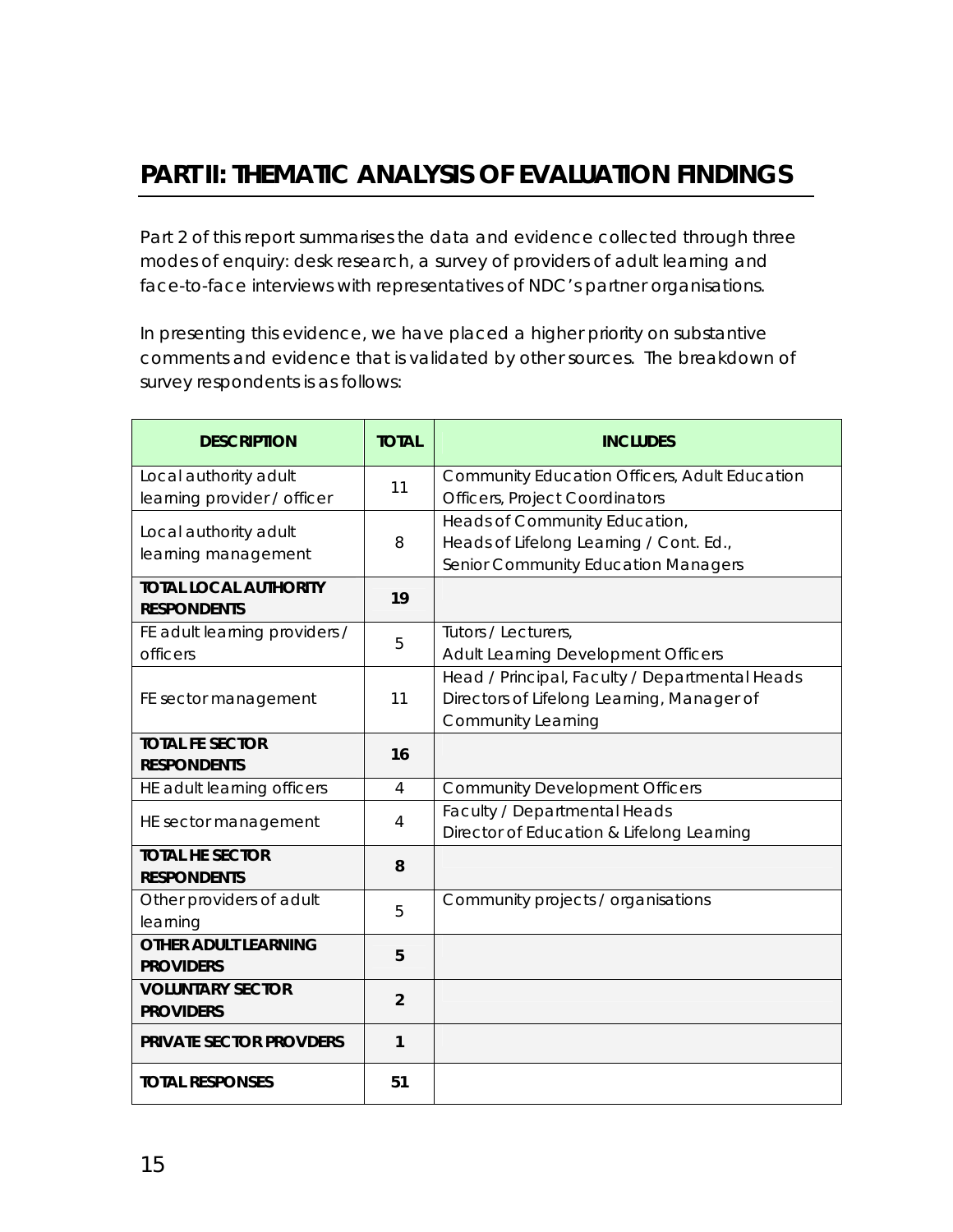## PART II: THEMATIC ANALYSIS OF EVALUATION FINDINGS

Part 2 of this report summarises the data and evidence collected through three modes of enquiry: desk research, a survey of providers of adult learning and face-to-face interviews with representatives of NDC's partner organisations.

In presenting this evidence, we have placed a higher priority on substantive comments and evidence that is validated by other sources. The breakdown of survey respondents is as follows:

| DESCRIPTION | TOTAL | INCLUDES |
|---|---|---|
| Local authority adult learning provider / officer | 11 | Community Education Officers, Adult Education Officers, Project Coordinators |
| Local authority adult learning management | 8 | Heads of Community Education, Heads of Lifelong Learning / Cont. Ed., Senior Community Education Managers |
| **TOTAL LOCAL AUTHORITY RESPONDENTS** | **19** | |
| FE adult learning providers / officers | 5 | Tutors / Lecturers, Adult Learning Development Officers |
| FE sector management | 11 | Head / Principal, Faculty / Departmental Heads Directors of Lifelong Learning, Manager of Community Learning |
| **TOTAL FE SECTOR RESPONDENTS** | **16** | |
| HE adult learning officers | 4 | Community Development Officers |
| HE sector management | 4 | Faculty / Departmental Heads Director of Education & Lifelong Learning |
| **TOTAL HE SECTOR RESPONDENTS** | **8** | |
| Other providers of adult learning | 5 | Community projects / organisations |
| **OTHER ADULT LEARNING PROVIDERS** | **5** | |
| **VOLUNTARY SECTOR PROVIDERS** | **2** | |
| **PRIVATE SECTOR PROVDERS** | **1** | |
| **TOTAL RESPONSES** | **51** | |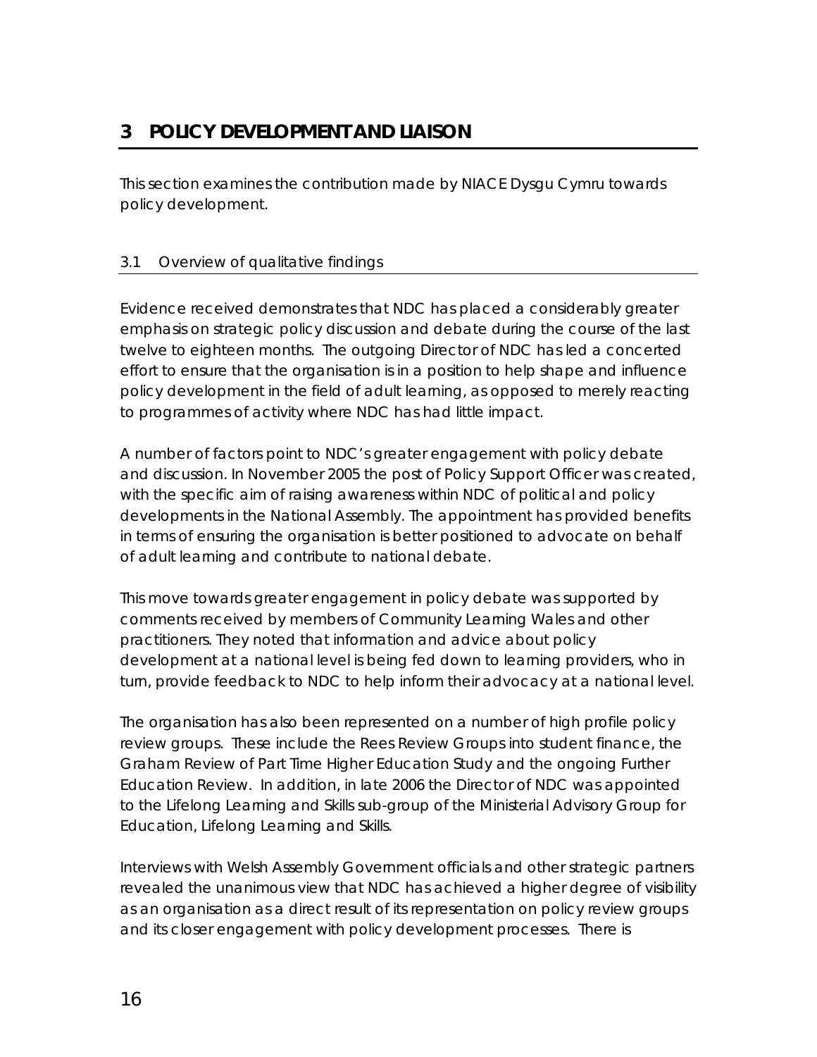# 3 POLICY DEVELOPMENT AND LIAISON

This section examines the contribution made by NIACE Dysgu Cymru towards policy development.

## 3.1 Overview of qualitative findings

Evidence received demonstrates that NDC has placed a considerably greater emphasis on strategic policy discussion and debate during the course of the last twelve to eighteen months. The outgoing Director of NDC has led a concerted effort to ensure that the organisation is in a position to help shape and influence policy development in the field of adult learning, as opposed to merely reacting to programmes of activity where NDC has had little impact.

A number of factors point to NDC's greater engagement with policy debate and discussion. In November 2005 the post of Policy Support Officer was created, with the specific aim of raising awareness within NDC of political and policy developments in the National Assembly. The appointment has provided benefits in terms of ensuring the organisation is better positioned to advocate on behalf of adult learning and contribute to national debate.

This move towards greater engagement in policy debate was supported by comments received by members of Community Learning Wales and other practitioners. They noted that information and advice about policy development at a national level is being fed down to learning providers, who in turn, provide feedback to NDC to help inform their advocacy at a national level.

The organisation has also been represented on a number of high profile policy review groups. These include the Rees Review Groups into student finance, the Graham Review of Part Time Higher Education Study and the ongoing Further Education Review. In addition, in late 2006 the Director of NDC was appointed to the Lifelong Learning and Skills sub-group of the Ministerial Advisory Group for Education, Lifelong Learning and Skills.

Interviews with Welsh Assembly Government officials and other strategic partners revealed the unanimous view that NDC has achieved a higher degree of visibility as an organisation as a direct result of its representation on policy review groups and its closer engagement with policy development processes. There is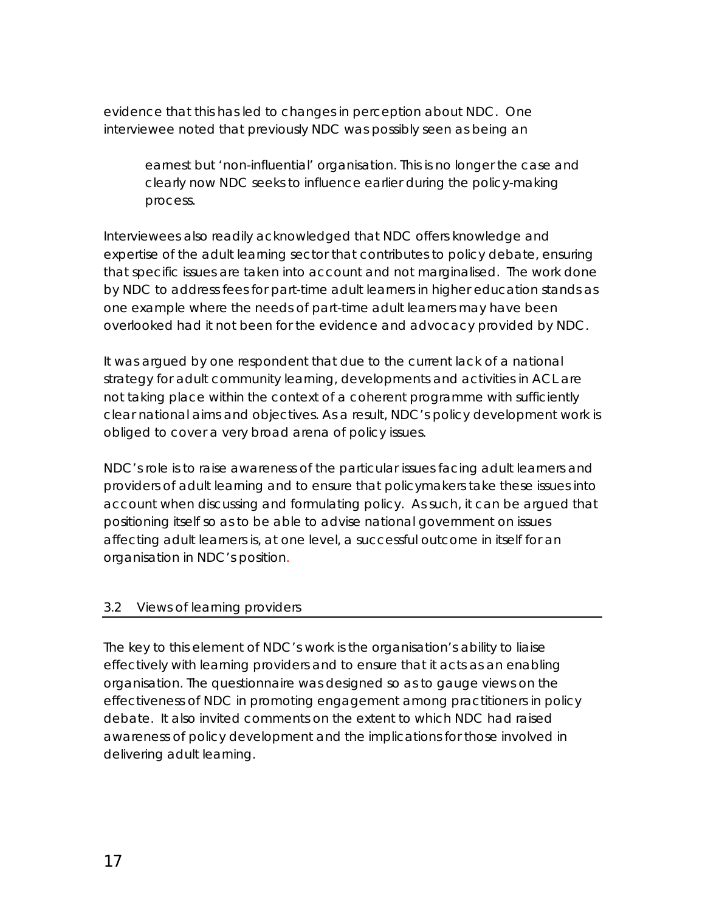evidence that this has led to changes in perception about NDC. One interviewee noted that previously NDC was possibly seen as being an

> earnest but 'non-influential' organisation. This is no longer the case and clearly now NDC seeks to influence earlier during the policy-making process.

Interviewees also readily acknowledged that NDC offers knowledge and expertise of the adult learning sector that contributes to policy debate, ensuring that specific issues are taken into account and not marginalised. The work done by NDC to address fees for part-time adult learners in higher education stands as one example where the needs of part-time adult learners may have been overlooked had it not been for the evidence and advocacy provided by NDC.

It was argued by one respondent that due to the current lack of a national strategy for adult community learning, developments and activities in ACL are not taking place within the context of a coherent programme with sufficiently clear national aims and objectives. As a result, NDC's policy development work is obliged to cover a very broad arena of policy issues.

NDC's role is to raise awareness of the particular issues facing adult learners and providers of adult learning and to ensure that policymakers take these issues into account when discussing and formulating policy. As such, it can be argued that positioning itself so as to be able to advise national government on issues affecting adult learners is, at one level, a successful outcome in itself for an organisation in NDC's position.

## 3.2 Views of learning providers

The key to this element of NDC's work is the organisation's ability to liaise effectively with learning providers and to ensure that it acts as an enabling organisation. The questionnaire was designed so as to gauge views on the effectiveness of NDC in promoting engagement among practitioners in policy debate. It also invited comments on the extent to which NDC had raised awareness of policy development and the implications for those involved in delivering adult learning.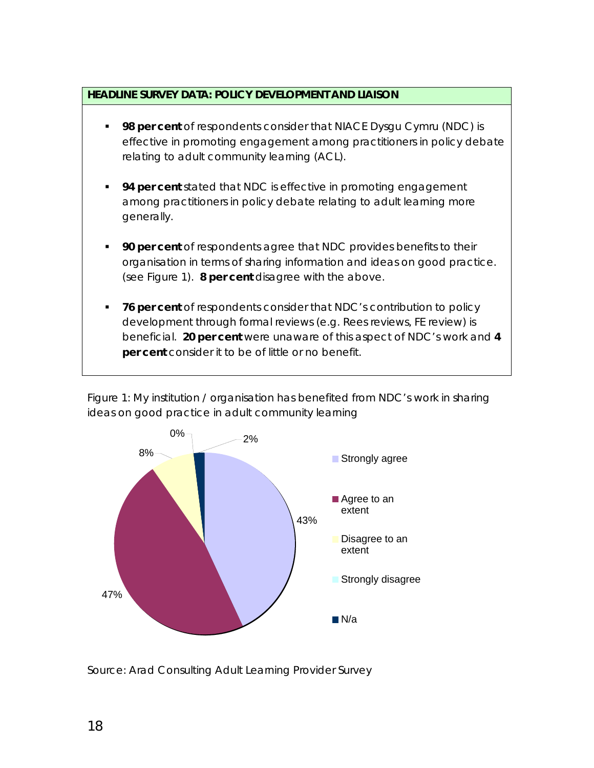**HEADLINE SURVEY DATA: POLICY DEVELOPMENT AND LIAISON**

- **98 per cent** of respondents consider that NIACE Dysgu Cymru (NDC) is effective in promoting engagement among practitioners in policy debate relating to adult community learning (ACL).
- **94 per cent** stated that NDC is effective in promoting engagement among practitioners in policy debate relating to adult learning more generally.
- **90 per cent** of respondents agree that NDC provides benefits to their organisation in terms of sharing information and ideas on good practice. (see Figure 1). **8 per cent** disagree with the above.
- **76 per cent** of respondents consider that NDC's contribution to policy development through formal reviews (e.g. Rees reviews, FE review) is beneficial. **20 per cent** were unaware of this aspect of NDC's work and **4 per cent** consider it to be of little or no benefit.

Figure 1: My institution / organisation has benefited from NDC's work in sharing ideas on good practice in adult community learning

| Response | Percentage |
|---|---|
| Strongly agree | 43% |
| Agree to an extent | 47% |
| Disagree to an extent | 8% |
| Strongly disagree | 0% |
| N/a | 2% |

Source: Arad Consulting Adult Learning Provider Survey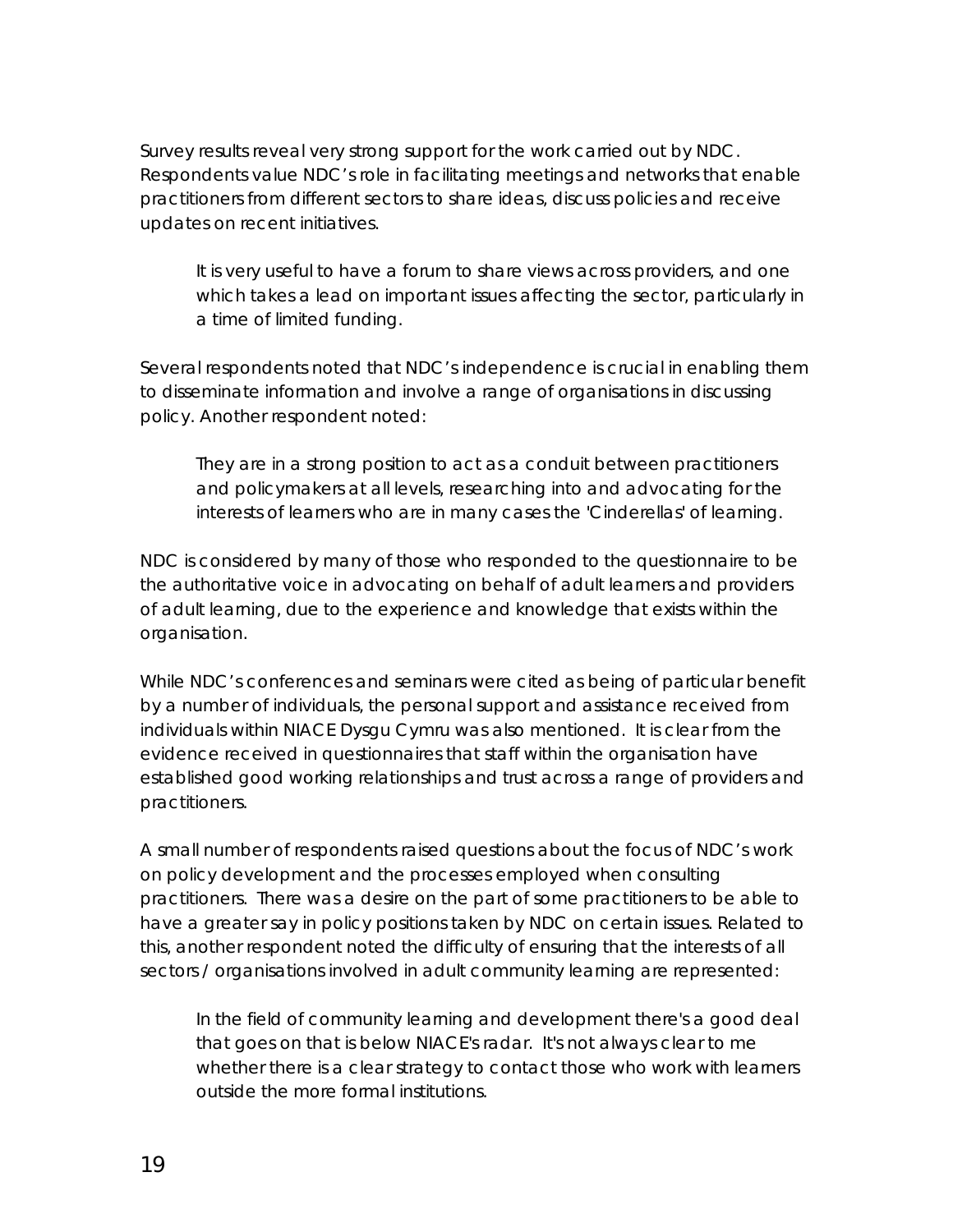Survey results reveal very strong support for the work carried out by NDC. Respondents value NDC's role in facilitating meetings and networks that enable practitioners from different sectors to share ideas, discuss policies and receive updates on recent initiatives.

> It is very useful to have a forum to share views across providers, and one which takes a lead on important issues affecting the sector, particularly in a time of limited funding.

Several respondents noted that NDC's independence is crucial in enabling them to disseminate information and involve a range of organisations in discussing policy. Another respondent noted:

> They are in a strong position to act as a conduit between practitioners and policymakers at all levels, researching into and advocating for the interests of learners who are in many cases the 'Cinderellas' of learning.

NDC is considered by many of those who responded to the questionnaire to be the authoritative voice in advocating on behalf of adult learners and providers of adult learning, due to the experience and knowledge that exists within the organisation.

While NDC's conferences and seminars were cited as being of particular benefit by a number of individuals, the personal support and assistance received from individuals within NIACE Dysgu Cymru was also mentioned. It is clear from the evidence received in questionnaires that staff within the organisation have established good working relationships and trust across a range of providers and practitioners.

A small number of respondents raised questions about the focus of NDC's work on policy development and the processes employed when consulting practitioners. There was a desire on the part of some practitioners to be able to have a greater say in policy positions taken by NDC on certain issues. Related to this, another respondent noted the difficulty of ensuring that the interests of all sectors / organisations involved in adult community learning are represented:

> In the field of community learning and development there's a good deal that goes on that is below NIACE's radar. It's not always clear to me whether there is a clear strategy to contact those who work with learners outside the more formal institutions.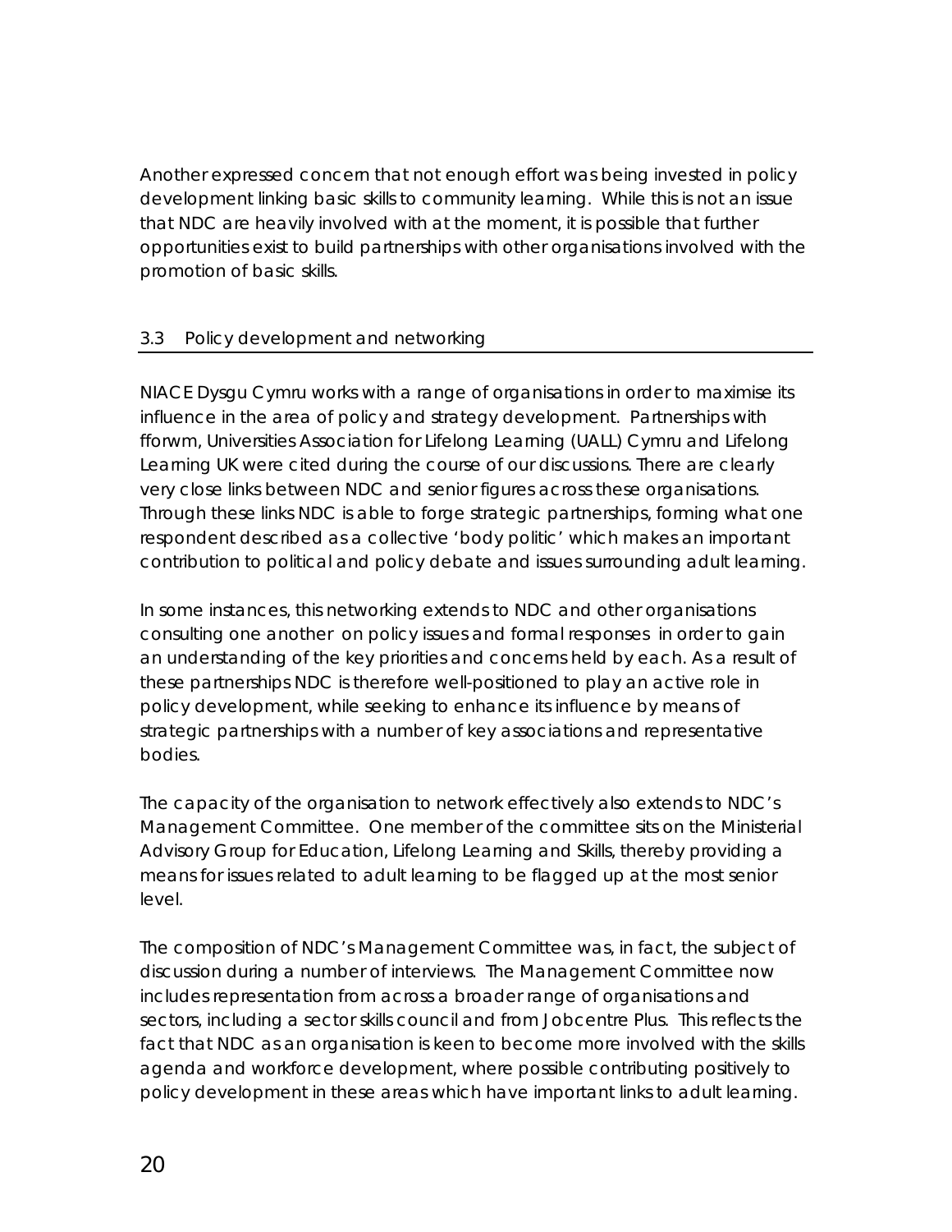Another expressed concern that not enough effort was being invested in policy development linking basic skills to community learning. While this is not an issue that NDC are heavily involved with at the moment, it is possible that further opportunities exist to build partnerships with other organisations involved with the promotion of basic skills.

### 3.3 Policy development and networking

NIACE Dysgu Cymru works with a range of organisations in order to maximise its influence in the area of policy and strategy development. Partnerships with fforwm, Universities Association for Lifelong Learning (UALL) Cymru and Lifelong Learning UK were cited during the course of our discussions. There are clearly very close links between NDC and senior figures across these organisations. Through these links NDC is able to forge strategic partnerships, forming what one respondent described as a collective 'body politic' which makes an important contribution to political and policy debate and issues surrounding adult learning.

In some instances, this networking extends to NDC and other organisations consulting one another on policy issues and formal responses in order to gain an understanding of the key priorities and concerns held by each. As a result of these partnerships NDC is therefore well-positioned to play an active role in policy development, while seeking to enhance its influence by means of strategic partnerships with a number of key associations and representative bodies.

The capacity of the organisation to network effectively also extends to NDC's Management Committee. One member of the committee sits on the Ministerial Advisory Group for Education, Lifelong Learning and Skills, thereby providing a means for issues related to adult learning to be flagged up at the most senior level.

The composition of NDC's Management Committee was, in fact, the subject of discussion during a number of interviews. The Management Committee now includes representation from across a broader range of organisations and sectors, including a sector skills council and from Jobcentre Plus. This reflects the fact that NDC as an organisation is keen to become more involved with the skills agenda and workforce development, where possible contributing positively to policy development in these areas which have important links to adult learning.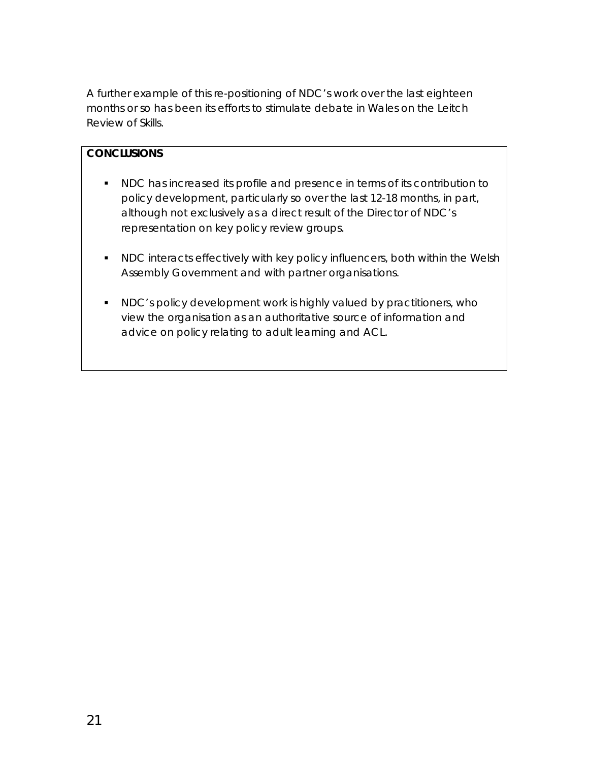A further example of this re-positioning of NDC's work over the last eighteen months or so has been its efforts to stimulate debate in Wales on the Leitch Review of Skills.

**CONCLUSIONS**

- NDC has increased its profile and presence in terms of its contribution to policy development, particularly so over the last 12-18 months, in part, although not exclusively as a direct result of the Director of NDC's representation on key policy review groups.
- NDC interacts effectively with key policy influencers, both within the Welsh Assembly Government and with partner organisations.
- NDC's policy development work is highly valued by practitioners, who view the organisation as an authoritative source of information and advice on policy relating to adult learning and ACL.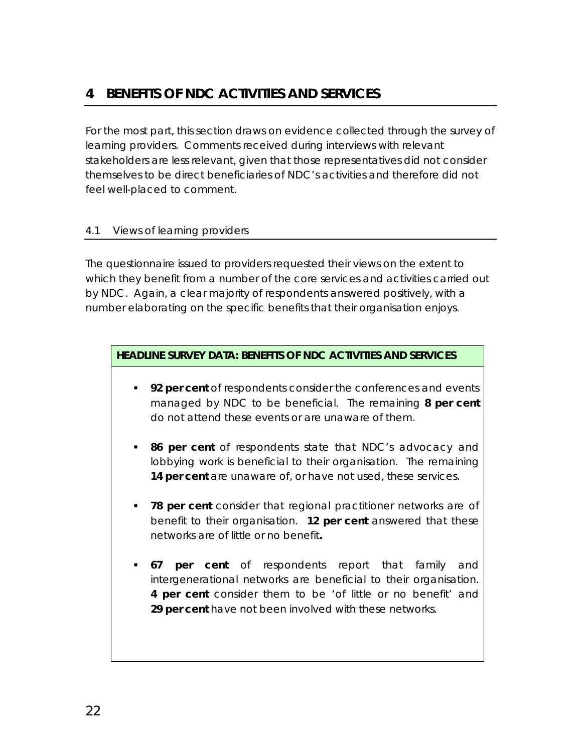# 4 BENEFITS OF NDC ACTIVITIES AND SERVICES

For the most part, this section draws on evidence collected through the survey of learning providers. Comments received during interviews with relevant stakeholders are less relevant, given that those representatives did not consider themselves to be direct beneficiaries of NDC's activities and therefore did not feel well-placed to comment.

## 4.1 Views of learning providers

The questionnaire issued to providers requested their views on the extent to which they benefit from a number of the core services and activities carried out by NDC. Again, a clear majority of respondents answered positively, with a number elaborating on the specific benefits that their organisation enjoys.

**HEADLINE SURVEY DATA: BENEFITS OF NDC ACTIVITIES AND SERVICES**

- **92 per cent** of respondents consider the conferences and events managed by NDC to be beneficial. The remaining **8 per cent** do not attend these events or are unaware of them.
- **86 per cent** of respondents state that NDC's advocacy and lobbying work is beneficial to their organisation. The remaining **14 per cent** are unaware of, or have not used, these services.
- **78 per cent** consider that regional practitioner networks are of benefit to their organisation. **12 per cent** answered that these networks are of little or no benefit**.**
- **67 per cent** of respondents report that family and intergenerational networks are beneficial to their organisation. **4 per cent** consider them to be 'of little or no benefit' and **29 per cent** have not been involved with these networks.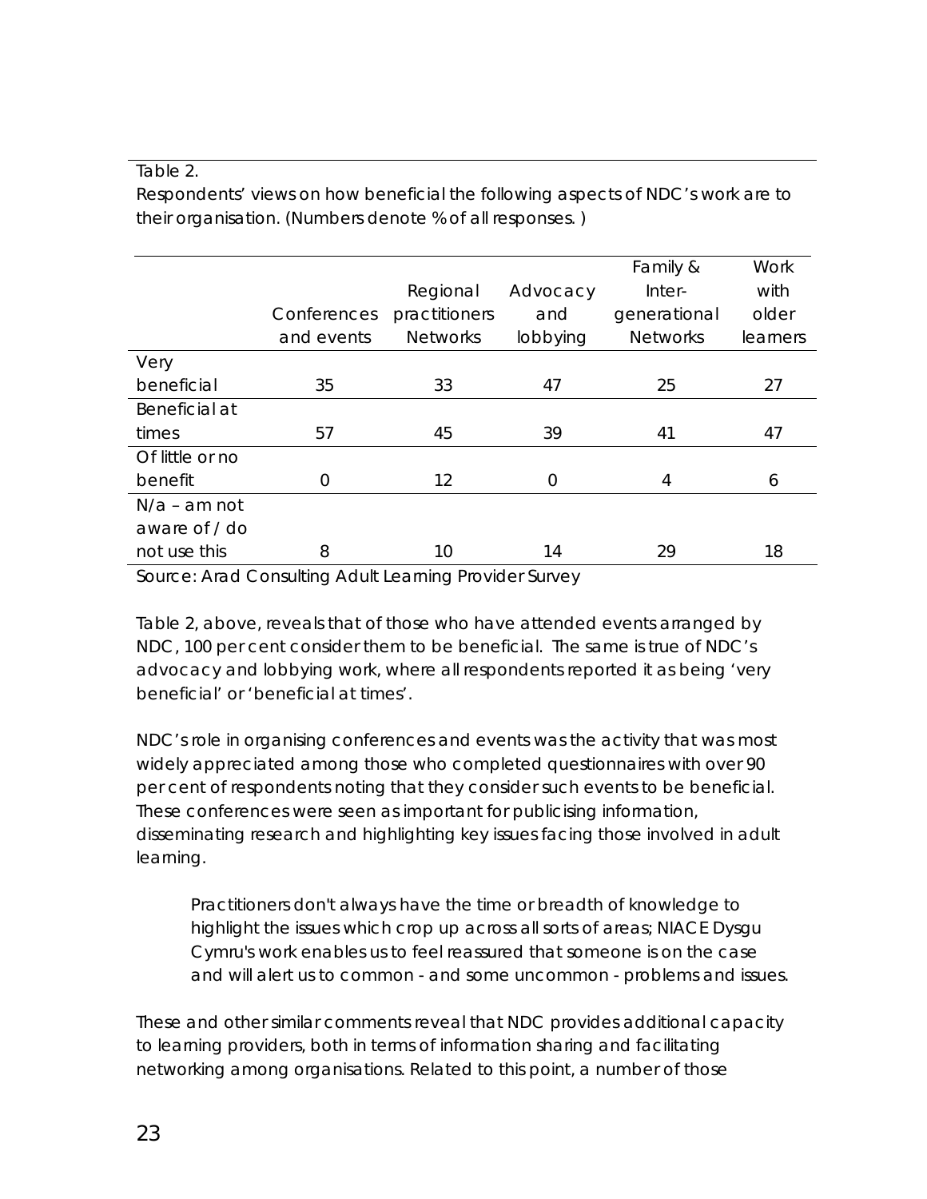Table 2.

Respondents' views on how beneficial the following aspects of NDC's work are to their organisation. (Numbers denote % of all responses. )

| | Conferences and events | Regional practitioners Networks | Advocacy and lobbying | Family & Inter-generational Networks | Work with older learners |
|---|---|---|---|---|---|
| Very beneficial | 35 | 33 | 47 | 25 | 27 |
| Beneficial at times | 57 | 45 | 39 | 41 | 47 |
| Of little or no benefit | 0 | 12 | 0 | 4 | 6 |
| N/a – am not aware of / do not use this | 8 | 10 | 14 | 29 | 18 |

Source: Arad Consulting Adult Learning Provider Survey

Table 2, above, reveals that of those who have attended events arranged by NDC, 100 per cent consider them to be beneficial. The same is true of NDC's advocacy and lobbying work, where all respondents reported it as being 'very beneficial' or 'beneficial at times'.

NDC's role in organising conferences and events was the activity that was most widely appreciated among those who completed questionnaires with over 90 per cent of respondents noting that they consider such events to be beneficial. These conferences were seen as important for publicising information, disseminating research and highlighting key issues facing those involved in adult learning.

> *Practitioners don't always have the time or breadth of knowledge to highlight the issues which crop up across all sorts of areas; NIACE Dysgu Cymru's work enables us to feel reassured that someone is on the case and will alert us to common - and some uncommon - problems and issues.*

These and other similar comments reveal that NDC provides additional capacity to learning providers, both in terms of information sharing and facilitating networking among organisations. Related to this point, a number of those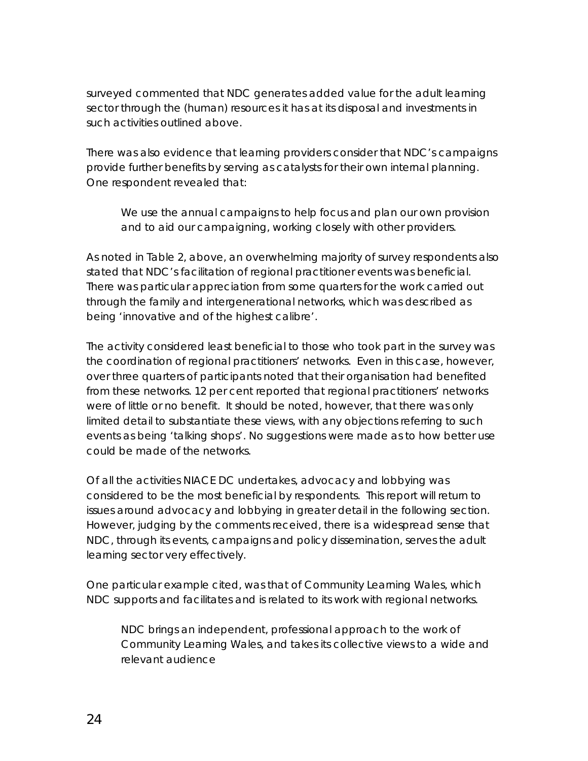surveyed commented that NDC generates added value for the adult learning sector through the (human) resources it has at its disposal and investments in such activities outlined above.

There was also evidence that learning providers consider that NDC's campaigns provide further benefits by serving as catalysts for their own internal planning. One respondent revealed that:

> We use the annual campaigns to help focus and plan our own provision and to aid our campaigning, working closely with other providers.

As noted in Table 2, above, an overwhelming majority of survey respondents also stated that NDC's facilitation of regional practitioner events was beneficial. There was particular appreciation from some quarters for the work carried out through the family and intergenerational networks, which was described as being 'innovative and of the highest calibre'.

The activity considered least beneficial to those who took part in the survey was the coordination of regional practitioners' networks. Even in this case, however, over three quarters of participants noted that their organisation had benefited from these networks. 12 per cent reported that regional practitioners' networks were of little or no benefit. It should be noted, however, that there was only limited detail to substantiate these views, with any objections referring to such events as being 'talking shops'. No suggestions were made as to how better use could be made of the networks.

Of all the activities NIACE DC undertakes, advocacy and lobbying was considered to be the most beneficial by respondents. This report will return to issues around advocacy and lobbying in greater detail in the following section. However, judging by the comments received, there is a widespread sense that NDC, through its events, campaigns and policy dissemination, serves the adult learning sector very effectively.

One particular example cited, was that of Community Learning Wales, which NDC supports and facilitates and is related to its work with regional networks.

> NDC brings an independent, professional approach to the work of Community Learning Wales, and takes its collective views to a wide and relevant audience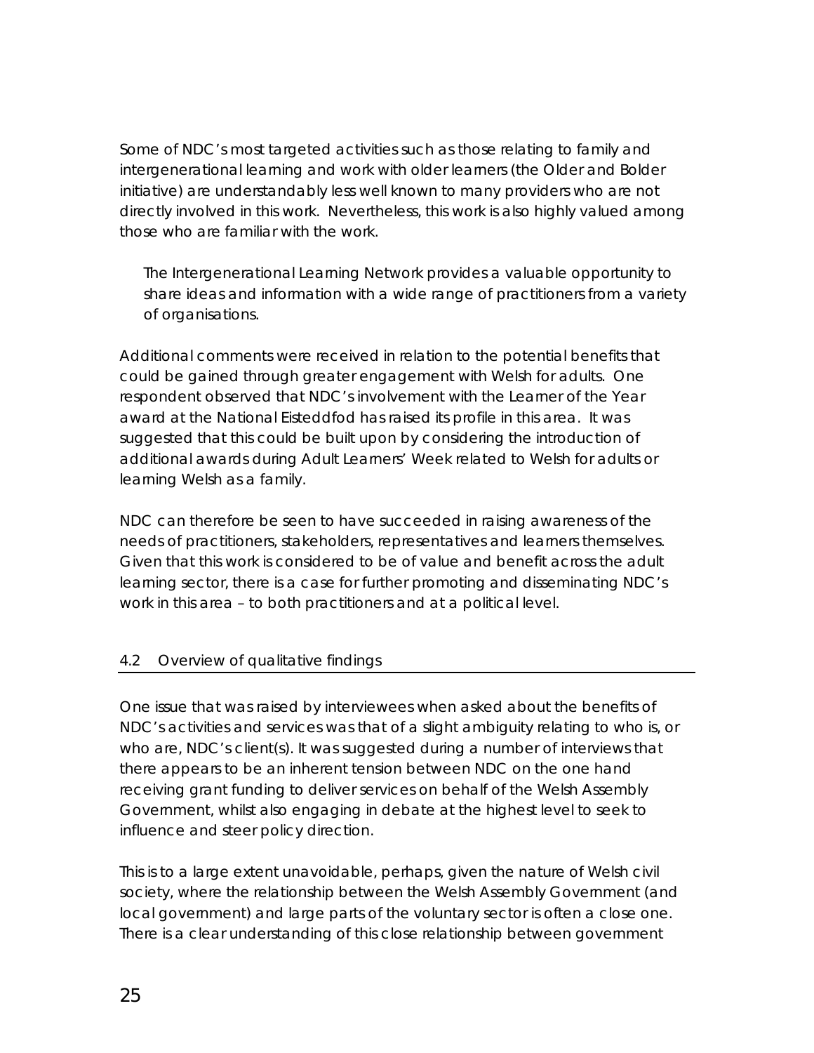Some of NDC's most targeted activities such as those relating to family and intergenerational learning and work with older learners (the Older and Bolder initiative) are understandably less well known to many providers who are not directly involved in this work. Nevertheless, this work is also highly valued among those who are familiar with the work.

> The Intergenerational Learning Network provides a valuable opportunity to share ideas and information with a wide range of practitioners from a variety of organisations.

Additional comments were received in relation to the potential benefits that could be gained through greater engagement with Welsh for adults. One respondent observed that NDC's involvement with the Learner of the Year award at the National Eisteddfod has raised its profile in this area. It was suggested that this could be built upon by considering the introduction of additional awards during Adult Learners' Week related to Welsh for adults or learning Welsh as a family.

NDC can therefore be seen to have succeeded in raising awareness of the needs of practitioners, stakeholders, representatives and learners themselves. Given that this work is considered to be of value and benefit across the adult learning sector, there is a case for further promoting and disseminating NDC's work in this area – to both practitioners and at a political level.

## 4.2 Overview of qualitative findings

One issue that was raised by interviewees when asked about the benefits of NDC's activities and services was that of a slight ambiguity relating to who is, or who are, NDC's client(s). It was suggested during a number of interviews that there appears to be an inherent tension between NDC on the one hand receiving grant funding to deliver services on behalf of the Welsh Assembly Government, whilst also engaging in debate at the highest level to seek to influence and steer policy direction.

This is to a large extent unavoidable, perhaps, given the nature of Welsh civil society, where the relationship between the Welsh Assembly Government (and local government) and large parts of the voluntary sector is often a close one. There is a clear understanding of this close relationship between government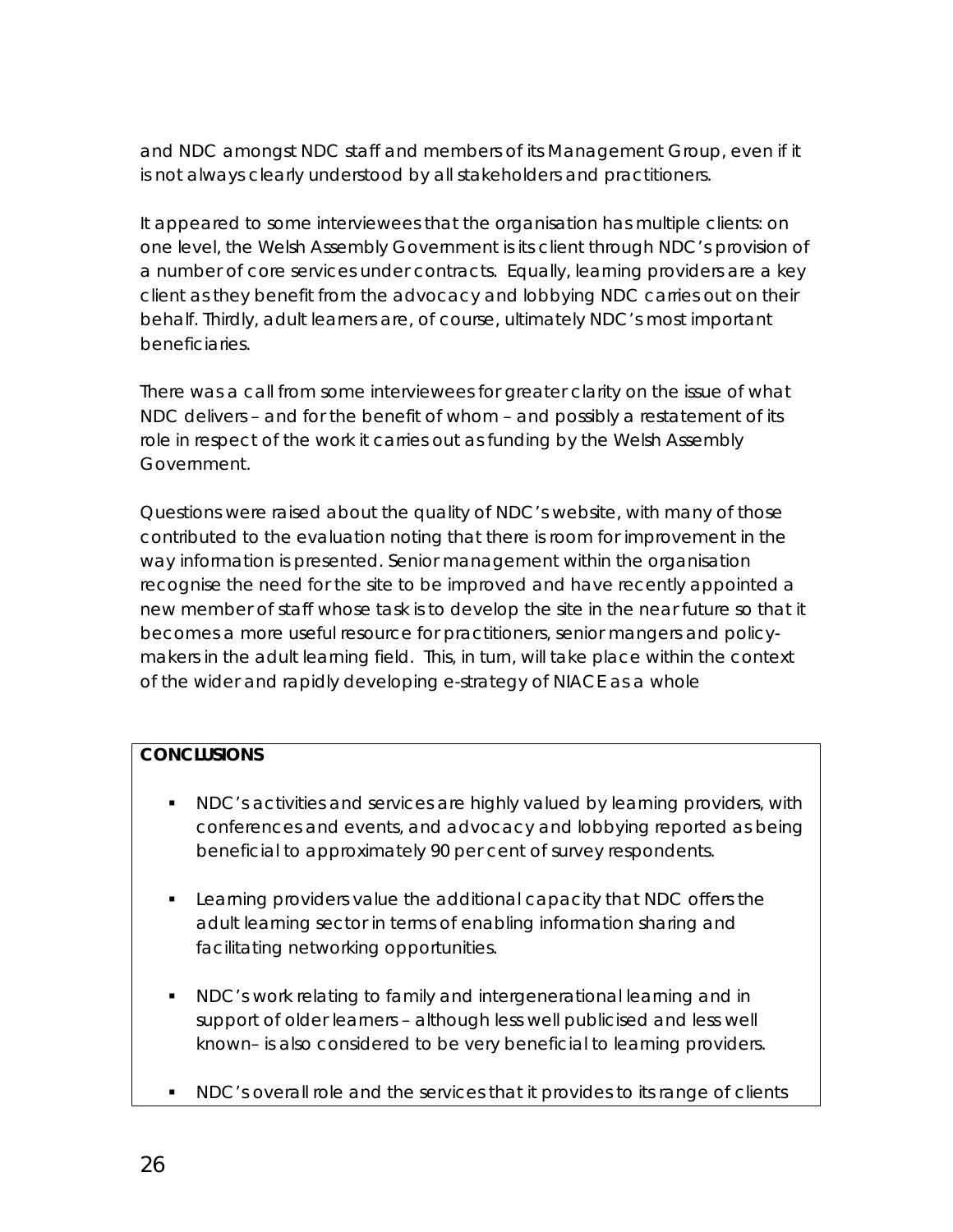and NDC amongst NDC staff and members of its Management Group, even if it is not always clearly understood by all stakeholders and practitioners.

It appeared to some interviewees that the organisation has multiple clients: on one level, the Welsh Assembly Government is its client through NDC's provision of a number of core services under contracts. Equally, learning providers are a key client as they benefit from the advocacy and lobbying NDC carries out on their behalf. Thirdly, adult learners are, of course, ultimately NDC's most important beneficiaries.

There was a call from some interviewees for greater clarity on the issue of what NDC delivers – and for the benefit of whom – and possibly a restatement of its role in respect of the work it carries out as funding by the Welsh Assembly Government.

Questions were raised about the quality of NDC's website, with many of those contributed to the evaluation noting that there is room for improvement in the way information is presented. Senior management within the organisation recognise the need for the site to be improved and have recently appointed a new member of staff whose task is to develop the site in the near future so that it becomes a more useful resource for practitioners, senior mangers and policy-makers in the adult learning field. This, in turn, will take place within the context of the wider and rapidly developing e-strategy of NIACE as a whole

**CONCLUSIONS**

- NDC's activities and services are highly valued by learning providers, with conferences and events, and advocacy and lobbying reported as being beneficial to approximately 90 per cent of survey respondents.
- Learning providers value the additional capacity that NDC offers the adult learning sector in terms of enabling information sharing and facilitating networking opportunities.
- NDC's work relating to family and intergenerational learning and in support of older learners – although less well publicised and less well known– is also considered to be very beneficial to learning providers.
- NDC's overall role and the services that it provides to its range of clients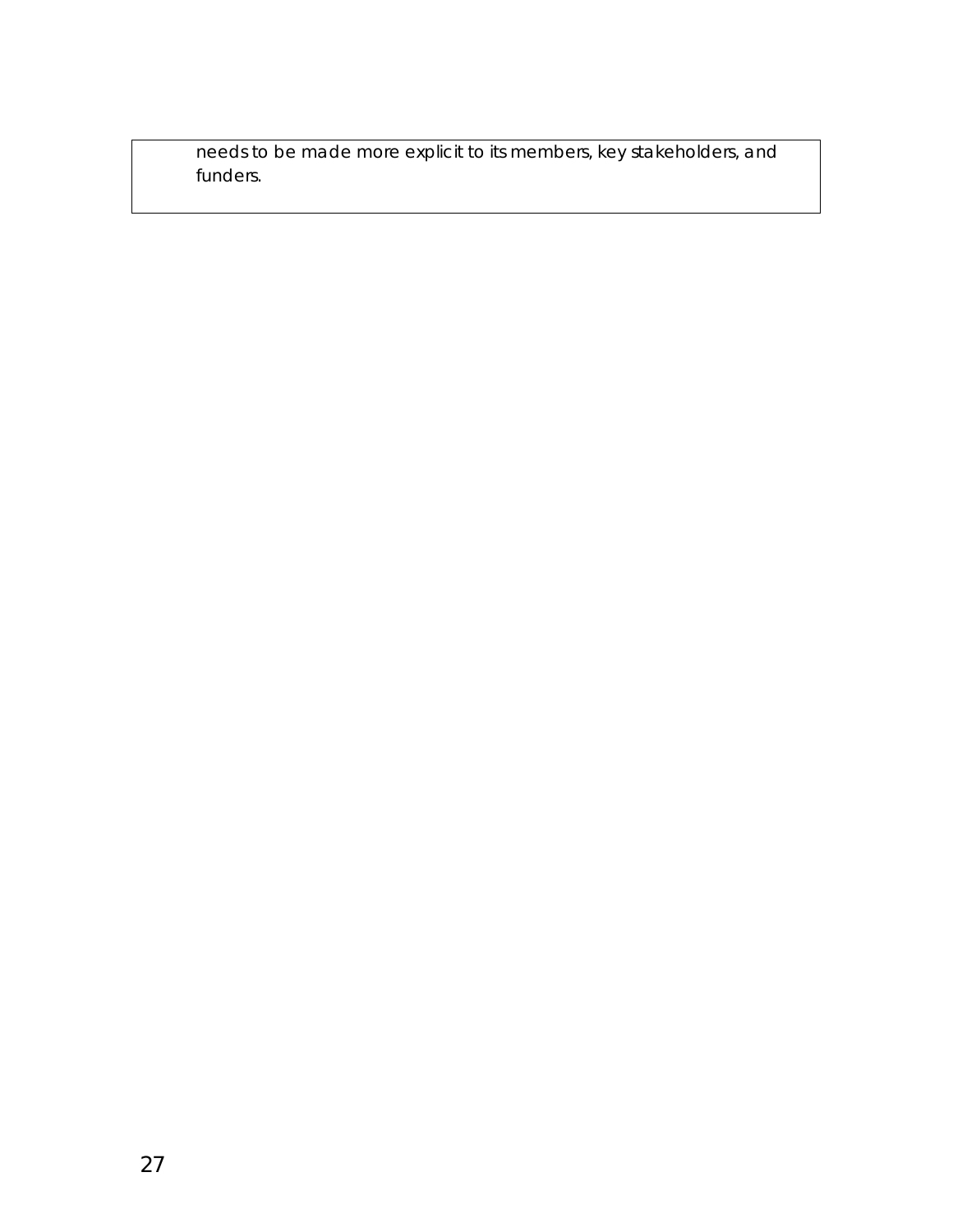needs to be made more explicit to its members, key stakeholders, and funders.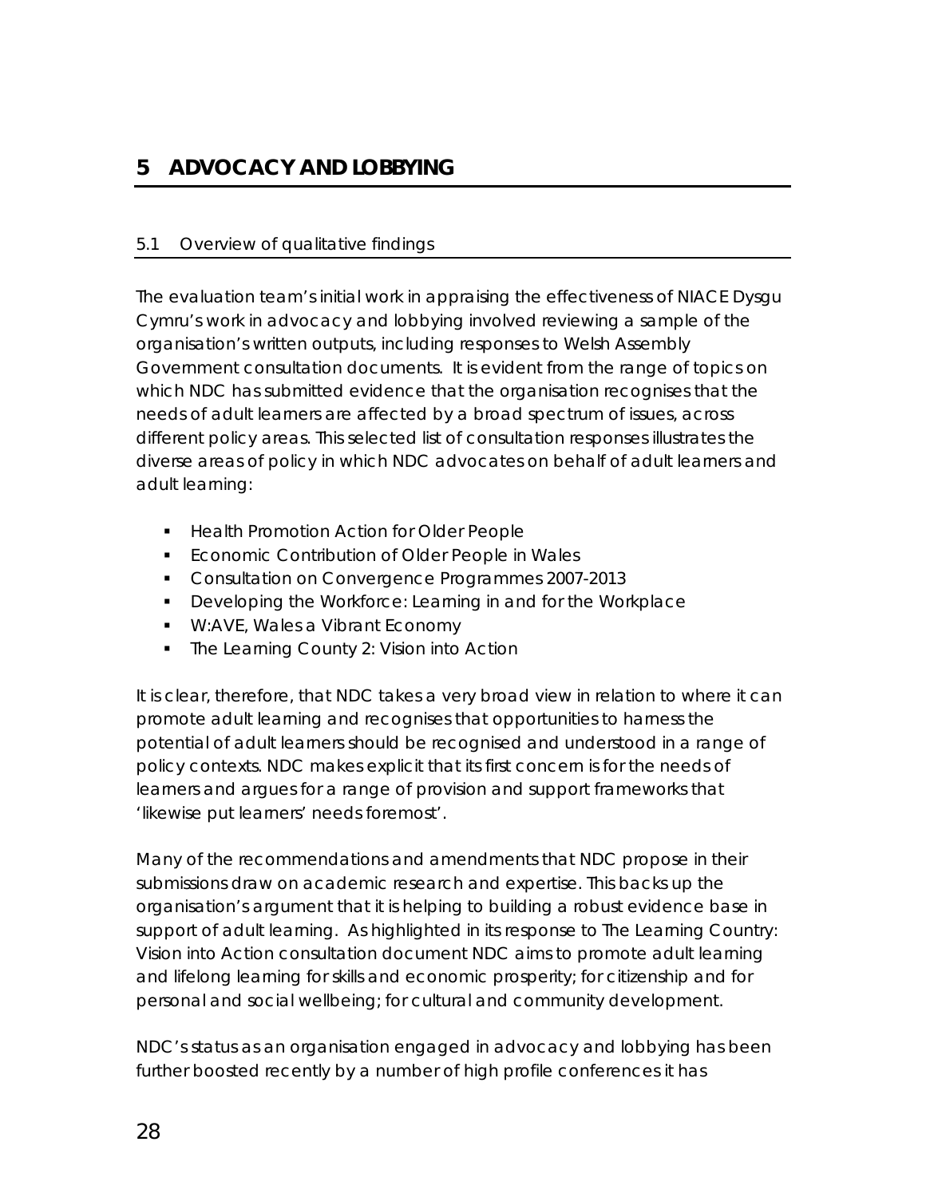# 5 ADVOCACY AND LOBBYING

## 5.1 Overview of qualitative findings

The evaluation team's initial work in appraising the effectiveness of NIACE Dysgu Cymru's work in advocacy and lobbying involved reviewing a sample of the organisation's written outputs, including responses to Welsh Assembly Government consultation documents. It is evident from the range of topics on which NDC has submitted evidence that the organisation recognises that the needs of adult learners are affected by a broad spectrum of issues, across different policy areas. This selected list of consultation responses illustrates the diverse areas of policy in which NDC advocates on behalf of adult learners and adult learning:

- Health Promotion Action for Older People
- Economic Contribution of Older People in Wales
- Consultation on Convergence Programmes 2007-2013
- Developing the Workforce: Learning in and for the Workplace
- W:AVE, Wales a Vibrant Economy
- The Learning County 2: Vision into Action

It is clear, therefore, that NDC takes a very broad view in relation to where it can promote adult learning and recognises that opportunities to harness the potential of adult learners should be recognised and understood in a range of policy contexts. NDC makes explicit that its first concern is for the needs of learners and argues for a range of provision and support frameworks that 'likewise put learners' needs foremost'.

Many of the recommendations and amendments that NDC propose in their submissions draw on academic research and expertise. This backs up the organisation's argument that it is helping to building a robust evidence base in support of adult learning. As highlighted in its response to The Learning Country: Vision into Action consultation document NDC aims to promote adult learning and lifelong learning for skills and economic prosperity; for citizenship and for personal and social wellbeing; for cultural and community development.

NDC's status as an organisation engaged in advocacy and lobbying has been further boosted recently by a number of high profile conferences it has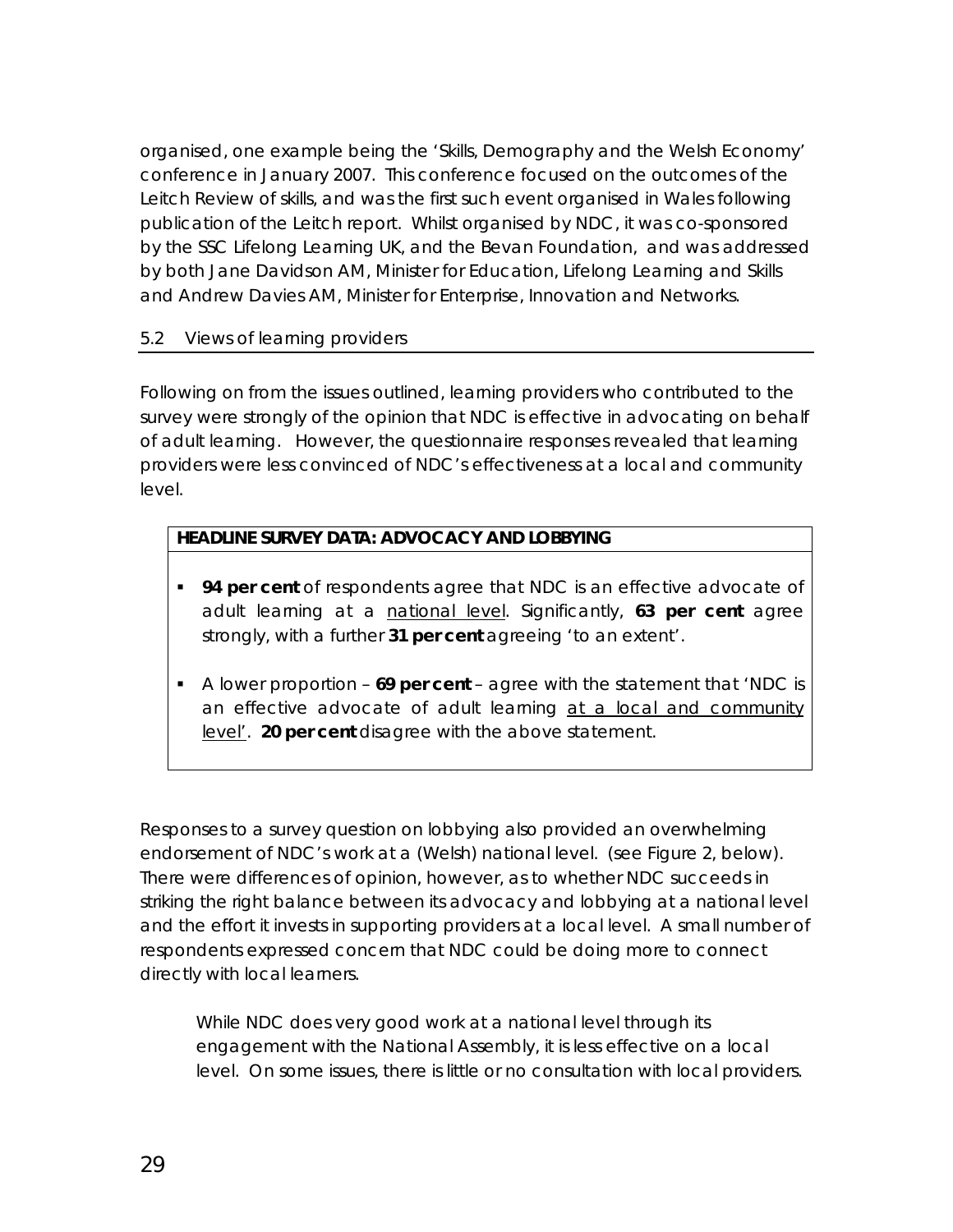organised, one example being the 'Skills, Demography and the Welsh Economy' conference in January 2007. This conference focused on the outcomes of the Leitch Review of skills, and was the first such event organised in Wales following publication of the Leitch report. Whilst organised by NDC, it was co-sponsored by the SSC Lifelong Learning UK, and the Bevan Foundation, and was addressed by both Jane Davidson AM, Minister for Education, Lifelong Learning and Skills and Andrew Davies AM, Minister for Enterprise, Innovation and Networks.

## 5.2 Views of learning providers

Following on from the issues outlined, learning providers who contributed to the survey were strongly of the opinion that NDC is effective in advocating on behalf of adult learning. However, the questionnaire responses revealed that learning providers were less convinced of NDC's effectiveness at a local and community level.

**HEADLINE SURVEY DATA: ADVOCACY AND LOBBYING**

- **94 per cent** of respondents agree that NDC is an effective advocate of adult learning at a national level. Significantly, **63 per cent** agree strongly, with a further **31 per cent** agreeing 'to an extent'.
- A lower proportion – **69 per cent** – agree with the statement that 'NDC is an effective advocate of adult learning at a local and community level'. **20 per cent** disagree with the above statement.

Responses to a survey question on lobbying also provided an overwhelming endorsement of NDC's work at a (Welsh) national level. (see Figure 2, below). There were differences of opinion, however, as to whether NDC succeeds in striking the right balance between its advocacy and lobbying at a national level and the effort it invests in supporting providers at a local level. A small number of respondents expressed concern that NDC could be doing more to connect directly with local learners.

> While NDC does very good work at a national level through its engagement with the National Assembly, it is less effective on a local level. On some issues, there is little or no consultation with local providers.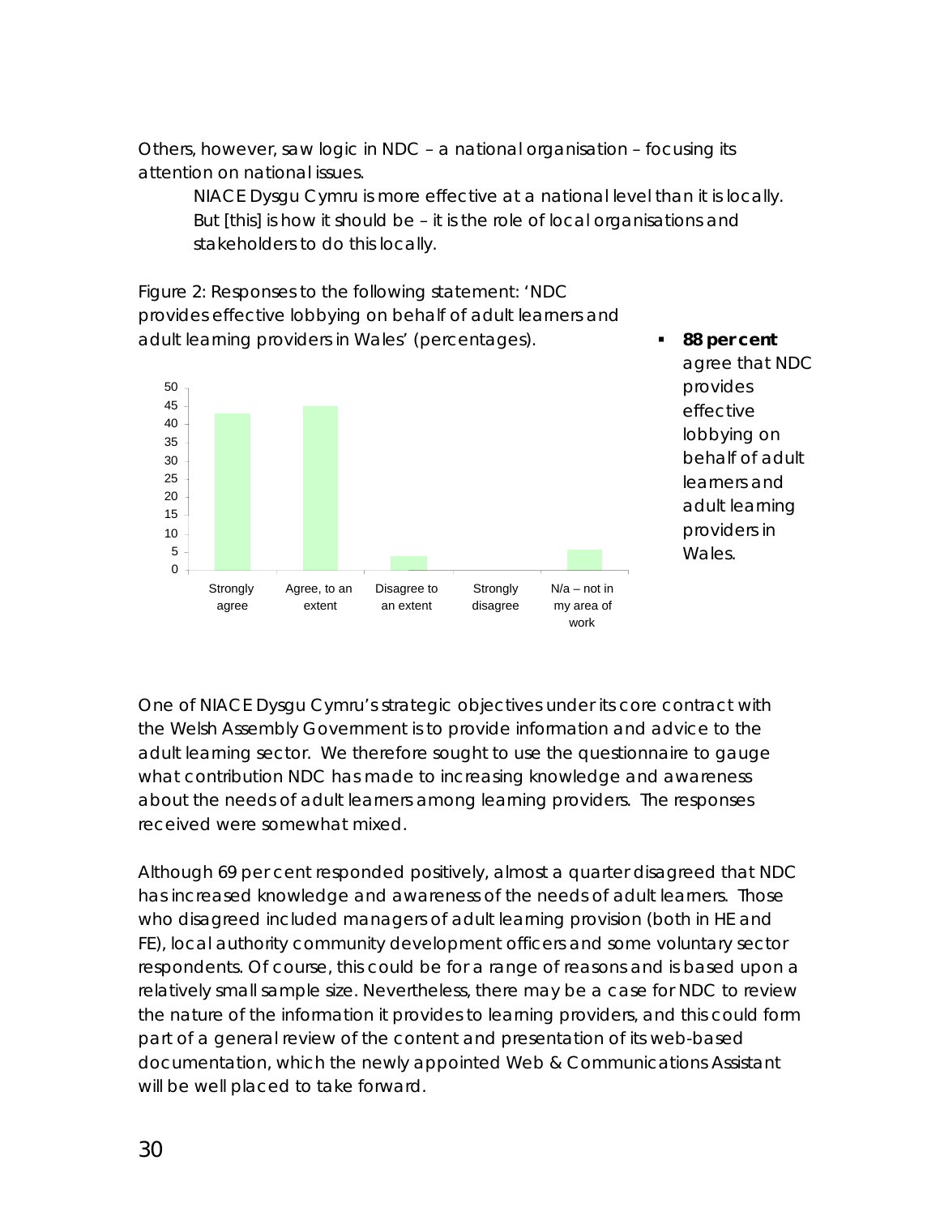Others, however, saw logic in NDC – a national organisation – focusing its attention on national issues.

> NIACE Dysgu Cymru is more effective at a national level than it is locally. But [this] is how it should be – it is the role of local organisations and stakeholders to do this locally.

Figure 2: Responses to the following statement: 'NDC provides effective lobbying on behalf of adult learners and adult learning providers in Wales' (percentages).

- **88 per cent** agree that NDC provides effective lobbying on behalf of adult learners and adult learning providers in Wales.

One of NIACE Dysgu Cymru's strategic objectives under its core contract with the Welsh Assembly Government is to provide information and advice to the adult learning sector. We therefore sought to use the questionnaire to gauge what contribution NDC has made to increasing knowledge and awareness about the needs of adult learners among learning providers. The responses received were somewhat mixed.

Although 69 per cent responded positively, almost a quarter disagreed that NDC has increased knowledge and awareness of the needs of adult learners. Those who disagreed included managers of adult learning provision (both in HE and FE), local authority community development officers and some voluntary sector respondents. Of course, this could be for a range of reasons and is based upon a relatively small sample size. Nevertheless, there may be a case for NDC to review the nature of the information it provides to learning providers, and this could form part of a general review of the content and presentation of its web-based documentation, which the newly appointed Web & Communications Assistant will be well placed to take forward.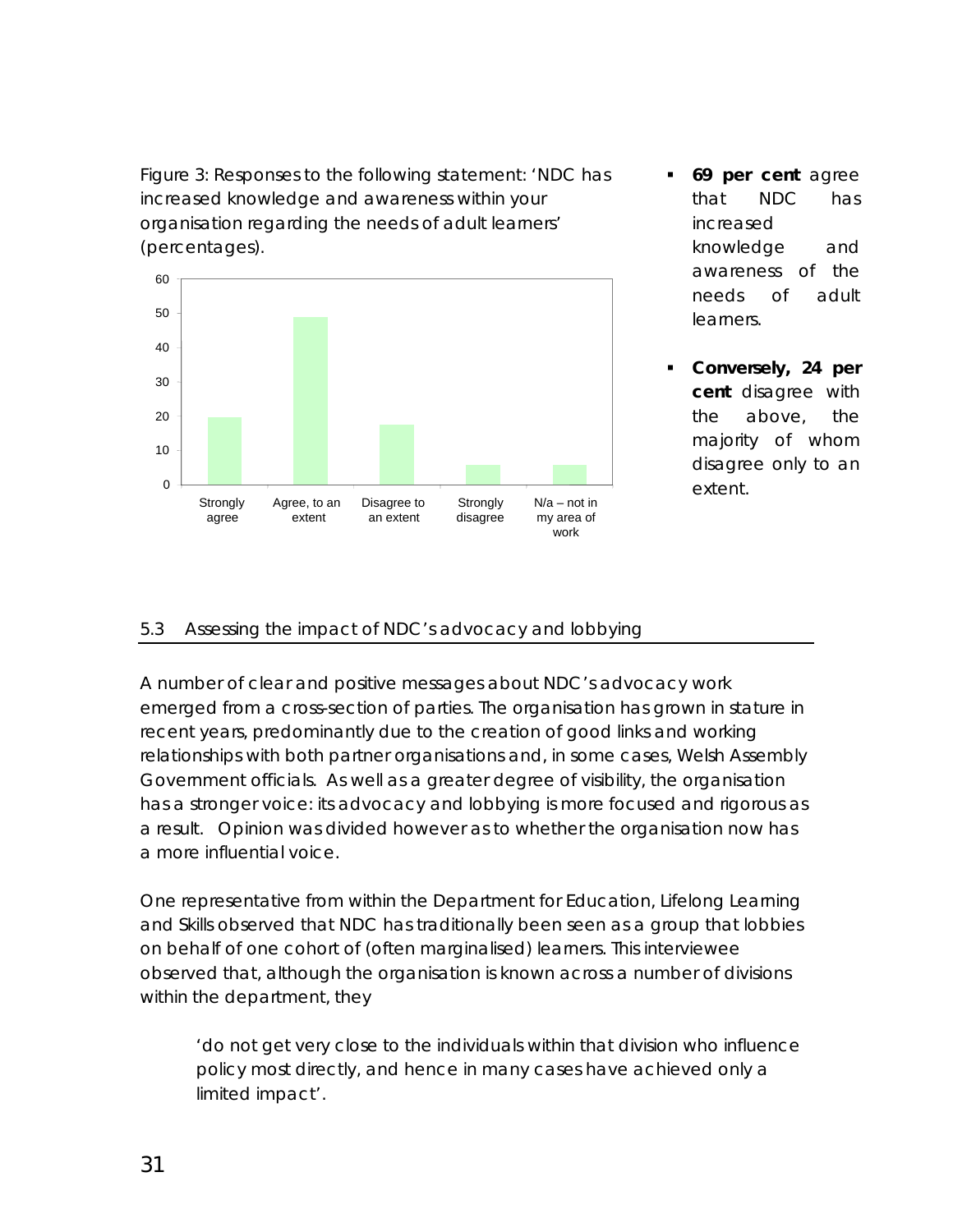Figure 3: Responses to the following statement: 'NDC has increased knowledge and awareness within your organisation regarding the needs of adult learners' (percentages).

- **69 per cent** agree that NDC has increased knowledge and awareness of the needs of adult learners.
- **Conversely, 24 per cent** disagree with the above, the majority of whom disagree only to an extent.

## 5.3 Assessing the impact of NDC's advocacy and lobbying

A number of clear and positive messages about NDC's advocacy work emerged from a cross-section of parties. The organisation has grown in stature in recent years, predominantly due to the creation of good links and working relationships with both partner organisations and, in some cases, Welsh Assembly Government officials. As well as a greater degree of visibility, the organisation has a stronger voice: its advocacy and lobbying is more focused and rigorous as a result. Opinion was divided however as to whether the organisation now has a more influential voice.

One representative from within the Department for Education, Lifelong Learning and Skills observed that NDC has traditionally been seen as a group that lobbies on behalf of one cohort of (often marginalised) learners. This interviewee observed that, although the organisation is known across a number of divisions within the department, they

> 'do not get very close to the individuals within that division who influence policy most directly, and hence in many cases have achieved only a limited impact'.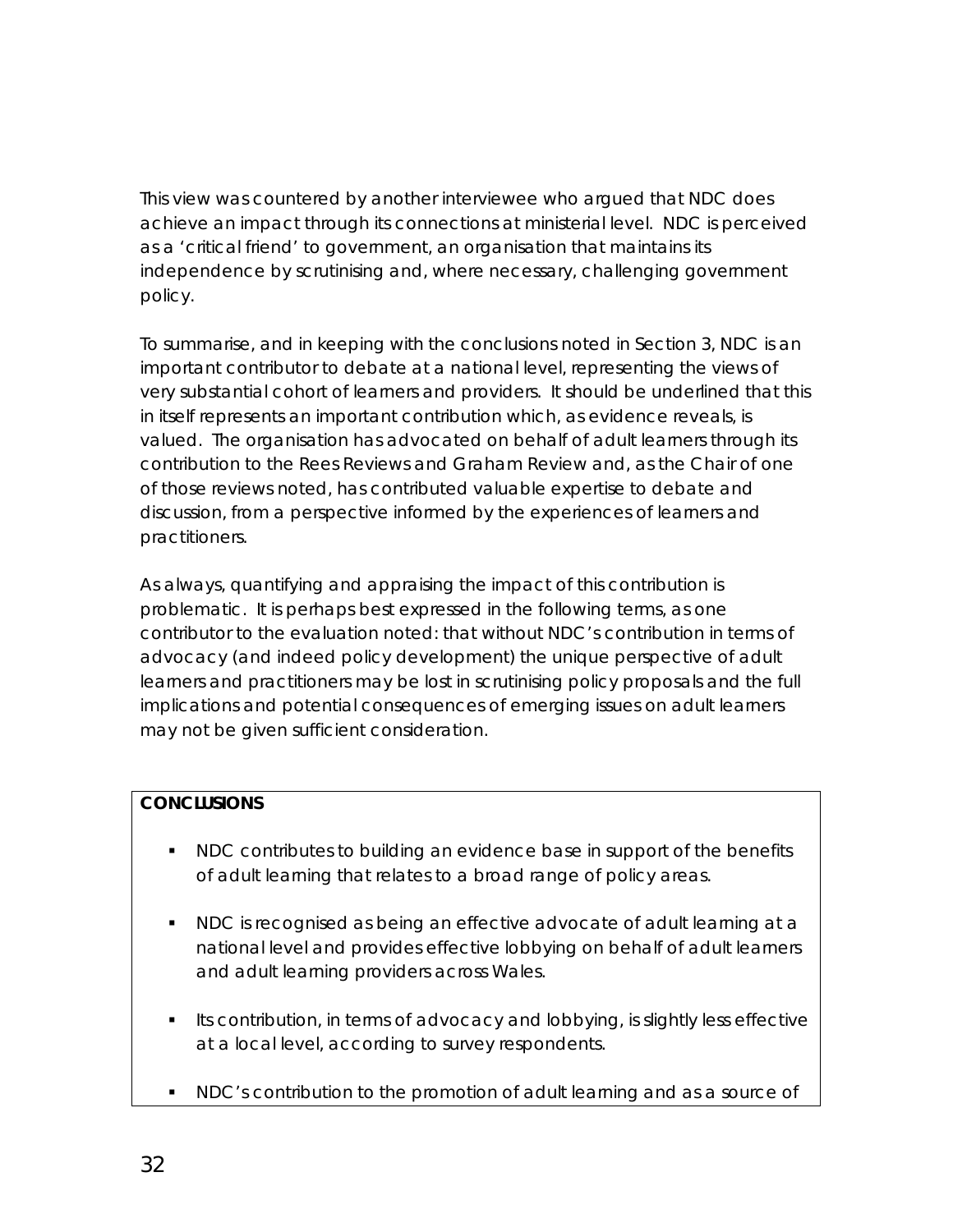This view was countered by another interviewee who argued that NDC does achieve an impact through its connections at ministerial level. NDC is perceived as a 'critical friend' to government, an organisation that maintains its independence by scrutinising and, where necessary, challenging government policy.

To summarise, and in keeping with the conclusions noted in Section 3, NDC is an important contributor to debate at a national level, representing the views of very substantial cohort of learners and providers. It should be underlined that this in itself represents an important contribution which, as evidence reveals, is valued. The organisation has advocated on behalf of adult learners through its contribution to the Rees Reviews and Graham Review and, as the Chair of one of those reviews noted, has contributed valuable expertise to debate and discussion, from a perspective informed by the experiences of learners and practitioners.

As always, quantifying and appraising the impact of this contribution is problematic. It is perhaps best expressed in the following terms, as one contributor to the evaluation noted: that without NDC's contribution in terms of advocacy (and indeed policy development) the unique perspective of adult learners and practitioners may be lost in scrutinising policy proposals and the full implications and potential consequences of emerging issues on adult learners may not be given sufficient consideration.

**CONCLUSIONS**

- NDC contributes to building an evidence base in support of the benefits of adult learning that relates to a broad range of policy areas.
- NDC is recognised as being an effective advocate of adult learning at a national level and provides effective lobbying on behalf of adult learners and adult learning providers across Wales.
- Its contribution, in terms of advocacy and lobbying, is slightly less effective at a local level, according to survey respondents.
- NDC's contribution to the promotion of adult learning and as a source of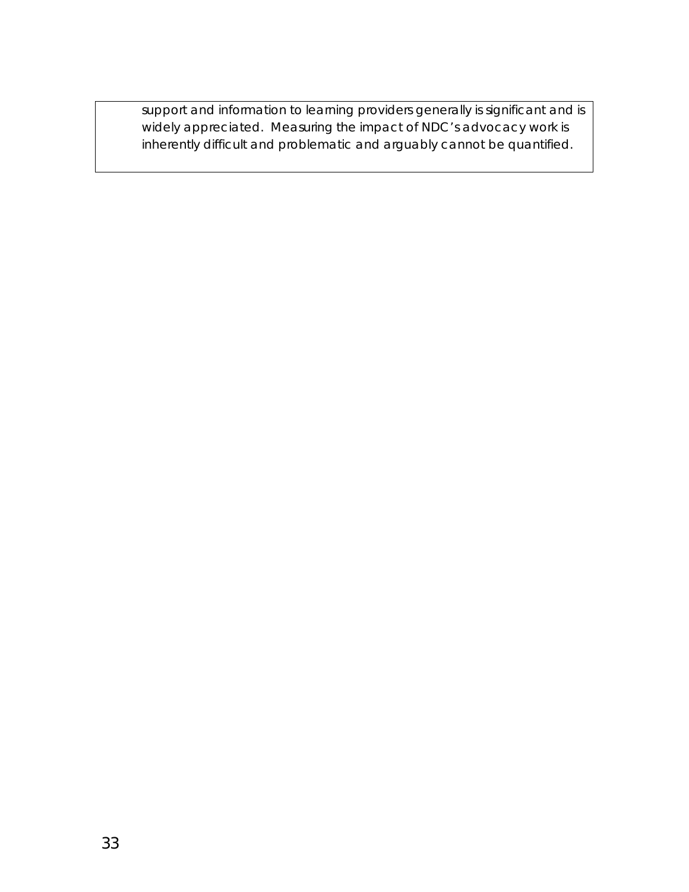support and information to learning providers generally is significant and is widely appreciated. Measuring the impact of NDC's advocacy work is inherently difficult and problematic and arguably cannot be quantified.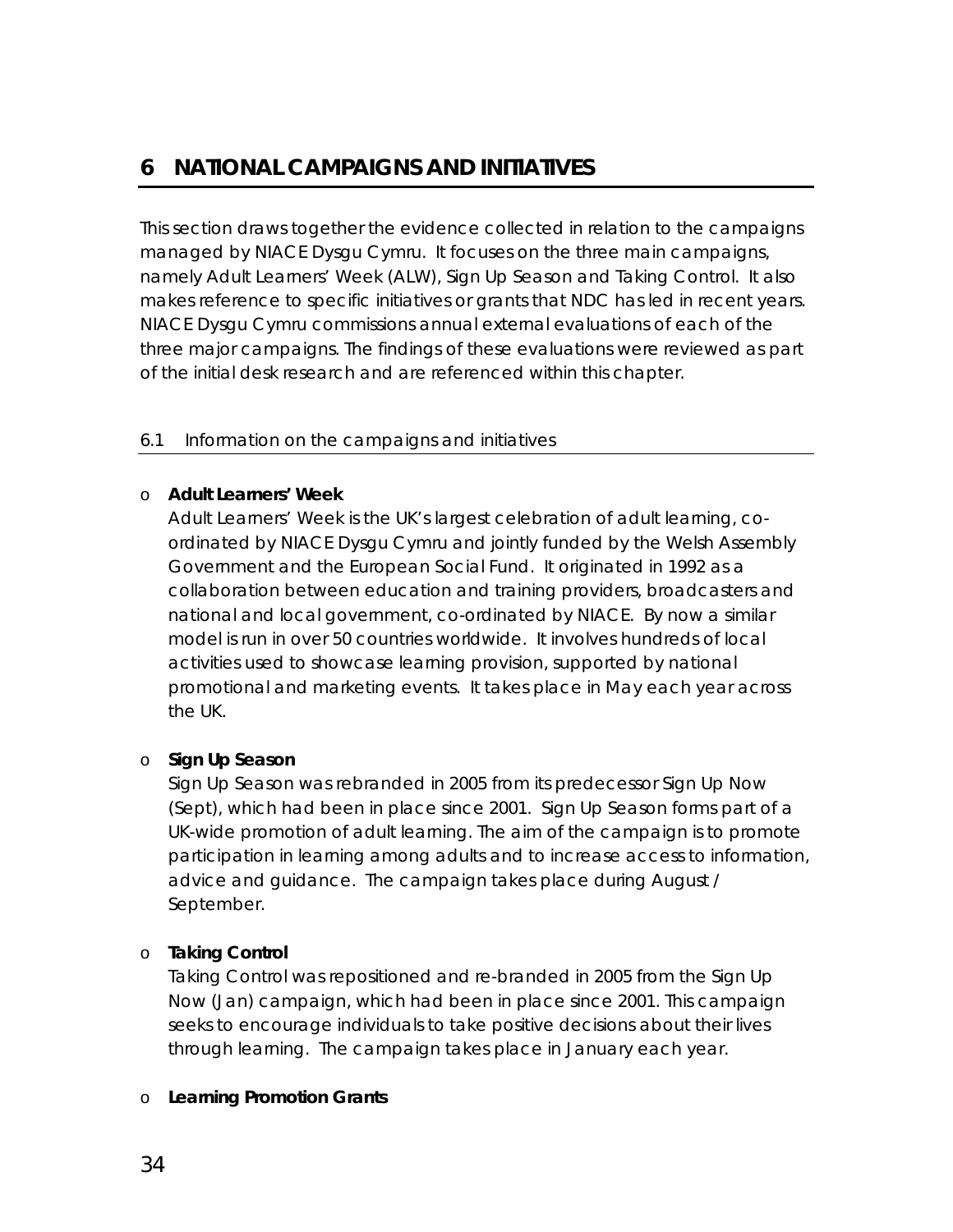# 6 NATIONAL CAMPAIGNS AND INITIATIVES

This section draws together the evidence collected in relation to the campaigns managed by NIACE Dysgu Cymru. It focuses on the three main campaigns, namely Adult Learners' Week (ALW), Sign Up Season and Taking Control. It also makes reference to specific initiatives or grants that NDC has led in recent years. NIACE Dysgu Cymru commissions annual external evaluations of each of the three major campaigns. The findings of these evaluations were reviewed as part of the initial desk research and are referenced within this chapter.

## 6.1 Information on the campaigns and initiatives

- **Adult Learners' Week**
  Adult Learners' Week is the UK's largest celebration of adult learning, co-ordinated by NIACE Dysgu Cymru and jointly funded by the Welsh Assembly Government and the European Social Fund. It originated in 1992 as a collaboration between education and training providers, broadcasters and national and local government, co-ordinated by NIACE. By now a similar model is run in over 50 countries worldwide. It involves hundreds of local activities used to showcase learning provision, supported by national promotional and marketing events. It takes place in May each year across the UK.

- **Sign Up Season**
  Sign Up Season was rebranded in 2005 from its predecessor Sign Up Now (Sept), which had been in place since 2001. Sign Up Season forms part of a UK-wide promotion of adult learning. The aim of the campaign is to promote participation in learning among adults and to increase access to information, advice and guidance. The campaign takes place during August / September.

- **Taking Control**
  Taking Control was repositioned and re-branded in 2005 from the Sign Up Now (Jan) campaign, which had been in place since 2001. This campaign seeks to encourage individuals to take positive decisions about their lives through learning. The campaign takes place in January each year.

- **Learning Promotion Grants**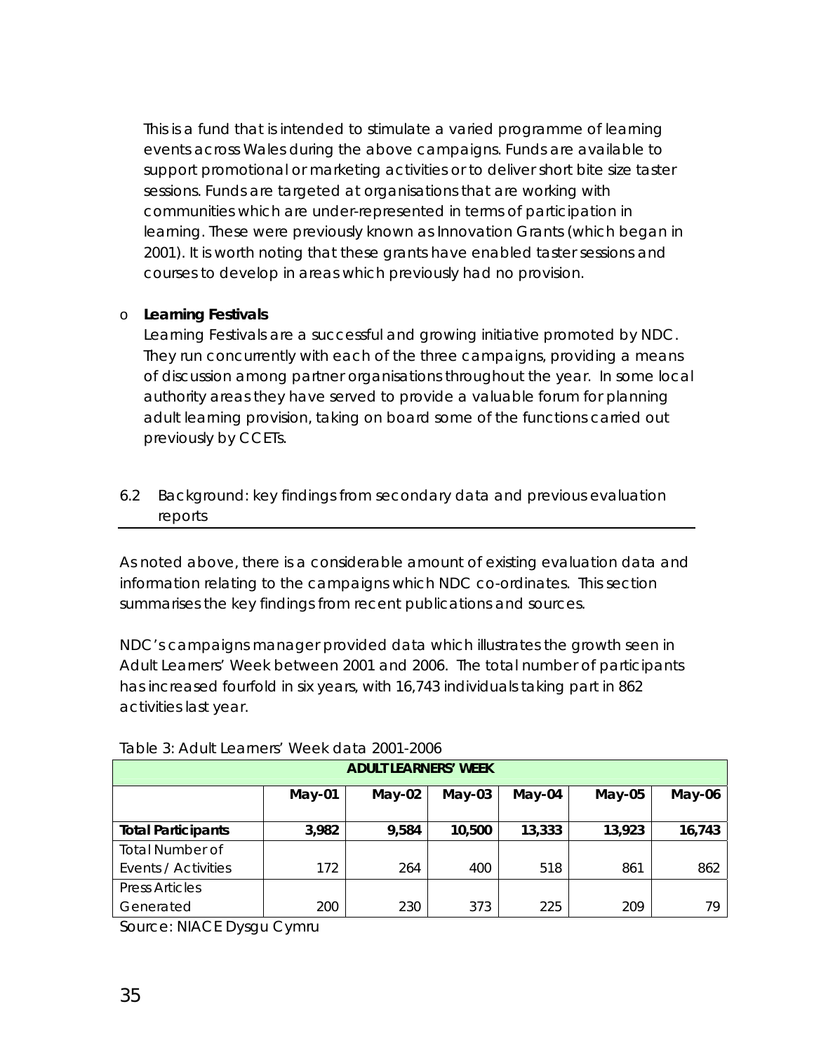This is a fund that is intended to stimulate a varied programme of learning events across Wales during the above campaigns. Funds are available to support promotional or marketing activities or to deliver short bite size taster sessions. Funds are targeted at organisations that are working with communities which are under-represented in terms of participation in learning. These were previously known as Innovation Grants (which began in 2001). It is worth noting that these grants have enabled taster sessions and courses to develop in areas which previously had no provision.

- **Learning Festivals**
  Learning Festivals are a successful and growing initiative promoted by NDC. They run concurrently with each of the three campaigns, providing a means of discussion among partner organisations throughout the year. In some local authority areas they have served to provide a valuable forum for planning adult learning provision, taking on board some of the functions carried out previously by CCETs.

## 6.2 Background: key findings from secondary data and previous evaluation reports

As noted above, there is a considerable amount of existing evaluation data and information relating to the campaigns which NDC co-ordinates. This section summarises the key findings from recent publications and sources.

NDC's campaigns manager provided data which illustrates the growth seen in Adult Learners' Week between 2001 and 2006. The total number of participants has increased fourfold in six years, with 16,743 individuals taking part in 862 activities last year.

Table 3: Adult Learners' Week data 2001-2006

| ADULT LEARNERS' WEEK | | | | | | |
|---|---|---|---|---|---|---|
| | **May-01** | **May-02** | **May-03** | **May-04** | **May-05** | **May-06** |
| **Total Participants** | **3,982** | **9,584** | **10,500** | **13,333** | **13,923** | **16,743** |
| Total Number of Events / Activities | 172 | 264 | 400 | 518 | 861 | 862 |
| Press Articles Generated | 200 | 230 | 373 | 225 | 209 | 79 |

Source: NIACE Dysgu Cymru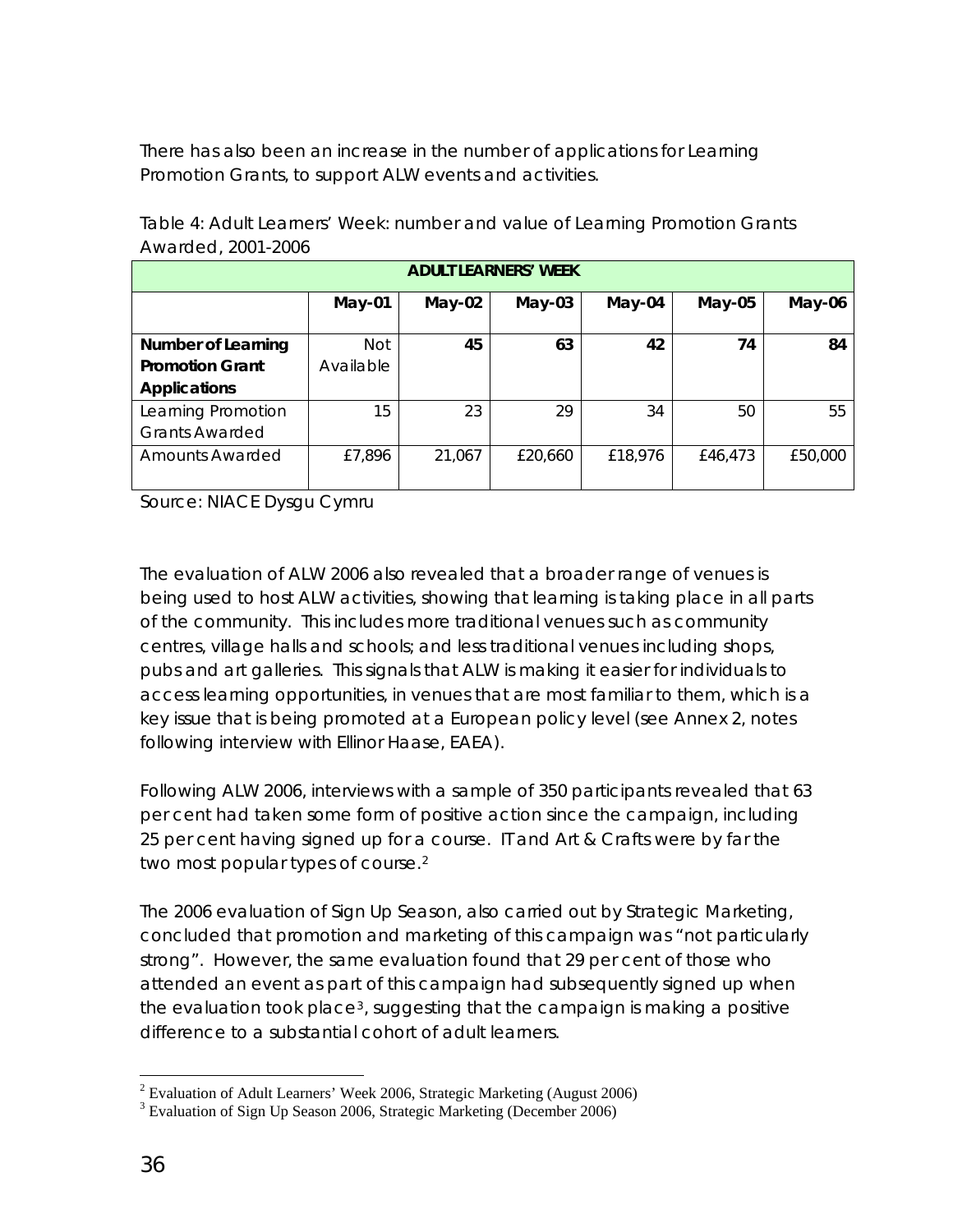There has also been an increase in the number of applications for Learning Promotion Grants, to support ALW events and activities.

Table 4: Adult Learners' Week: number and value of Learning Promotion Grants Awarded, 2001-2006

| ADULT LEARNERS' WEEK | | | | | | |
|---|---|---|---|---|---|---|
| | **May-01** | **May-02** | **May-03** | **May-04** | **May-05** | **May-06** |
| **Number of Learning Promotion Grant Applications** | Not Available | **45** | **63** | **42** | **74** | **84** |
| Learning Promotion Grants Awarded | 15 | 23 | 29 | 34 | 50 | 55 |
| Amounts Awarded | £7,896 | 21,067 | £20,660 | £18,976 | £46,473 | £50,000 |

Source: NIACE Dysgu Cymru

The evaluation of ALW 2006 also revealed that a broader range of venues is being used to host ALW activities, showing that learning is taking place in all parts of the community. This includes more traditional venues such as community centres, village halls and schools; and less traditional venues including shops, pubs and art galleries. This signals that ALW is making it easier for individuals to access learning opportunities, in venues that are most familiar to them, which is a key issue that is being promoted at a European policy level (see Annex 2, notes following interview with Ellinor Haase, EAEA).

Following ALW 2006, interviews with a sample of 350 participants revealed that 63 per cent had taken some form of positive action since the campaign, including 25 per cent having signed up for a course. IT and Art & Crafts were by far the two most popular types of course.[2]

The 2006 evaluation of Sign Up Season, also carried out by Strategic Marketing, concluded that promotion and marketing of this campaign was "not particularly strong". However, the same evaluation found that 29 per cent of those who attended an event as part of this campaign had subsequently signed up when the evaluation took place[3], suggesting that the campaign is making a positive difference to a substantial cohort of adult learners.

[2] Evaluation of Adult Learners' Week 2006, Strategic Marketing (August 2006)

[3] Evaluation of Sign Up Season 2006, Strategic Marketing (December 2006)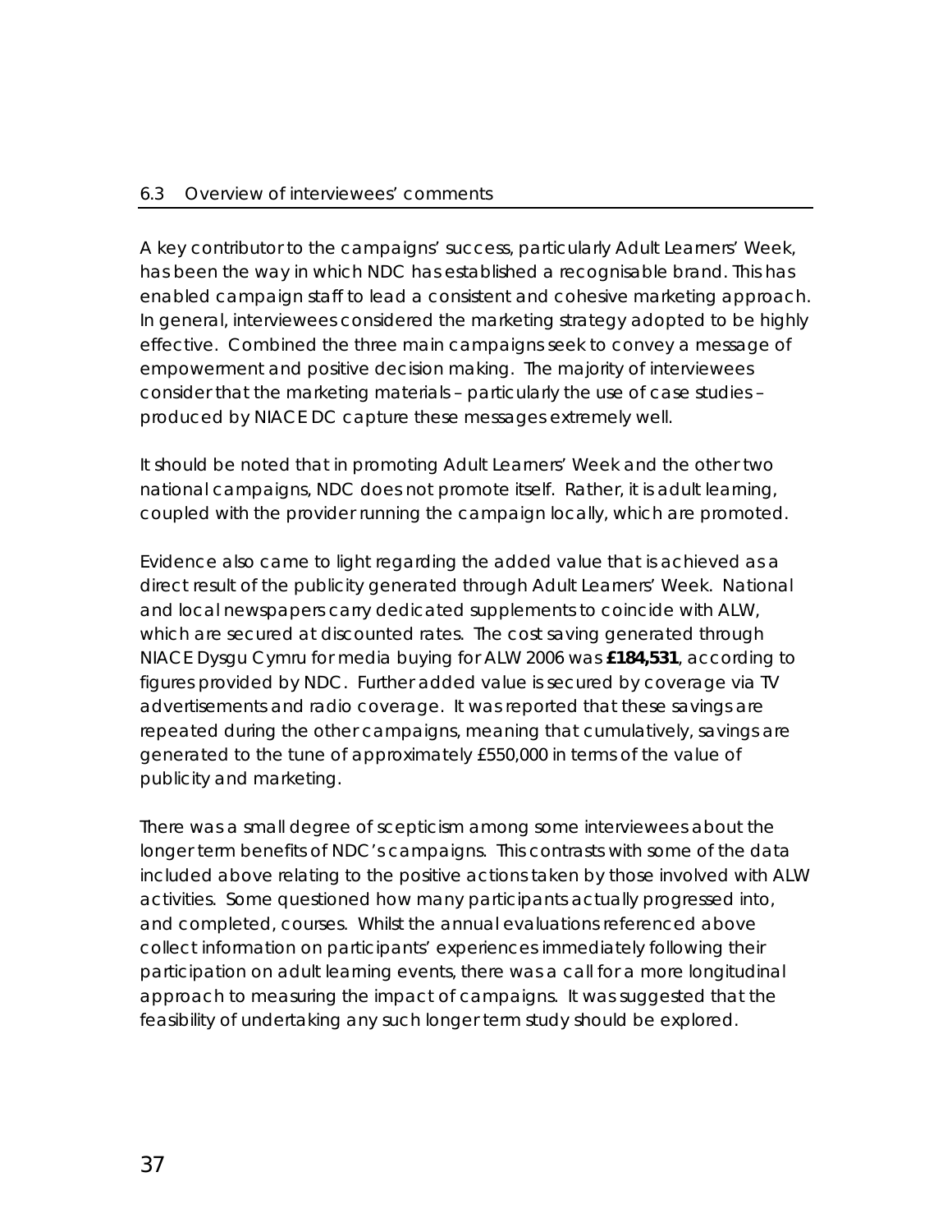### 6.3 Overview of interviewees' comments

A key contributor to the campaigns' success, particularly Adult Learners' Week, has been the way in which NDC has established a recognisable brand. This has enabled campaign staff to lead a consistent and cohesive marketing approach. In general, interviewees considered the marketing strategy adopted to be highly effective. Combined the three main campaigns seek to convey a message of empowerment and positive decision making. The majority of interviewees consider that the marketing materials – particularly the use of case studies – produced by NIACE DC capture these messages extremely well.

It should be noted that in promoting Adult Learners' Week and the other two national campaigns, NDC does not promote itself. Rather, it is adult learning, coupled with the provider running the campaign locally, which are promoted.

Evidence also came to light regarding the added value that is achieved as a direct result of the publicity generated through Adult Learners' Week. National and local newspapers carry dedicated supplements to coincide with ALW, which are secured at discounted rates. The cost saving generated through NIACE Dysgu Cymru for media buying for ALW 2006 was **£184,531**, according to figures provided by NDC. Further added value is secured by coverage via TV advertisements and radio coverage. It was reported that these savings are repeated during the other campaigns, meaning that cumulatively, savings are generated to the tune of approximately £550,000 in terms of the value of publicity and marketing.

There was a small degree of scepticism among some interviewees about the longer term benefits of NDC's campaigns. This contrasts with some of the data included above relating to the positive actions taken by those involved with ALW activities. Some questioned how many participants actually progressed into, and completed, courses. Whilst the annual evaluations referenced above collect information on participants' experiences immediately following their participation on adult learning events, there was a call for a more longitudinal approach to measuring the impact of campaigns. It was suggested that the feasibility of undertaking any such longer term study should be explored.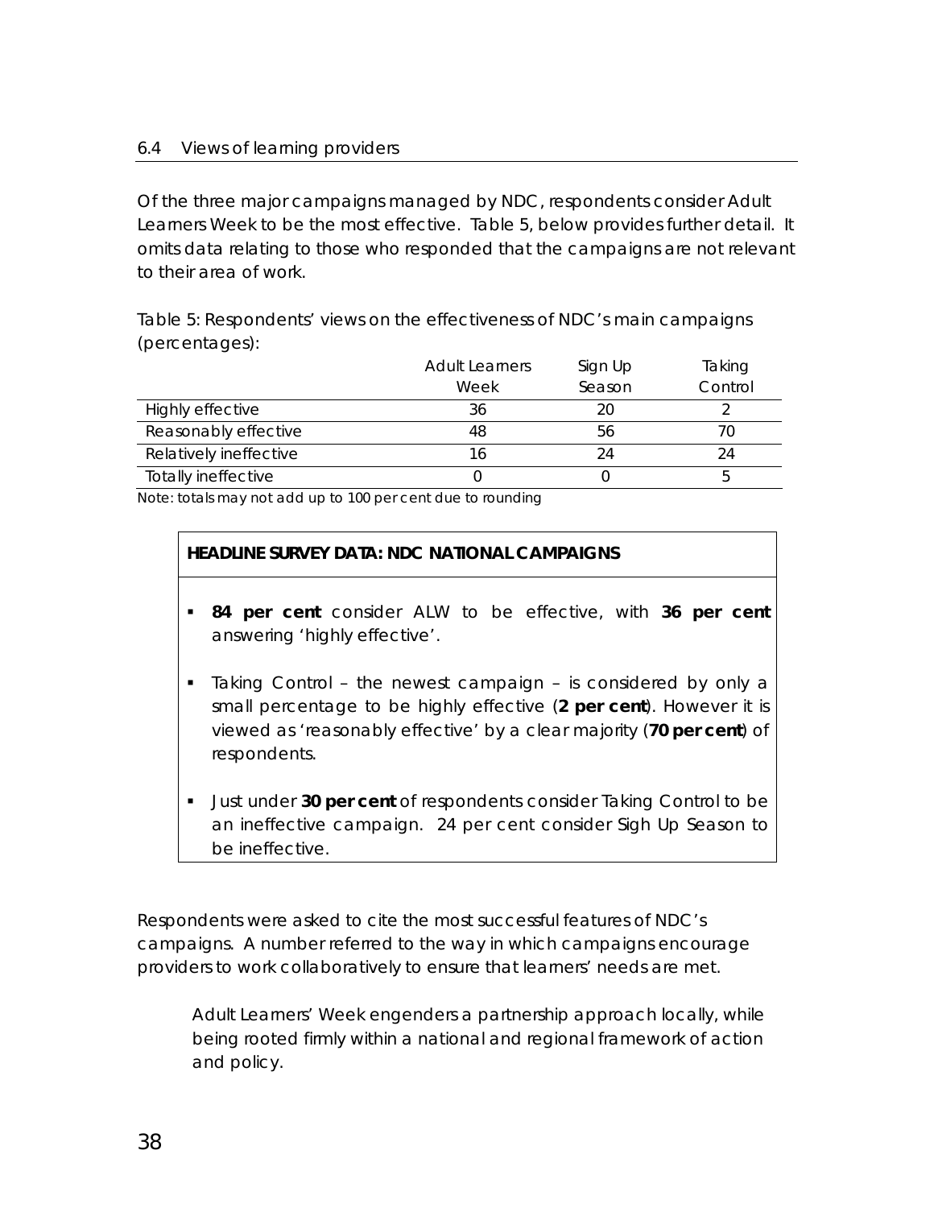### 6.4 Views of learning providers

Of the three major campaigns managed by NDC, respondents consider Adult Learners Week to be the most effective. Table 5, below provides further detail. It omits data relating to those who responded that the campaigns are not relevant to their area of work.

Table 5: Respondents' views on the effectiveness of NDC's main campaigns (percentages):

| | Adult Learners Week | Sign Up Season | Taking Control |
|---|---|---|---|
| Highly effective | 36 | 20 | 2 |
| Reasonably effective | 48 | 56 | 70 |
| Relatively ineffective | 16 | 24 | 24 |
| Totally ineffective | 0 | 0 | 5 |

Note: totals may not add up to 100 per cent due to rounding

**HEADLINE SURVEY DATA: NDC NATIONAL CAMPAIGNS**

- **84 per cent** consider ALW to be effective, with **36 per cent** answering 'highly effective'.
- Taking Control – the newest campaign – is considered by only a small percentage to be highly effective (**2 per cent**). However it is viewed as 'reasonably effective' by a clear majority (**70 per cent**) of respondents.
- Just under **30 per cent** of respondents consider Taking Control to be an ineffective campaign. 24 per cent consider Sigh Up Season to be ineffective.

Respondents were asked to cite the most successful features of NDC's campaigns. A number referred to the way in which campaigns encourage providers to work collaboratively to ensure that learners' needs are met.

> Adult Learners' Week engenders a partnership approach locally, while being rooted firmly within a national and regional framework of action and policy.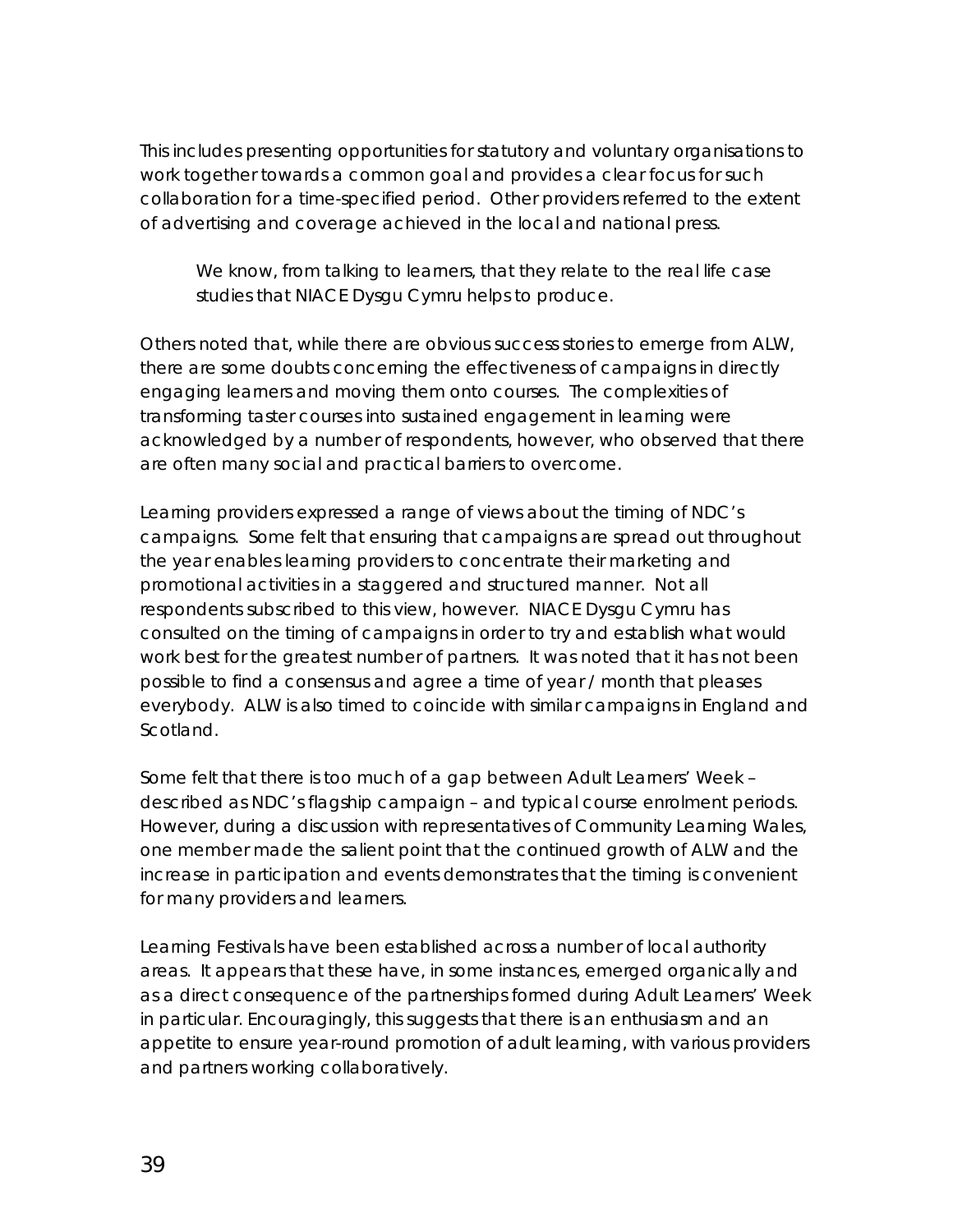This includes presenting opportunities for statutory and voluntary organisations to work together towards a common goal and provides a clear focus for such collaboration for a time-specified period. Other providers referred to the extent of advertising and coverage achieved in the local and national press.

> We know, from talking to learners, that they relate to the real life case studies that NIACE Dysgu Cymru helps to produce.

Others noted that, while there are obvious success stories to emerge from ALW, there are some doubts concerning the effectiveness of campaigns in directly engaging learners and moving them onto courses. The complexities of transforming taster courses into sustained engagement in learning were acknowledged by a number of respondents, however, who observed that there are often many social and practical barriers to overcome.

Learning providers expressed a range of views about the timing of NDC's campaigns. Some felt that ensuring that campaigns are spread out throughout the year enables learning providers to concentrate their marketing and promotional activities in a staggered and structured manner. Not all respondents subscribed to this view, however. NIACE Dysgu Cymru has consulted on the timing of campaigns in order to try and establish what would work best for the greatest number of partners. It was noted that it has not been possible to find a consensus and agree a time of year / month that pleases everybody. ALW is also timed to coincide with similar campaigns in England and Scotland.

Some felt that there is too much of a gap between Adult Learners' Week – described as NDC's flagship campaign – and typical course enrolment periods. However, during a discussion with representatives of Community Learning Wales, one member made the salient point that the continued growth of ALW and the increase in participation and events demonstrates that the timing is convenient for many providers and learners.

Learning Festivals have been established across a number of local authority areas. It appears that these have, in some instances, emerged organically and as a direct consequence of the partnerships formed during Adult Learners' Week in particular. Encouragingly, this suggests that there is an enthusiasm and an appetite to ensure year-round promotion of adult learning, with various providers and partners working collaboratively.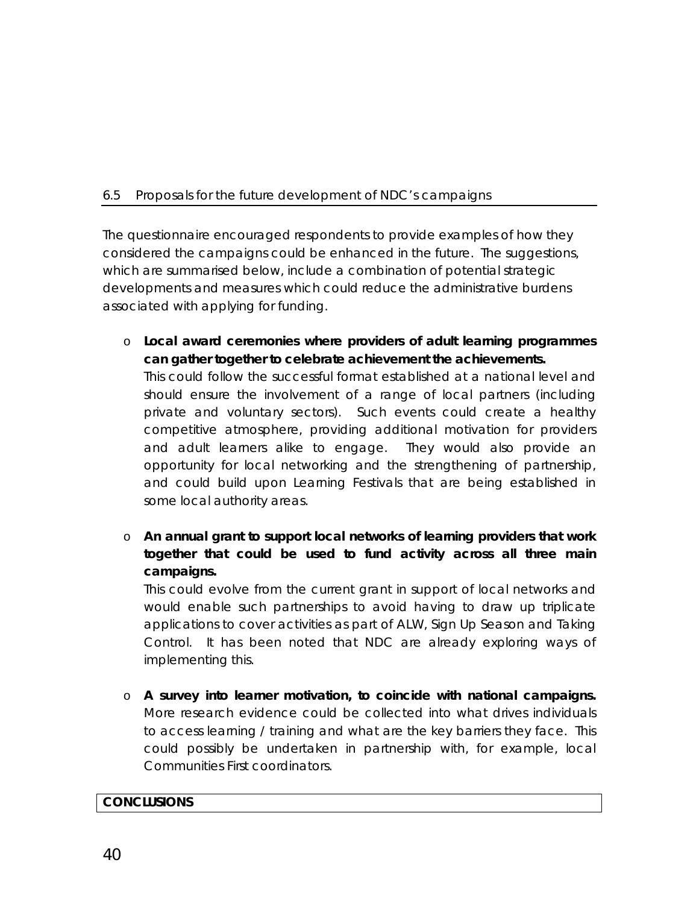### 6.5 Proposals for the future development of NDC's campaigns

The questionnaire encouraged respondents to provide examples of how they considered the campaigns could be enhanced in the future. The suggestions, which are summarised below, include a combination of potential strategic developments and measures which could reduce the administrative burdens associated with applying for funding.

- **Local award ceremonies where providers of adult learning programmes can gather together to celebrate achievement the achievements.**
  This could follow the successful format established at a national level and should ensure the involvement of a range of local partners (including private and voluntary sectors). Such events could create a healthy competitive atmosphere, providing additional motivation for providers and adult learners alike to engage. They would also provide an opportunity for local networking and the strengthening of partnership, and could build upon Learning Festivals that are being established in some local authority areas.

- **An annual grant to support local networks of learning providers that work together that could be used to fund activity across all three main campaigns.**
  This could evolve from the current grant in support of local networks and would enable such partnerships to avoid having to draw up triplicate applications to cover activities as part of ALW, Sign Up Season and Taking Control. It has been noted that NDC are already exploring ways of implementing this.

- **A survey into learner motivation, to coincide with national campaigns.** More research evidence could be collected into what drives individuals to access learning / training and what are the key barriers they face. This could possibly be undertaken in partnership with, for example, local Communities First coordinators.

**CONCLUSIONS**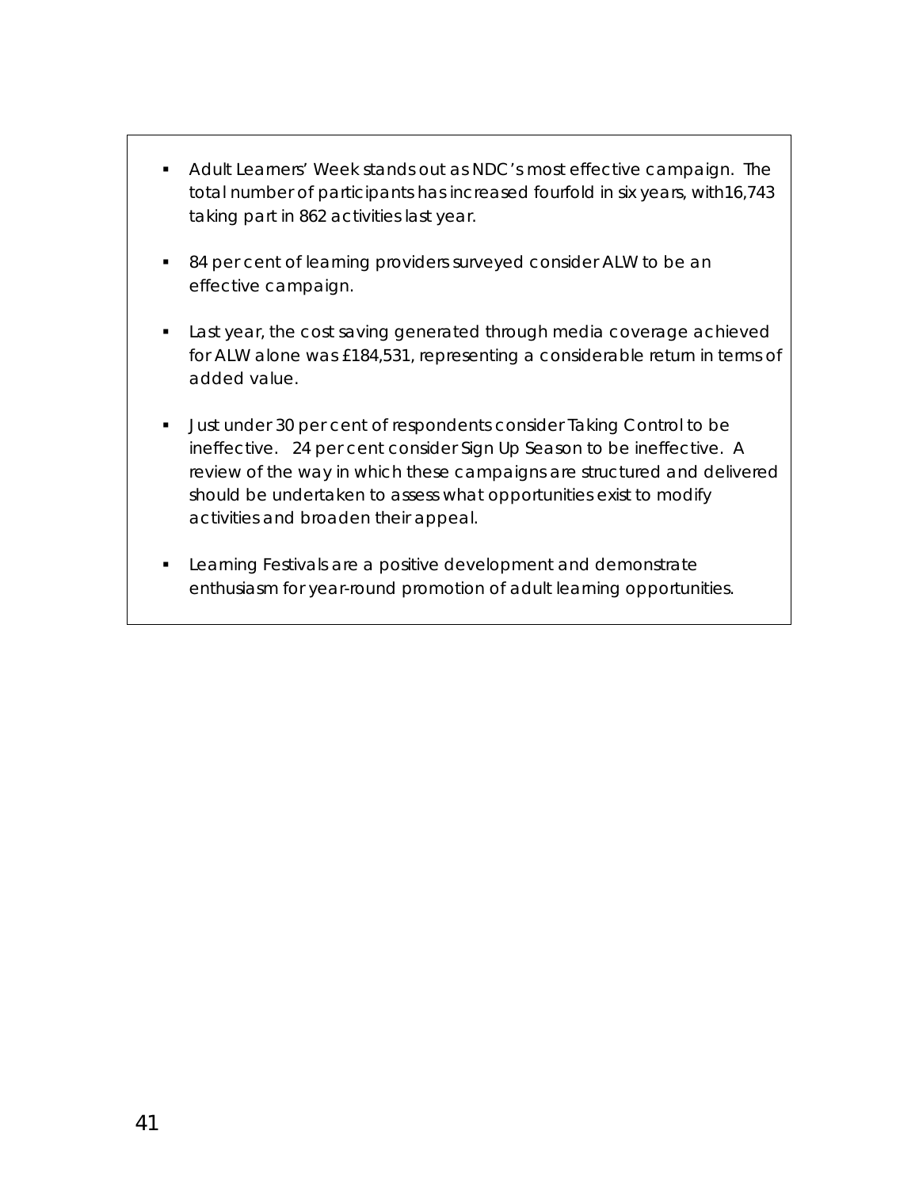- Adult Learners' Week stands out as NDC's most effective campaign. The total number of participants has increased fourfold in six years, with16,743 taking part in 862 activities last year.

- 84 per cent of learning providers surveyed consider ALW to be an effective campaign.

- Last year, the cost saving generated through media coverage achieved for ALW alone was £184,531, representing a considerable return in terms of added value.

- Just under 30 per cent of respondents consider Taking Control to be ineffective. 24 per cent consider Sign Up Season to be ineffective. A review of the way in which these campaigns are structured and delivered should be undertaken to assess what opportunities exist to modify activities and broaden their appeal.

- Learning Festivals are a positive development and demonstrate enthusiasm for year-round promotion of adult learning opportunities.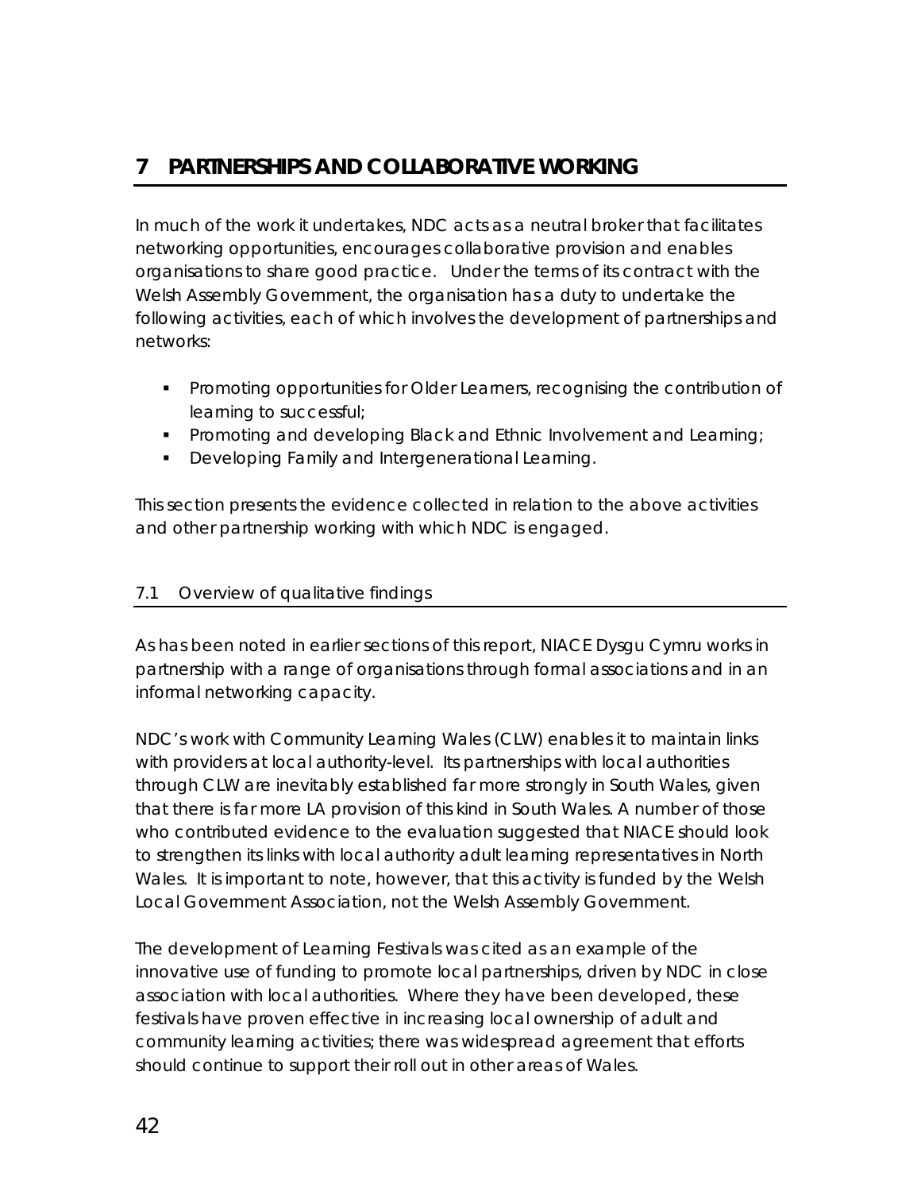# 7 PARTNERSHIPS AND COLLABORATIVE WORKING

In much of the work it undertakes, NDC acts as a neutral broker that facilitates networking opportunities, encourages collaborative provision and enables organisations to share good practice. Under the terms of its contract with the Welsh Assembly Government, the organisation has a duty to undertake the following activities, each of which involves the development of partnerships and networks:

- Promoting opportunities for Older Learners, recognising the contribution of learning to successful;
- Promoting and developing Black and Ethnic Involvement and Learning;
- Developing Family and Intergenerational Learning.

This section presents the evidence collected in relation to the above activities and other partnership working with which NDC is engaged.

## 7.1 Overview of qualitative findings

As has been noted in earlier sections of this report, NIACE Dysgu Cymru works in partnership with a range of organisations through formal associations and in an informal networking capacity.

NDC's work with Community Learning Wales (CLW) enables it to maintain links with providers at local authority-level. Its partnerships with local authorities through CLW are inevitably established far more strongly in South Wales, given that there is far more LA provision of this kind in South Wales. A number of those who contributed evidence to the evaluation suggested that NIACE should look to strengthen its links with local authority adult learning representatives in North Wales. It is important to note, however, that this activity is funded by the Welsh Local Government Association, not the Welsh Assembly Government.

The development of Learning Festivals was cited as an example of the innovative use of funding to promote local partnerships, driven by NDC in close association with local authorities. Where they have been developed, these festivals have proven effective in increasing local ownership of adult and community learning activities; there was widespread agreement that efforts should continue to support their roll out in other areas of Wales.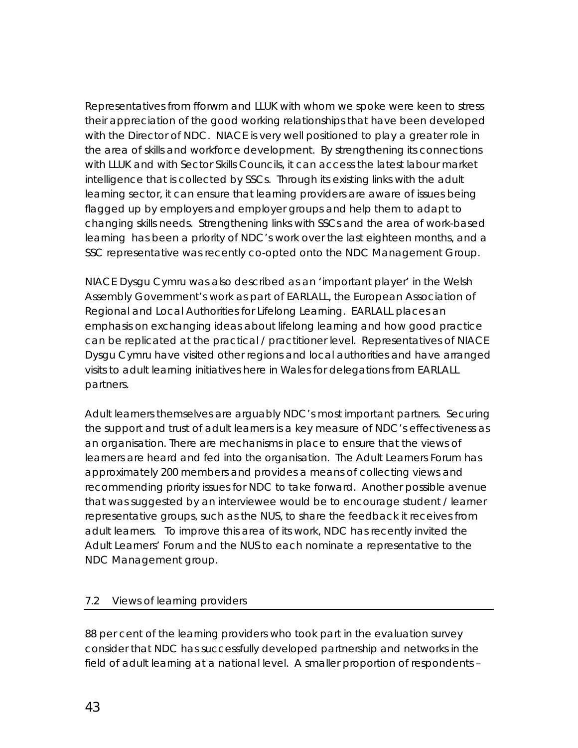Representatives from fforwm and LLUK with whom we spoke were keen to stress their appreciation of the good working relationships that have been developed with the Director of NDC. NIACE is very well positioned to play a greater role in the area of skills and workforce development. By strengthening its connections with LLUK and with Sector Skills Councils, it can access the latest labour market intelligence that is collected by SSCs. Through its existing links with the adult learning sector, it can ensure that learning providers are aware of issues being flagged up by employers and employer groups and help them to adapt to changing skills needs. Strengthening links with SSCs and the area of work-based learning has been a priority of NDC's work over the last eighteen months, and a SSC representative was recently co-opted onto the NDC Management Group.

NIACE Dysgu Cymru was also described as an 'important player' in the Welsh Assembly Government's work as part of EARLALL, the European Association of Regional and Local Authorities for Lifelong Learning. EARLALL places an emphasis on exchanging ideas about lifelong learning and how good practice can be replicated at the practical / practitioner level. Representatives of NIACE Dysgu Cymru have visited other regions and local authorities and have arranged visits to adult learning initiatives here in Wales for delegations from EARLALL partners.

Adult learners themselves are arguably NDC's most important partners. Securing the support and trust of adult learners is a key measure of NDC's effectiveness as an organisation. There are mechanisms in place to ensure that the views of learners are heard and fed into the organisation. The Adult Learners Forum has approximately 200 members and provides a means of collecting views and recommending priority issues for NDC to take forward. Another possible avenue that was suggested by an interviewee would be to encourage student / learner representative groups, such as the NUS, to share the feedback it receives from adult learners. To improve this area of its work, NDC has recently invited the Adult Learners' Forum and the NUS to each nominate a representative to the NDC Management group.

## 7.2 Views of learning providers

88 per cent of the learning providers who took part in the evaluation survey consider that NDC has successfully developed partnership and networks in the field of adult learning at a national level. A smaller proportion of respondents –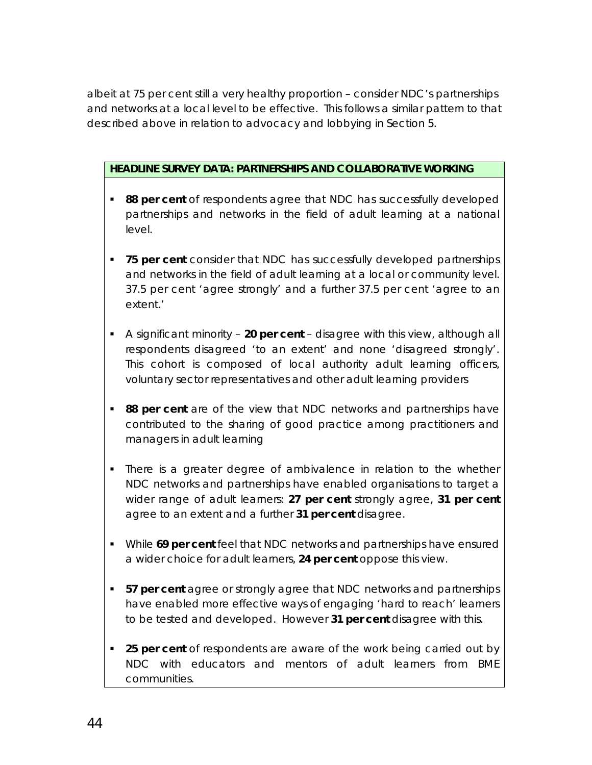albeit at 75 per cent still a very healthy proportion – consider NDC's partnerships and networks at a local level to be effective. This follows a similar pattern to that described above in relation to advocacy and lobbying in Section 5.

**HEADLINE SURVEY DATA: PARTNERSHIPS AND COLLABORATIVE WORKING**

- **88 per cent** of respondents agree that NDC has successfully developed partnerships and networks in the field of adult learning at a national level.
- **75 per cent** consider that NDC has successfully developed partnerships and networks in the field of adult learning at a local or community level. 37.5 per cent 'agree strongly' and a further 37.5 per cent 'agree to an extent.'
- A significant minority – **20 per cent** – disagree with this view, although all respondents disagreed 'to an extent' and none 'disagreed strongly'. This cohort is composed of local authority adult learning officers, voluntary sector representatives and other adult learning providers
- **88 per cent** are of the view that NDC networks and partnerships have contributed to the sharing of good practice among practitioners and managers in adult learning
- There is a greater degree of ambivalence in relation to the whether NDC networks and partnerships have enabled organisations to target a wider range of adult learners: **27 per cent** strongly agree, **31 per cent** agree to an extent and a further **31 per cent** disagree.
- While **69 per cent** feel that NDC networks and partnerships have ensured a wider choice for adult learners, **24 per cent** oppose this view.
- **57 per cent** agree or strongly agree that NDC networks and partnerships have enabled more effective ways of engaging 'hard to reach' learners to be tested and developed. However **31 per cent** disagree with this.
- **25 per cent** of respondents are aware of the work being carried out by NDC with educators and mentors of adult learners from BME communities.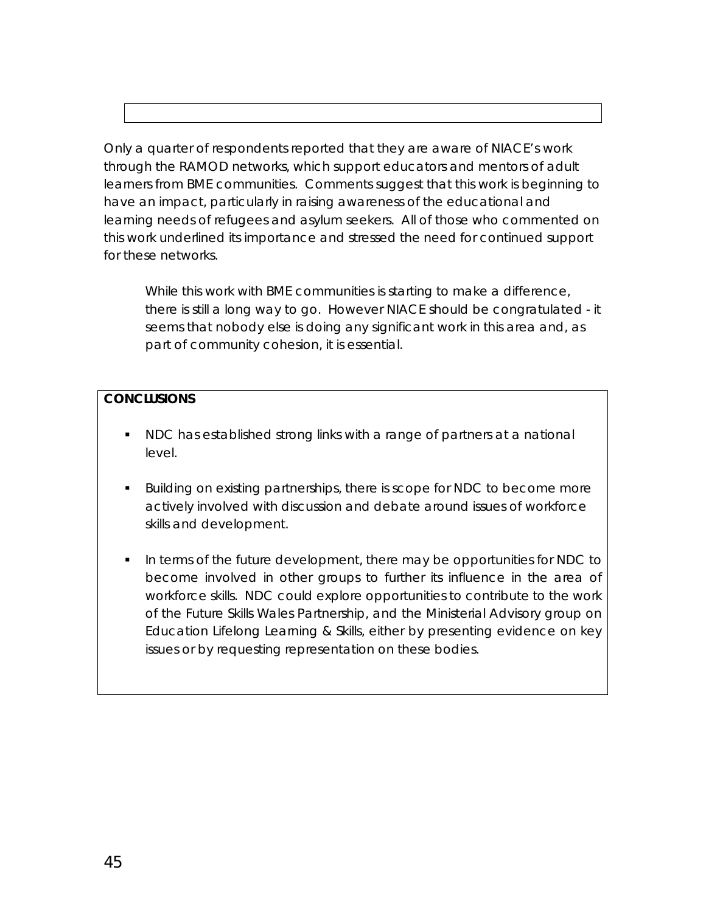Only a quarter of respondents reported that they are aware of NIACE's work through the RAMOD networks, which support educators and mentors of adult learners from BME communities. Comments suggest that this work is beginning to have an impact, particularly in raising awareness of the educational and learning needs of refugees and asylum seekers. All of those who commented on this work underlined its importance and stressed the need for continued support for these networks.

> *While this work with BME communities is starting to make a difference, there is still a long way to go. However NIACE should be congratulated - it seems that nobody else is doing any significant work in this area and, as part of community cohesion, it is essential.*

**CONCLUSIONS**

- NDC has established strong links with a range of partners at a national level.
- Building on existing partnerships, there is scope for NDC to become more actively involved with discussion and debate around issues of workforce skills and development.
- In terms of the future development, there may be opportunities for NDC to become involved in other groups to further its influence in the area of workforce skills. NDC could explore opportunities to contribute to the work of the Future Skills Wales Partnership, and the Ministerial Advisory group on Education Lifelong Learning & Skills, either by presenting evidence on key issues or by requesting representation on these bodies.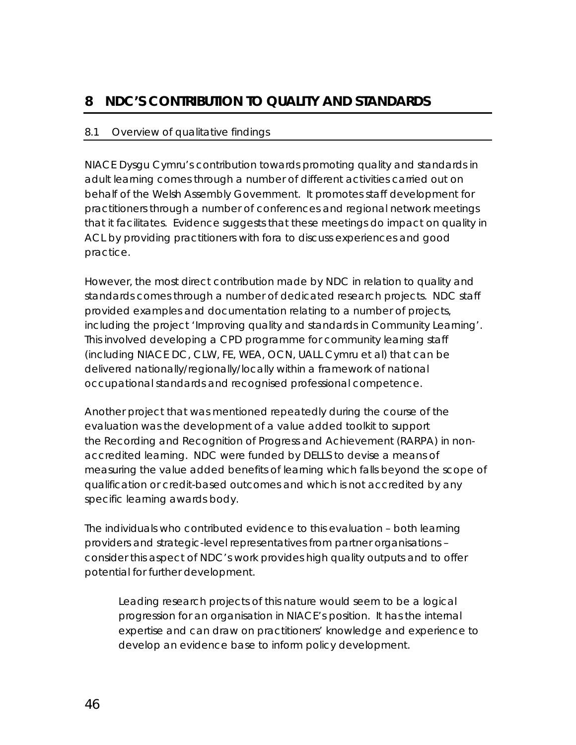# 8 NDC'S CONTRIBUTION TO QUALITY AND STANDARDS

## 8.1 Overview of qualitative findings

NIACE Dysgu Cymru's contribution towards promoting quality and standards in adult learning comes through a number of different activities carried out on behalf of the Welsh Assembly Government. It promotes staff development for practitioners through a number of conferences and regional network meetings that it facilitates. Evidence suggests that these meetings do impact on quality in ACL by providing practitioners with fora to discuss experiences and good practice.

However, the most direct contribution made by NDC in relation to quality and standards comes through a number of dedicated research projects. NDC staff provided examples and documentation relating to a number of projects, including the project 'Improving quality and standards in Community Learning'. This involved developing a CPD programme for community learning staff (including NIACE DC, CLW, FE, WEA, OCN, UALL Cymru et al) that can be delivered nationally/regionally/locally within a framework of national occupational standards and recognised professional competence.

Another project that was mentioned repeatedly during the course of the evaluation was the development of a value added toolkit to support the Recording and Recognition of Progress and Achievement (RARPA) in non-accredited learning. NDC were funded by DELLS to devise a means of measuring the value added benefits of learning which falls beyond the scope of qualification or credit-based outcomes and which is not accredited by any specific learning awards body.

The individuals who contributed evidence to this evaluation – both learning providers and strategic-level representatives from partner organisations – consider this aspect of NDC's work provides high quality outputs and to offer potential for further development.

> Leading research projects of this nature would seem to be a logical progression for an organisation in NIACE's position. It has the internal expertise and can draw on practitioners' knowledge and experience to develop an evidence base to inform policy development.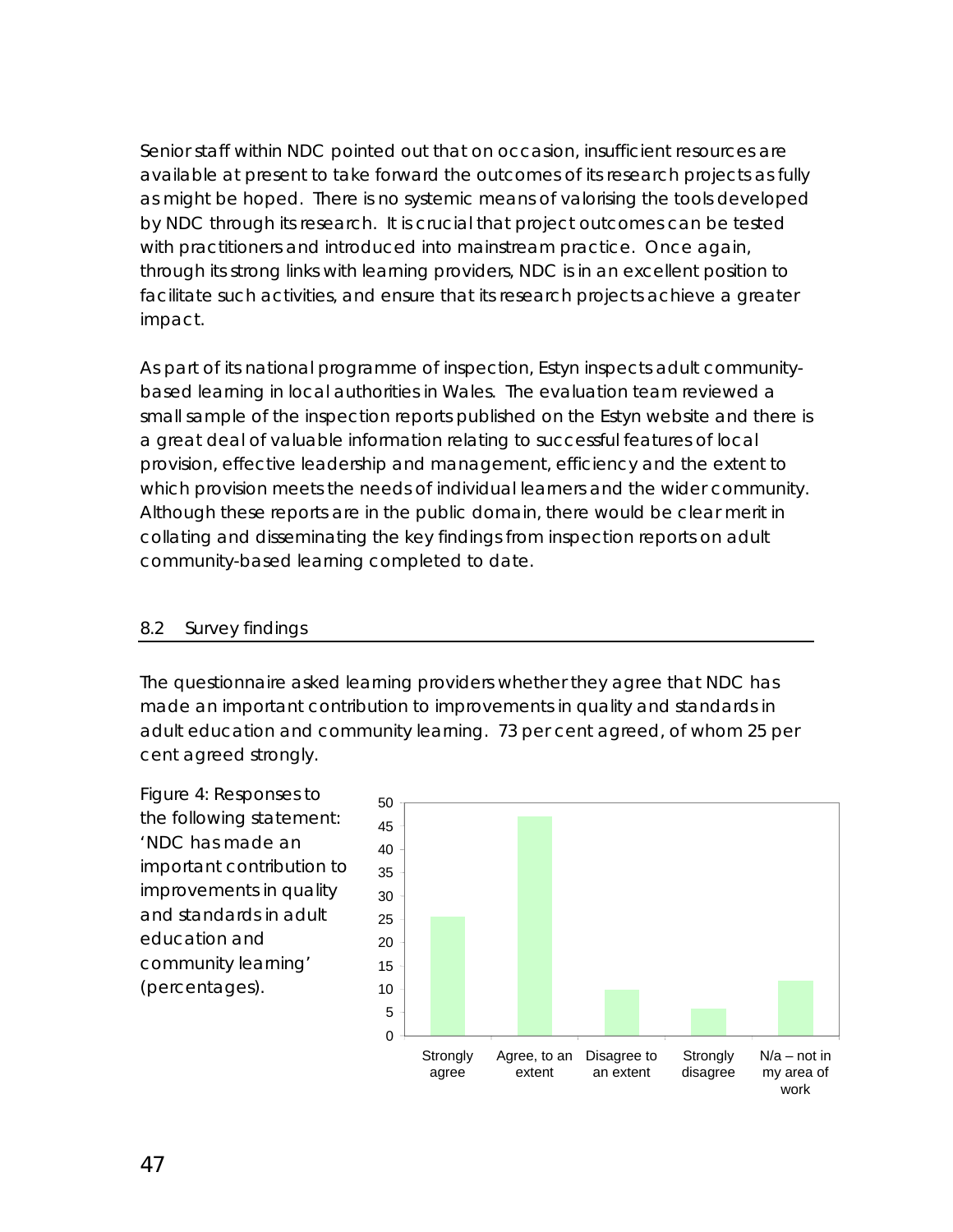Senior staff within NDC pointed out that on occasion, insufficient resources are available at present to take forward the outcomes of its research projects as fully as might be hoped. There is no systemic means of valorising the tools developed by NDC through its research. It is crucial that project outcomes can be tested with practitioners and introduced into mainstream practice. Once again, through its strong links with learning providers, NDC is in an excellent position to facilitate such activities, and ensure that its research projects achieve a greater impact.

As part of its national programme of inspection, Estyn inspects adult community-based learning in local authorities in Wales. The evaluation team reviewed a small sample of the inspection reports published on the Estyn website and there is a great deal of valuable information relating to successful features of local provision, effective leadership and management, efficiency and the extent to which provision meets the needs of individual learners and the wider community. Although these reports are in the public domain, there would be clear merit in collating and disseminating the key findings from inspection reports on adult community-based learning completed to date.

## 8.2 Survey findings

The questionnaire asked learning providers whether they agree that NDC has made an important contribution to improvements in quality and standards in adult education and community learning. 73 per cent agreed, of whom 25 per cent agreed strongly.

Figure 4: Responses to the following statement: 'NDC has made an important contribution to improvements in quality and standards in adult education and community learning' (percentages).

| Response | Percentage (approx.) |
|---|---|
| Strongly agree | 25 |
| Agree, to an extent | 47 |
| Disagree to an extent | 10 |
| Strongly disagree | 6 |
| N/a – not in my area of work | 12 |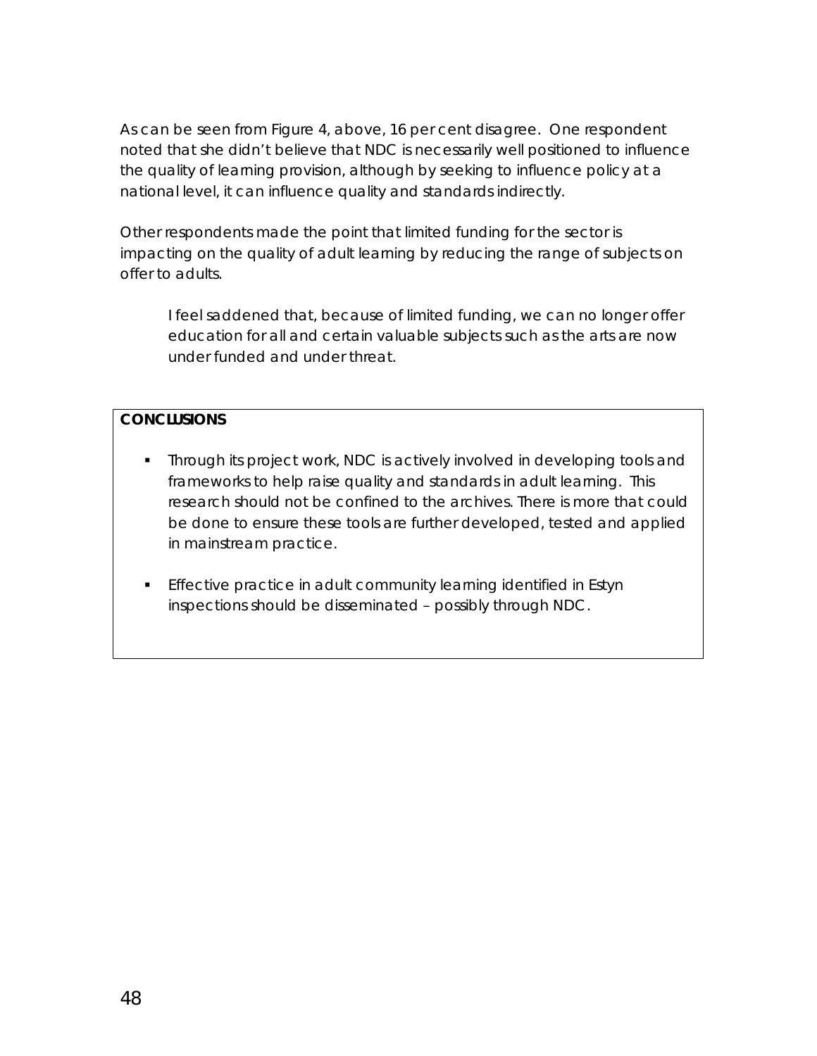As can be seen from Figure 4, above, 16 per cent disagree. One respondent noted that she didn't believe that NDC is necessarily well positioned to influence the quality of learning provision, although by seeking to influence policy at a national level, it can influence quality and standards indirectly.

Other respondents made the point that limited funding for the sector is impacting on the quality of adult learning by reducing the range of subjects on offer to adults.

> I feel saddened that, because of limited funding, we can no longer offer education for all and certain valuable subjects such as the arts are now under funded and under threat.

**CONCLUSIONS**

- Through its project work, NDC is actively involved in developing tools and frameworks to help raise quality and standards in adult learning. This research should not be confined to the archives. There is more that could be done to ensure these tools are further developed, tested and applied in mainstream practice.

- Effective practice in adult community learning identified in Estyn inspections should be disseminated – possibly through NDC.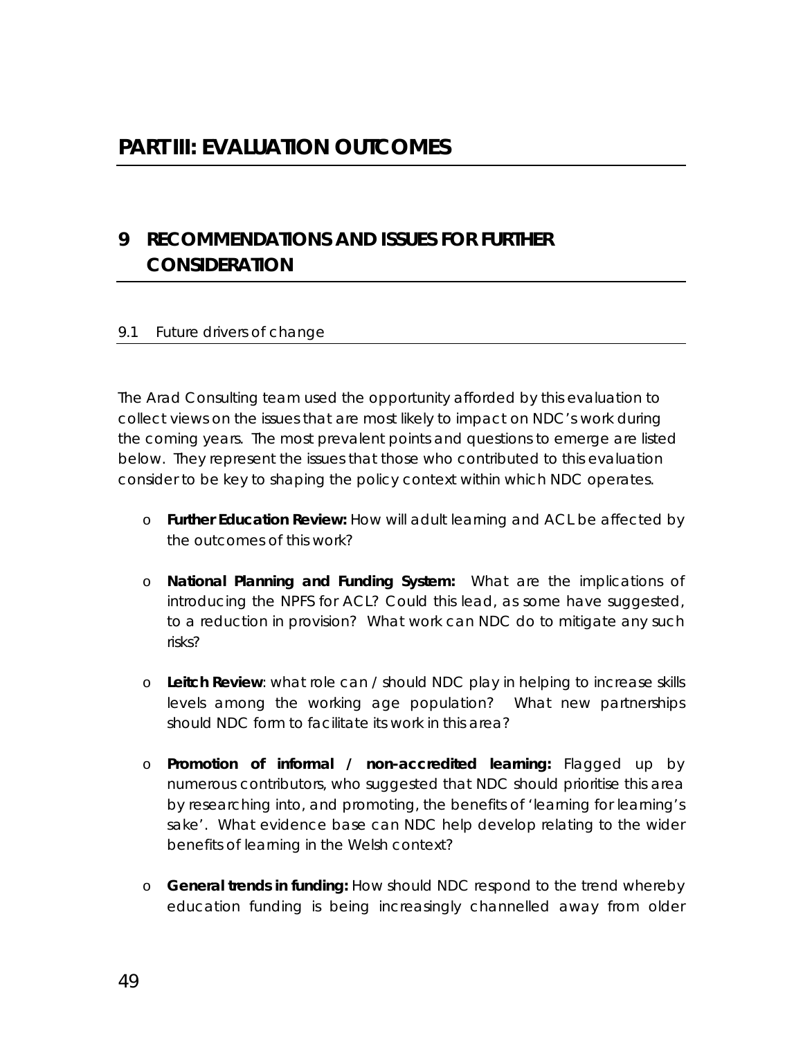# PART III: EVALUATION OUTCOMES

## 9 RECOMMENDATIONS AND ISSUES FOR FURTHER CONSIDERATION

### 9.1 Future drivers of change

The Arad Consulting team used the opportunity afforded by this evaluation to collect views on the issues that are most likely to impact on NDC's work during the coming years. The most prevalent points and questions to emerge are listed below. They represent the issues that those who contributed to this evaluation consider to be key to shaping the policy context within which NDC operates.

- **Further Education Review:** How will adult learning and ACL be affected by the outcomes of this work?
- **National Planning and Funding System:** What are the implications of introducing the NPFS for ACL? Could this lead, as some have suggested, to a reduction in provision? What work can NDC do to mitigate any such risks?
- **Leitch Review**: what role can / should NDC play in helping to increase skills levels among the working age population? What new partnerships should NDC form to facilitate its work in this area?
- **Promotion of informal / non-accredited learning:** Flagged up by numerous contributors, who suggested that NDC should prioritise this area by researching into, and promoting, the benefits of 'learning for learning's sake'. What evidence base can NDC help develop relating to the wider benefits of learning in the Welsh context?
- **General trends in funding:** How should NDC respond to the trend whereby education funding is being increasingly channelled away from older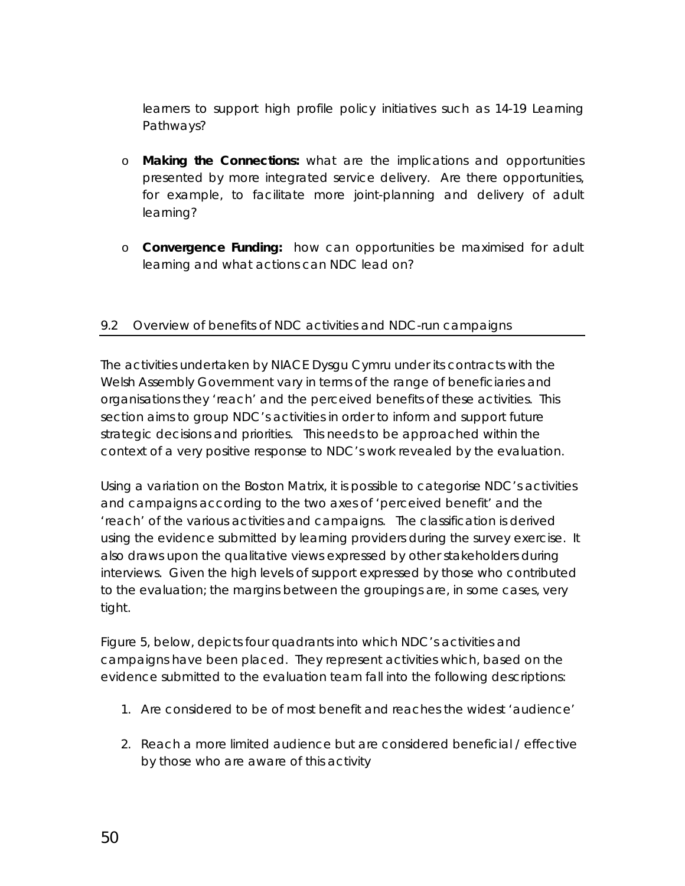learners to support high profile policy initiatives such as 14-19 Learning Pathways?

- **Making the Connections:** what are the implications and opportunities presented by more integrated service delivery. Are there opportunities, for example, to facilitate more joint-planning and delivery of adult learning?

- **Convergence Funding:** how can opportunities be maximised for adult learning and what actions can NDC lead on?

## 9.2 Overview of benefits of NDC activities and NDC-run campaigns

The activities undertaken by NIACE Dysgu Cymru under its contracts with the Welsh Assembly Government vary in terms of the range of beneficiaries and organisations they 'reach' and the perceived benefits of these activities. This section aims to group NDC's activities in order to inform and support future strategic decisions and priorities. This needs to be approached within the context of a very positive response to NDC's work revealed by the evaluation.

Using a variation on the Boston Matrix, it is possible to categorise NDC's activities and campaigns according to the two axes of 'perceived benefit' and the 'reach' of the various activities and campaigns. The classification is derived using the evidence submitted by learning providers during the survey exercise. It also draws upon the qualitative views expressed by other stakeholders during interviews. Given the high levels of support expressed by those who contributed to the evaluation; the margins between the groupings are, in some cases, very tight.

Figure 5, below, depicts four quadrants into which NDC's activities and campaigns have been placed. They represent activities which, based on the evidence submitted to the evaluation team fall into the following descriptions:

1. Are considered to be of most benefit and reaches the widest 'audience'

2. Reach a more limited audience but are considered beneficial / effective by those who are aware of this activity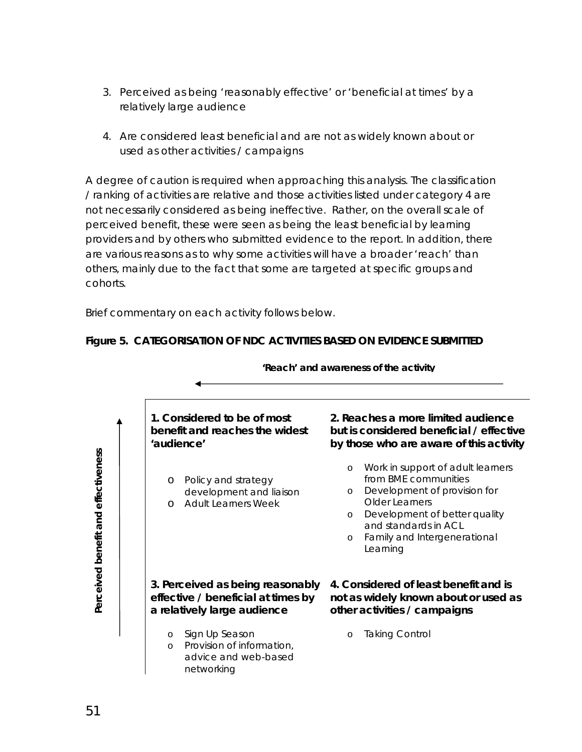3. Perceived as being 'reasonably effective' or 'beneficial at times' by a relatively large audience

4. Are considered least beneficial and are not as widely known about or used as other activities / campaigns

A degree of caution is required when approaching this analysis. The classification / ranking of activities are relative and those activities listed under category 4 are not necessarily considered as being ineffective. Rather, on the overall scale of perceived benefit, these were seen as being the least beneficial by learning providers and by others who submitted evidence to the report. In addition, there are various reasons as to why some activities will have a broader 'reach' than others, mainly due to the fact that some are targeted at specific groups and cohorts.

Brief commentary on each activity follows below.

**Figure 5. CATEGORISATION OF NDC ACTIVITIES BASED ON EVIDENCE SUBMITTED**

**'Reach' and awareness of the activity** (←)

**Perceived benefit and effectiveness** (↑)

| **1. Considered to be of most benefit and reaches the widest 'audience'** | **2. Reaches a more limited audience but is considered beneficial / effective by those who are aware of this activity** |
|---|---|
| o Policy and strategy development and liaison<br>o Adult Learners Week | o Work in support of adult learners from BME communities<br>o Development of provision for Older Learners<br>o Development of better quality and standards in ACL<br>o Family and Intergenerational Learning |
| **3. Perceived as being reasonably effective / beneficial at times by a relatively large audience** | **4. Considered of least benefit and is not as widely known about or used as other activities / campaigns** |
| o Sign Up Season<br>o Provision of information, advice and web-based networking | o Taking Control |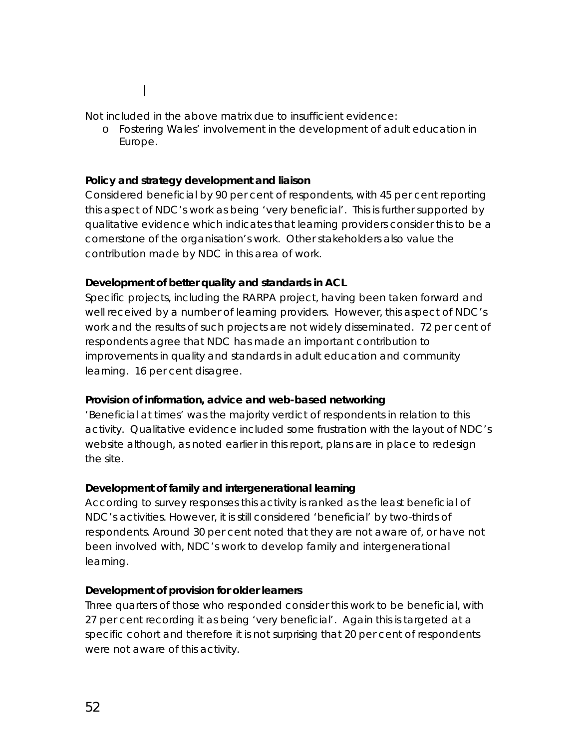Not included in the above matrix due to insufficient evidence:

- Fostering Wales' involvement in the development of adult education in Europe.

**Policy and strategy development and liaison**

Considered beneficial by 90 per cent of respondents, with 45 per cent reporting this aspect of NDC's work as being 'very beneficial'. This is further supported by qualitative evidence which indicates that learning providers consider this to be a cornerstone of the organisation's work. Other stakeholders also value the contribution made by NDC in this area of work.

**Development of better quality and standards in ACL**

Specific projects, including the RARPA project, having been taken forward and well received by a number of learning providers. However, this aspect of NDC's work and the results of such projects are not widely disseminated. 72 per cent of respondents agree that NDC has made an important contribution to improvements in quality and standards in adult education and community learning. 16 per cent disagree.

**Provision of information, advice and web-based networking**

'Beneficial at times' was the majority verdict of respondents in relation to this activity. Qualitative evidence included some frustration with the layout of NDC's website although, as noted earlier in this report, plans are in place to redesign the site.

**Development of family and intergenerational learning**

According to survey responses this activity is ranked as the least beneficial of NDC's activities. However, it is still considered 'beneficial' by two-thirds of respondents. Around 30 per cent noted that they are not aware of, or have not been involved with, NDC's work to develop family and intergenerational learning.

**Development of provision for older learners**

Three quarters of those who responded consider this work to be beneficial, with 27 per cent recording it as being 'very beneficial'. Again this is targeted at a specific cohort and therefore it is not surprising that 20 per cent of respondents were not aware of this activity.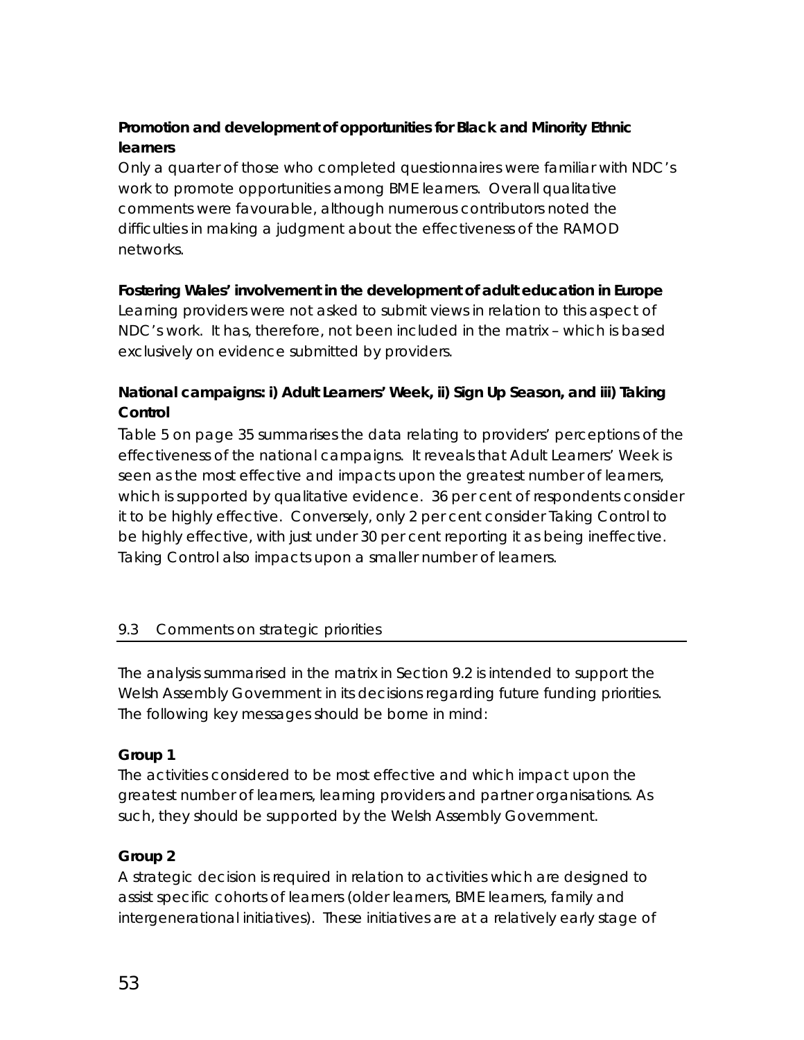**Promotion and development of opportunities for Black and Minority Ethnic learners**

Only a quarter of those who completed questionnaires were familiar with NDC's work to promote opportunities among BME learners. Overall qualitative comments were favourable, although numerous contributors noted the difficulties in making a judgment about the effectiveness of the RAMOD networks.

**Fostering Wales' involvement in the development of adult education in Europe**

Learning providers were not asked to submit views in relation to this aspect of NDC's work. It has, therefore, not been included in the matrix – which is based exclusively on evidence submitted by providers.

**National campaigns: i) Adult Learners' Week, ii) Sign Up Season, and iii) Taking Control**

Table 5 on page 35 summarises the data relating to providers' perceptions of the effectiveness of the national campaigns. It reveals that Adult Learners' Week is seen as the most effective and impacts upon the greatest number of learners, which is supported by qualitative evidence. 36 per cent of respondents consider it to be highly effective. Conversely, only 2 per cent consider Taking Control to be highly effective, with just under 30 per cent reporting it as being ineffective. Taking Control also impacts upon a smaller number of learners.

## 9.3 Comments on strategic priorities

The analysis summarised in the matrix in Section 9.2 is intended to support the Welsh Assembly Government in its decisions regarding future funding priorities. The following key messages should be borne in mind:

**Group 1**

The activities considered to be most effective and which impact upon the greatest number of learners, learning providers and partner organisations. As such, they should be supported by the Welsh Assembly Government.

**Group 2**

A strategic decision is required in relation to activities which are designed to assist specific cohorts of learners (older learners, BME learners, family and intergenerational initiatives). These initiatives are at a relatively early stage of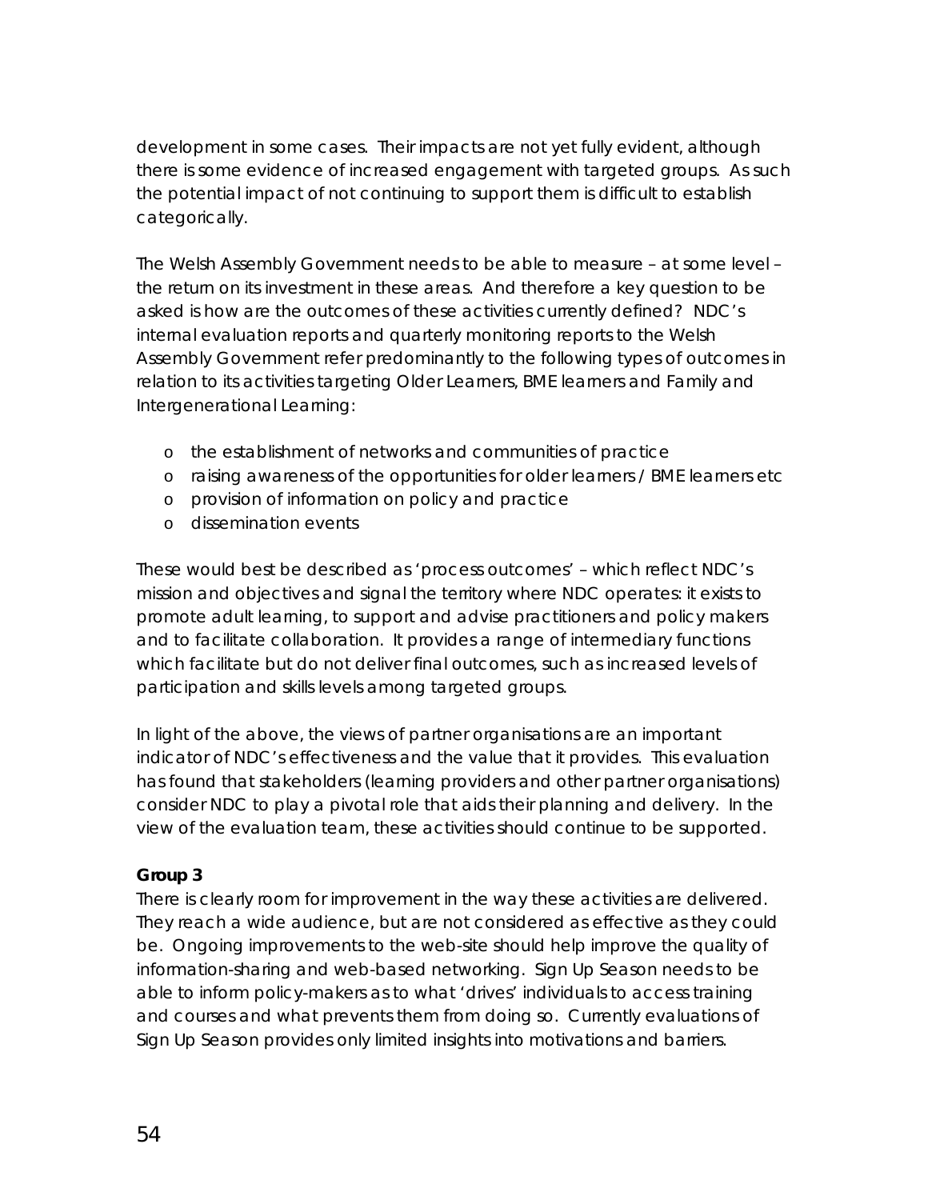development in some cases. Their impacts are not yet fully evident, although there is some evidence of increased engagement with targeted groups. As such the potential impact of not continuing to support them is difficult to establish categorically.

The Welsh Assembly Government needs to be able to measure – at some level – the return on its investment in these areas. And therefore a key question to be asked is how are the outcomes of these activities currently defined? NDC's internal evaluation reports and quarterly monitoring reports to the Welsh Assembly Government refer predominantly to the following types of outcomes in relation to its activities targeting Older Learners, BME learners and Family and Intergenerational Learning:

- the establishment of networks and communities of practice
- raising awareness of the opportunities for older learners / BME learners etc
- provision of information on policy and practice
- dissemination events

These would best be described as 'process outcomes' – which reflect NDC's mission and objectives and signal the territory where NDC operates: it exists to promote adult learning, to support and advise practitioners and policy makers and to facilitate collaboration. It provides a range of intermediary functions which facilitate but do not deliver final outcomes, such as increased levels of participation and skills levels among targeted groups.

In light of the above, the views of partner organisations are an important indicator of NDC's effectiveness and the value that it provides. This evaluation has found that stakeholders (learning providers and other partner organisations) consider NDC to play a pivotal role that aids their planning and delivery. In the view of the evaluation team, these activities should continue to be supported.

**Group 3**

There is clearly room for improvement in the way these activities are delivered. They reach a wide audience, but are not considered as effective as they could be. Ongoing improvements to the web-site should help improve the quality of information-sharing and web-based networking. Sign Up Season needs to be able to inform policy-makers as to what 'drives' individuals to access training and courses and what prevents them from doing so. Currently evaluations of Sign Up Season provides only limited insights into motivations and barriers.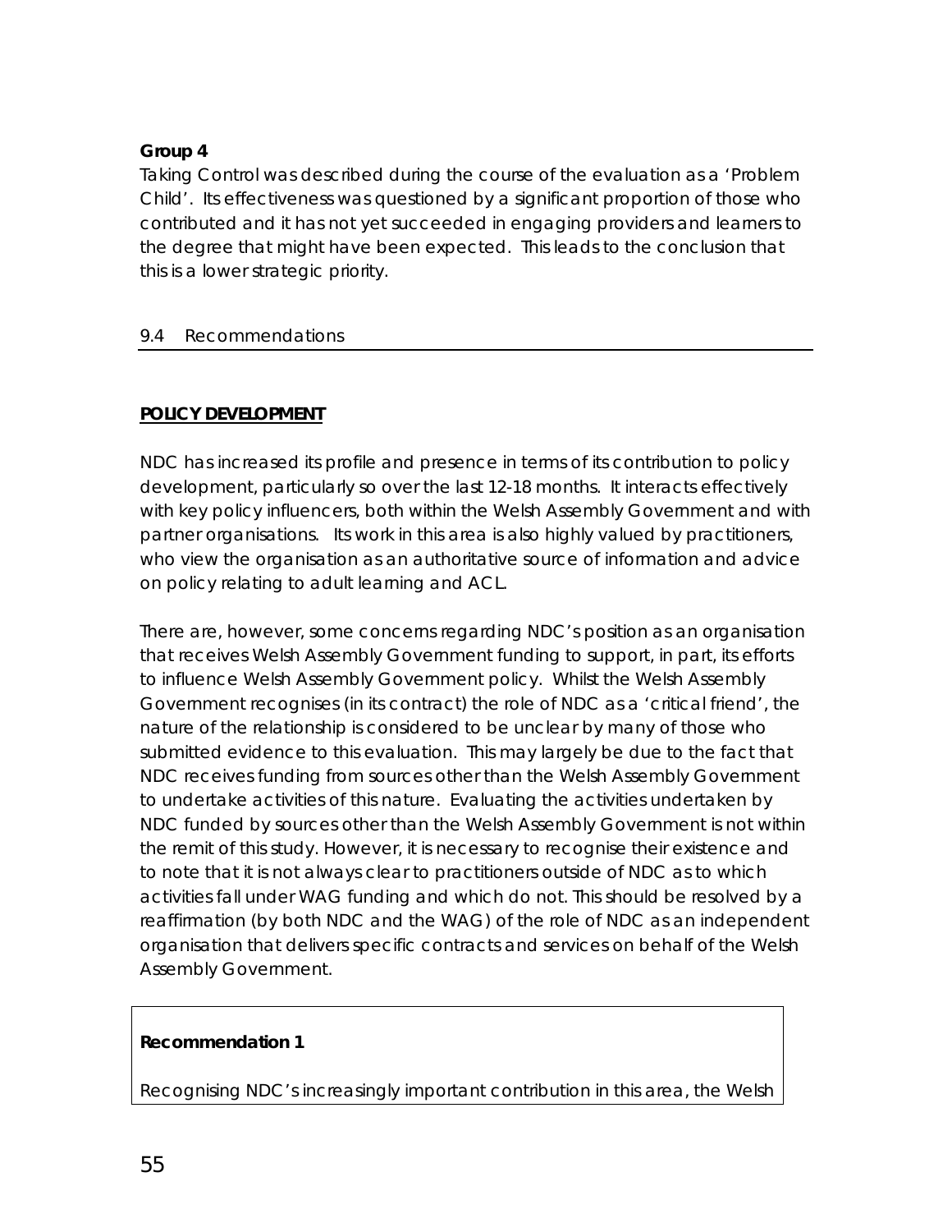**Group 4**

Taking Control was described during the course of the evaluation as a 'Problem Child'. Its effectiveness was questioned by a significant proportion of those who contributed and it has not yet succeeded in engaging providers and learners to the degree that might have been expected. This leads to the conclusion that this is a lower strategic priority.

## 9.4 Recommendations

**POLICY DEVELOPMENT**

NDC has increased its profile and presence in terms of its contribution to policy development, particularly so over the last 12-18 months. It interacts effectively with key policy influencers, both within the Welsh Assembly Government and with partner organisations. Its work in this area is also highly valued by practitioners, who view the organisation as an authoritative source of information and advice on policy relating to adult learning and ACL.

There are, however, some concerns regarding NDC's position as an organisation that receives Welsh Assembly Government funding to support, in part, its efforts to influence Welsh Assembly Government policy. Whilst the Welsh Assembly Government recognises (in its contract) the role of NDC as a 'critical friend', the nature of the relationship is considered to be unclear by many of those who submitted evidence to this evaluation. This may largely be due to the fact that NDC receives funding from sources other than the Welsh Assembly Government to undertake activities of this nature. Evaluating the activities undertaken by NDC funded by sources other than the Welsh Assembly Government is not within the remit of this study. However, it is necessary to recognise their existence and to note that it is not always clear to practitioners outside of NDC as to which activities fall under WAG funding and which do not. This should be resolved by a reaffirmation (by both NDC and the WAG) of the role of NDC as an independent organisation that delivers specific contracts and services on behalf of the Welsh Assembly Government.

**Recommendation 1**

Recognising NDC's increasingly important contribution in this area, the Welsh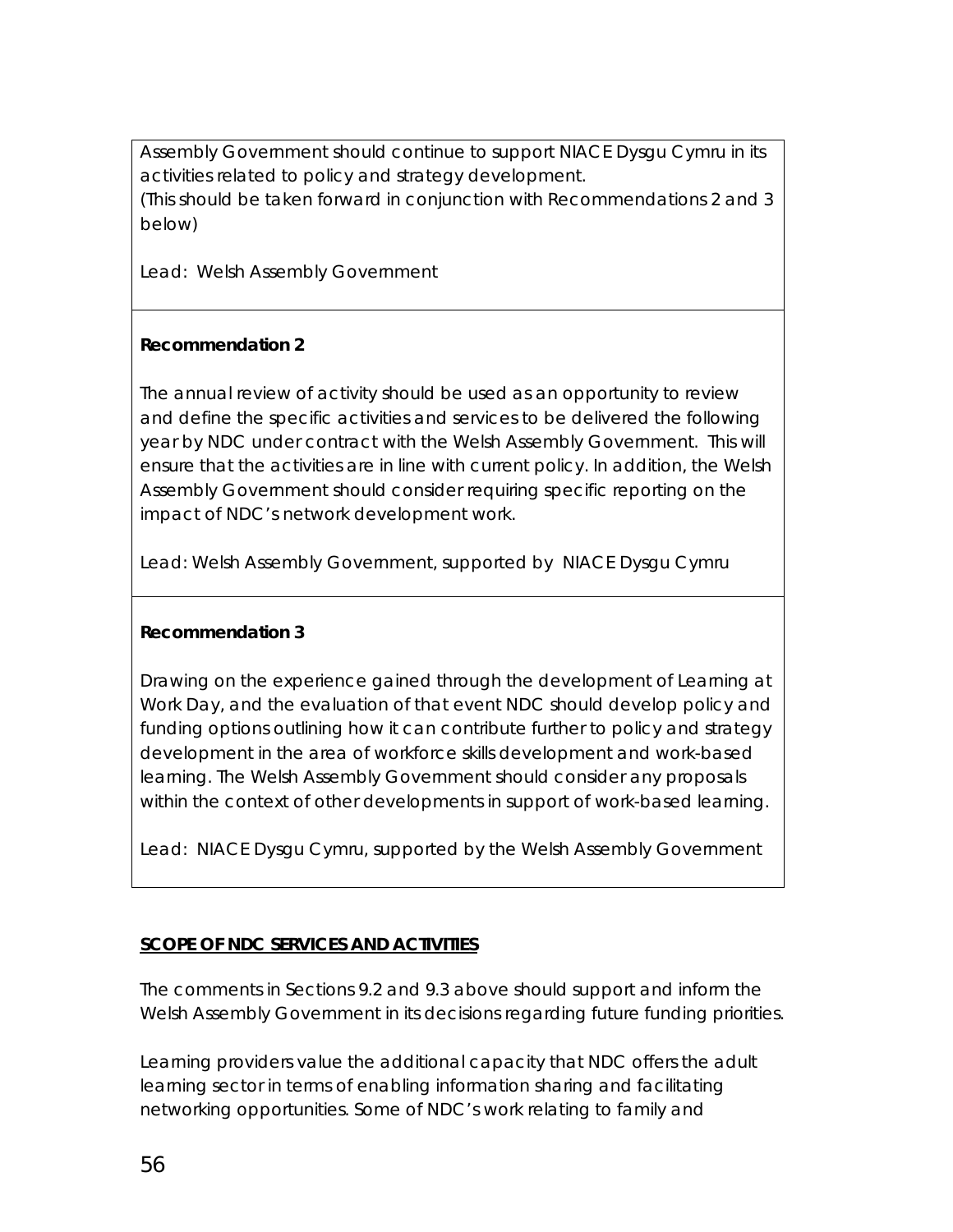Assembly Government should continue to support NIACE Dysgu Cymru in its activities related to policy and strategy development.
(This should be taken forward in conjunction with Recommendations 2 and 3 below)

Lead: Welsh Assembly Government

**Recommendation 2**

The annual review of activity should be used as an opportunity to review and define the specific activities and services to be delivered the following year by NDC under contract with the Welsh Assembly Government. This will ensure that the activities are in line with current policy. In addition, the Welsh Assembly Government should consider requiring specific reporting on the impact of NDC's network development work.

Lead: Welsh Assembly Government, supported by NIACE Dysgu Cymru

**Recommendation 3**

Drawing on the experience gained through the development of Learning at Work Day, and the evaluation of that event NDC should develop policy and funding options outlining how it can contribute further to policy and strategy development in the area of workforce skills development and work-based learning. The Welsh Assembly Government should consider any proposals within the context of other developments in support of work-based learning.

Lead: NIACE Dysgu Cymru, supported by the Welsh Assembly Government

**SCOPE OF NDC SERVICES AND ACTIVITIES**

The comments in Sections 9.2 and 9.3 above should support and inform the Welsh Assembly Government in its decisions regarding future funding priorities.

Learning providers value the additional capacity that NDC offers the adult learning sector in terms of enabling information sharing and facilitating networking opportunities. Some of NDC's work relating to family and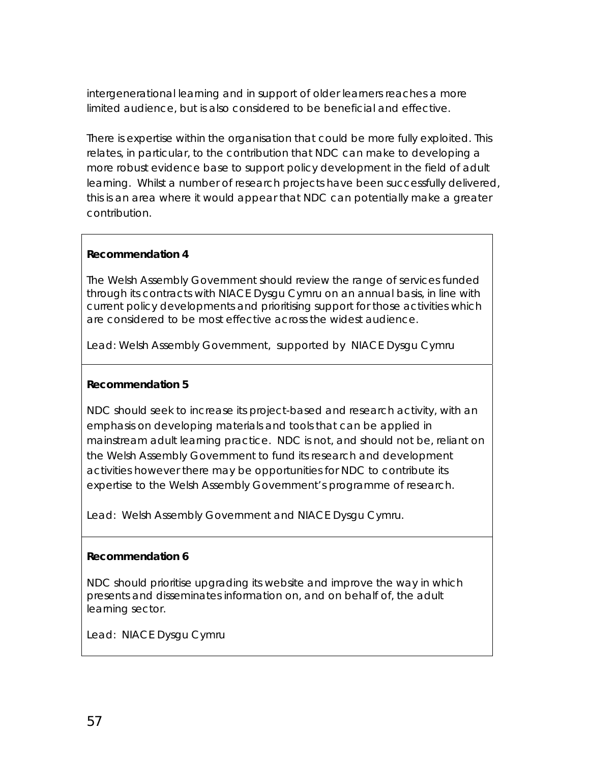intergenerational learning and in support of older learners reaches a more limited audience, but is also considered to be beneficial and effective.

There is expertise within the organisation that could be more fully exploited. This relates, in particular, to the contribution that NDC can make to developing a more robust evidence base to support policy development in the field of adult learning. Whilst a number of research projects have been successfully delivered, this is an area where it would appear that NDC can potentially make a greater contribution.

**Recommendation 4**

The Welsh Assembly Government should review the range of services funded through its contracts with NIACE Dysgu Cymru on an annual basis, in line with current policy developments and prioritising support for those activities which are considered to be most effective across the widest audience.

Lead: Welsh Assembly Government, supported by NIACE Dysgu Cymru

**Recommendation 5**

NDC should seek to increase its project-based and research activity, with an emphasis on developing materials and tools that can be applied in mainstream adult learning practice. NDC is not, and should not be, reliant on the Welsh Assembly Government to fund its research and development activities however there may be opportunities for NDC to contribute its expertise to the Welsh Assembly Government's programme of research.

Lead: Welsh Assembly Government and NIACE Dysgu Cymru.

**Recommendation 6**

NDC should prioritise upgrading its website and improve the way in which presents and disseminates information on, and on behalf of, the adult learning sector.

Lead: NIACE Dysgu Cymru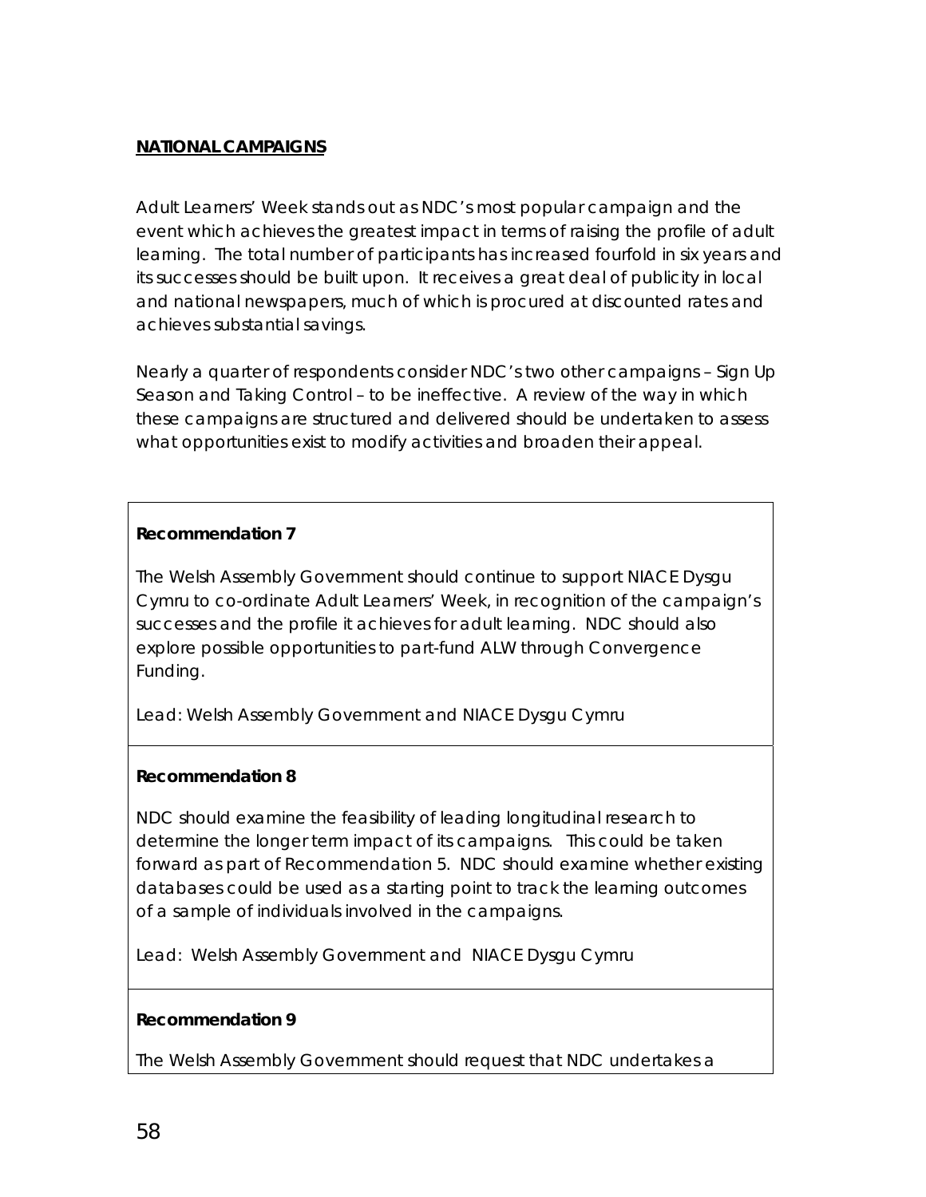**NATIONAL CAMPAIGNS**

Adult Learners' Week stands out as NDC's most popular campaign and the event which achieves the greatest impact in terms of raising the profile of adult learning. The total number of participants has increased fourfold in six years and its successes should be built upon. It receives a great deal of publicity in local and national newspapers, much of which is procured at discounted rates and achieves substantial savings.

Nearly a quarter of respondents consider NDC's two other campaigns – Sign Up Season and Taking Control – to be ineffective. A review of the way in which these campaigns are structured and delivered should be undertaken to assess what opportunities exist to modify activities and broaden their appeal.

**Recommendation 7**

The Welsh Assembly Government should continue to support NIACE Dysgu Cymru to co-ordinate Adult Learners' Week, in recognition of the campaign's successes and the profile it achieves for adult learning. NDC should also explore possible opportunities to part-fund ALW through Convergence Funding.

Lead: Welsh Assembly Government and NIACE Dysgu Cymru

**Recommendation 8**

NDC should examine the feasibility of leading longitudinal research to determine the longer term impact of its campaigns. This could be taken forward as part of Recommendation 5. NDC should examine whether existing databases could be used as a starting point to track the learning outcomes of a sample of individuals involved in the campaigns.

Lead: Welsh Assembly Government and NIACE Dysgu Cymru

**Recommendation 9**

The Welsh Assembly Government should request that NDC undertakes a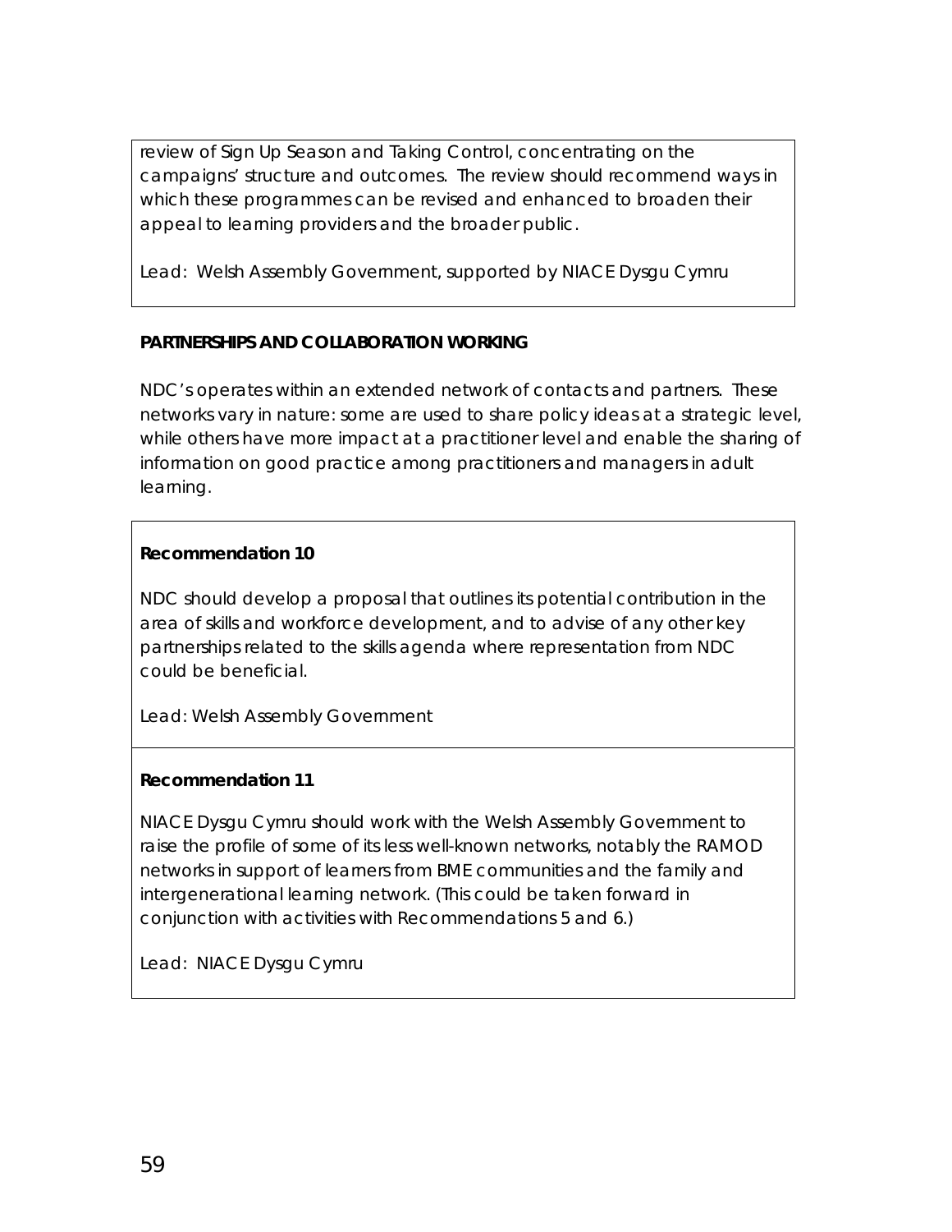review of Sign Up Season and Taking Control, concentrating on the campaigns' structure and outcomes. The review should recommend ways in which these programmes can be revised and enhanced to broaden their appeal to learning providers and the broader public.

Lead: Welsh Assembly Government, supported by NIACE Dysgu Cymru

**PARTNERSHIPS AND COLLABORATION WORKING**

NDC's operates within an extended network of contacts and partners. These networks vary in nature: some are used to share policy ideas at a strategic level, while others have more impact at a practitioner level and enable the sharing of information on good practice among practitioners and managers in adult learning.

**Recommendation 10**

NDC should develop a proposal that outlines its potential contribution in the area of skills and workforce development, and to advise of any other key partnerships related to the skills agenda where representation from NDC could be beneficial.

Lead: Welsh Assembly Government

**Recommendation 11**

NIACE Dysgu Cymru should work with the Welsh Assembly Government to raise the profile of some of its less well-known networks, notably the RAMOD networks in support of learners from BME communities and the family and intergenerational learning network. (This could be taken forward in conjunction with activities with Recommendations 5 and 6.)

Lead: NIACE Dysgu Cymru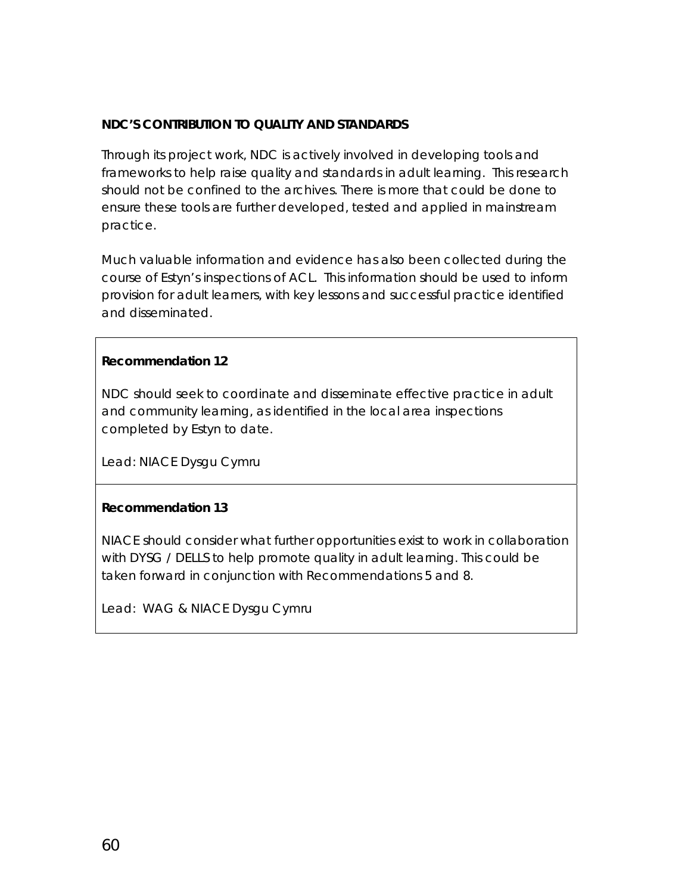## NDC'S CONTRIBUTION TO QUALITY AND STANDARDS

Through its project work, NDC is actively involved in developing tools and frameworks to help raise quality and standards in adult learning. This research should not be confined to the archives. There is more that could be done to ensure these tools are further developed, tested and applied in mainstream practice.

Much valuable information and evidence has also been collected during the course of Estyn's inspections of ACL. This information should be used to inform provision for adult learners, with key lessons and successful practice identified and disseminated.

**Recommendation 12**

NDC should seek to coordinate and disseminate effective practice in adult and community learning, as identified in the local area inspections completed by Estyn to date.

Lead: NIACE Dysgu Cymru

**Recommendation 13**

NIACE should consider what further opportunities exist to work in collaboration with DYSG / DELLS to help promote quality in adult learning. This could be taken forward in conjunction with Recommendations 5 and 8.

Lead: WAG & NIACE Dysgu Cymru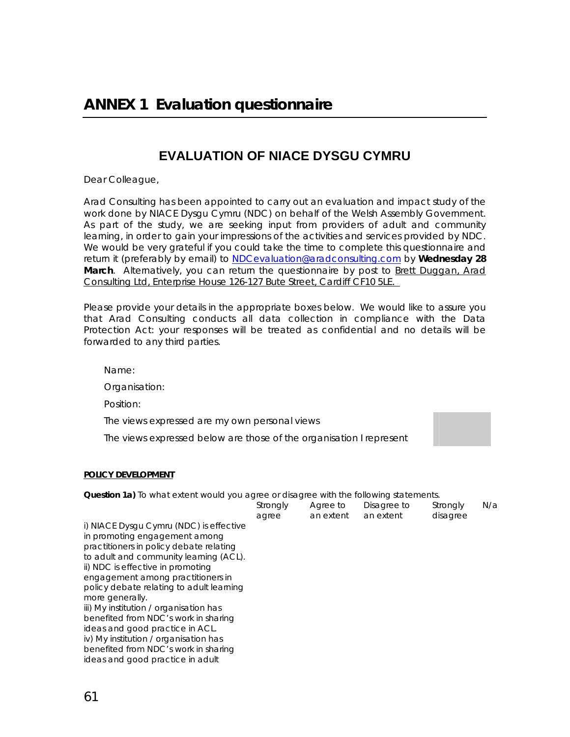# ANNEX 1 Evaluation questionnaire

## EVALUATION OF NIACE DYSGU CYMRU

Dear Colleague,

Arad Consulting has been appointed to carry out an evaluation and impact study of the work done by NIACE Dysgu Cymru (NDC) on behalf of the Welsh Assembly Government. As part of the study, we are seeking input from providers of adult and community learning, in order to gain your impressions of the activities and services provided by NDC. We would be very grateful if you could take the time to complete this questionnaire and return it (preferably by email) to NDCevaluation@aradconsulting.com by **Wednesday 28 March**. Alternatively, you can return the questionnaire by post to Brett Duggan, Arad Consulting Ltd, Enterprise House 126-127 Bute Street, Cardiff CF10 5LE.

Please provide your details in the appropriate boxes below. We would like to assure you that Arad Consulting conducts all data collection in compliance with the Data Protection Act: your responses will be treated as confidential and no details will be forwarded to any third parties.

Name:

Organisation:

Position:

The views expressed are my own personal views

The views expressed below are those of the organisation I represent

**POLICY DEVELOPMENT**

**Question 1a)** To what extent would you agree or disagree with the following statements.

| | Strongly agree | Agree to an extent | Disagree to an extent | Strongly disagree | N/a |
|---|---|---|---|---|---|
| i) NIACE Dysgu Cymru (NDC) is effective in promoting engagement among practitioners in policy debate relating to adult and community learning (ACL). | | | | | |
| ii) NDC is effective in promoting engagement among practitioners in policy debate relating to adult learning more generally. | | | | | |
| iii) My institution / organisation has benefited from NDC's work in sharing ideas and good practice in ACL. | | | | | |
| iv) My institution / organisation has benefited from NDC's work in sharing ideas and good practice in adult | | | | | |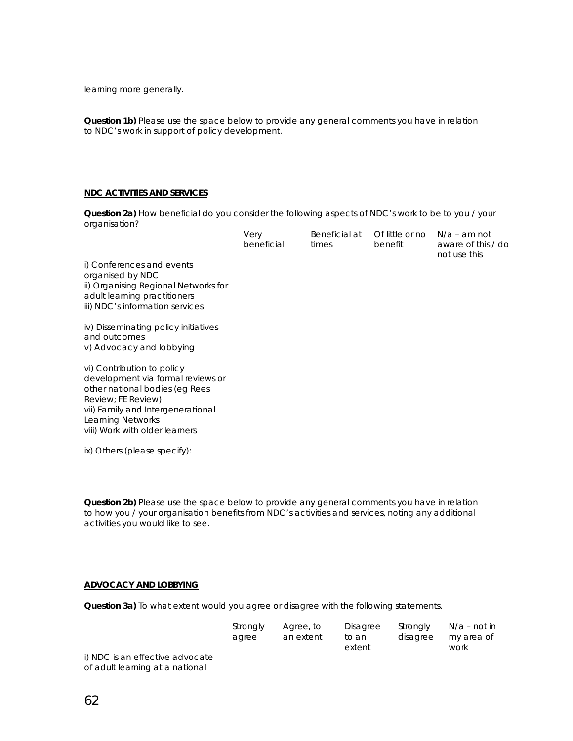learning more generally.

**Question 1b)** Please use the space below to provide any general comments you have in relation to NDC's work in support of policy development.

**NDC ACTIVITIES AND SERVICES**

**Question 2a)** How beneficial do you consider the following aspects of NDC's work to be to you / your organisation?

| | Very beneficial | Beneficial at times | Of little or no benefit | N/a – am not aware of this / do not use this |
|---|---|---|---|---|
| i) Conferences and events organised by NDC | | | | |
| ii) Organising Regional Networks for adult learning practitioners | | | | |
| iii) NDC's information services | | | | |
| iv) Disseminating policy initiatives and outcomes | | | | |
| v) Advocacy and lobbying | | | | |
| vi) Contribution to policy development via formal reviews or other national bodies (eg Rees Review; FE Review) | | | | |
| vii) Family and Intergenerational Learning Networks | | | | |
| viii) Work with older learners | | | | |
| ix) Others (please specify): | | | | |

**Question 2b)** Please use the space below to provide any general comments you have in relation to how you / your organisation benefits from NDC's activities and services, noting any additional activities you would like to see.

**ADVOCACY AND LOBBYING**

**Question 3a)** To what extent would you agree or disagree with the following statements.

| | Strongly agree | Agree, to an extent | Disagree to an extent | Strongly disagree | N/a – not in my area of work |
|---|---|---|---|---|---|
| i) NDC is an effective advocate of adult learning at a national | | | | | |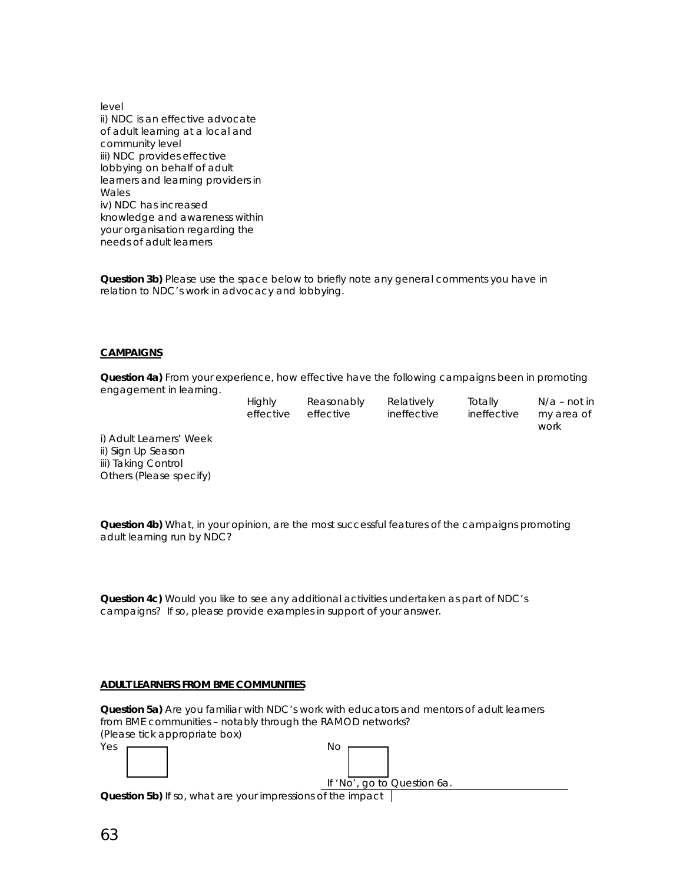| | | | | | |
|---|---|---|---|---|---|
| level<br>ii) NDC is an effective advocate of adult learning at a local and community level | | | | | |
| iii) NDC provides effective lobbying on behalf of adult learners and learning providers in Wales | | | | | |
| iv) NDC has increased knowledge and awareness within your organisation regarding the needs of adult learners | | | | | |

**Question 3b)** Please use the space below to briefly note any general comments you have in relation to NDC's work in advocacy and lobbying.

**CAMPAIGNS**

**Question 4a)** From your experience, how effective have the following campaigns been in promoting engagement in learning.

| | Highly effective | Reasonably effective | Relatively ineffective | Totally ineffective | N/a – not in my area of work |
|---|---|---|---|---|---|
| i) Adult Learners' Week | | | | | |
| ii) Sign Up Season | | | | | |
| iii) Taking Control | | | | | |
| Others (Please specify) | | | | | |

**Question 4b)** What, in your opinion, are the most successful features of the campaigns promoting adult learning run by NDC?

**Question 4c)** Would you like to see any additional activities undertaken as part of NDC's campaigns? If so, please provide examples in support of your answer.

**ADULT LEARNERS FROM BME COMMUNITIES**

**Question 5a)** Are you familiar with NDC's work with educators and mentors of adult learners from BME communities – notably through the RAMOD networks?
(Please tick appropriate box)

Yes ☐ No ☐

If 'No', go to Question 6a.

**Question 5b)** If so, what are your impressions of the impact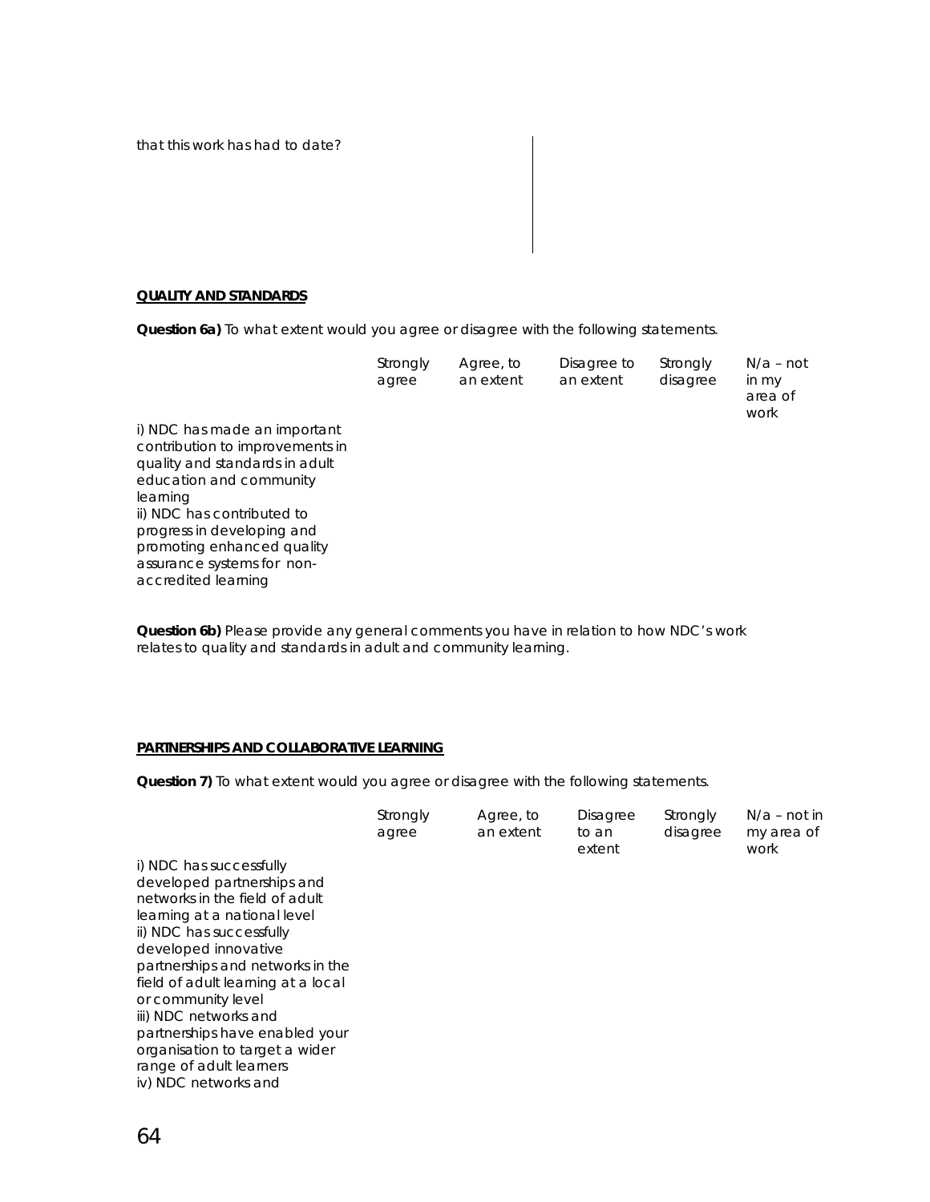that this work has had to date?

**QUALITY AND STANDARDS**

**Question 6a)** To what extent would you agree or disagree with the following statements.

| | Strongly agree | Agree, to an extent | Disagree to an extent | Strongly disagree | N/a – not in my area of work |
|---|---|---|---|---|---|
| i) NDC has made an important contribution to improvements in quality and standards in adult education and community learning | | | | | |
| ii) NDC has contributed to progress in developing and promoting enhanced quality assurance systems for non-accredited learning | | | | | |

**Question 6b)** Please provide any general comments you have in relation to how NDC's work relates to quality and standards in adult and community learning.

**PARTNERSHIPS AND COLLABORATIVE LEARNING**

**Question 7)** To what extent would you agree or disagree with the following statements.

| | Strongly agree | Agree, to an extent | Disagree to an extent | Strongly disagree | N/a – not in my area of work |
|---|---|---|---|---|---|
| i) NDC has successfully developed partnerships and networks in the field of adult learning at a national level | | | | | |
| ii) NDC has successfully developed innovative partnerships and networks in the field of adult learning at a local or community level | | | | | |
| iii) NDC networks and partnerships have enabled your organisation to target a wider range of adult learners | | | | | |
| iv) NDC networks and | | | | | |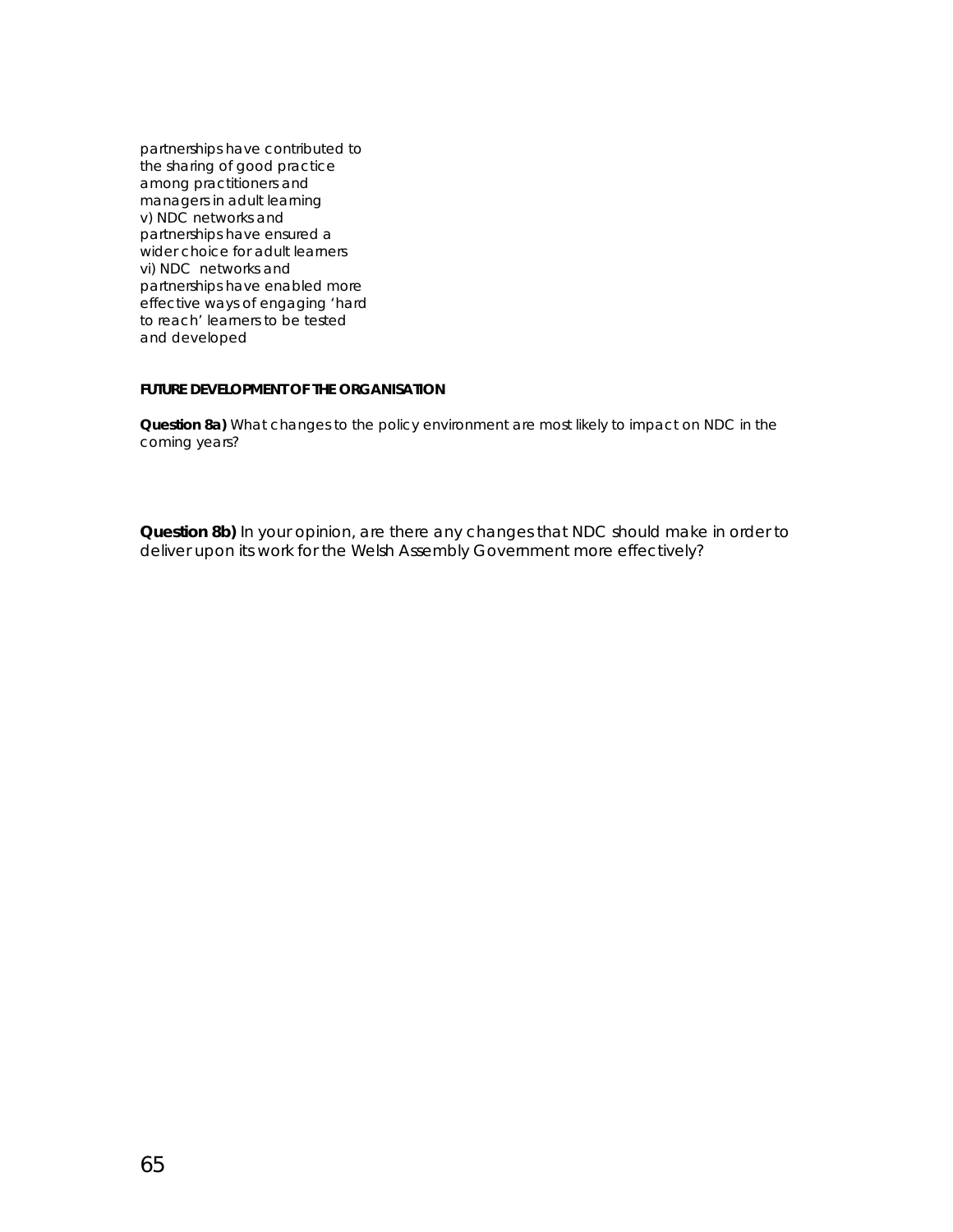partnerships have contributed to the sharing of good practice among practitioners and managers in adult learning

v) NDC networks and partnerships have ensured a wider choice for adult learners

vi) NDC networks and partnerships have enabled more effective ways of engaging 'hard to reach' learners to be tested and developed

**FUTURE DEVELOPMENT OF THE ORGANISATION**

**Question 8a)** What changes to the policy environment are most likely to impact on NDC in the coming years?

**Question 8b)** In your opinion, are there any changes that NDC should make in order to deliver upon its work for the Welsh Assembly Government more effectively?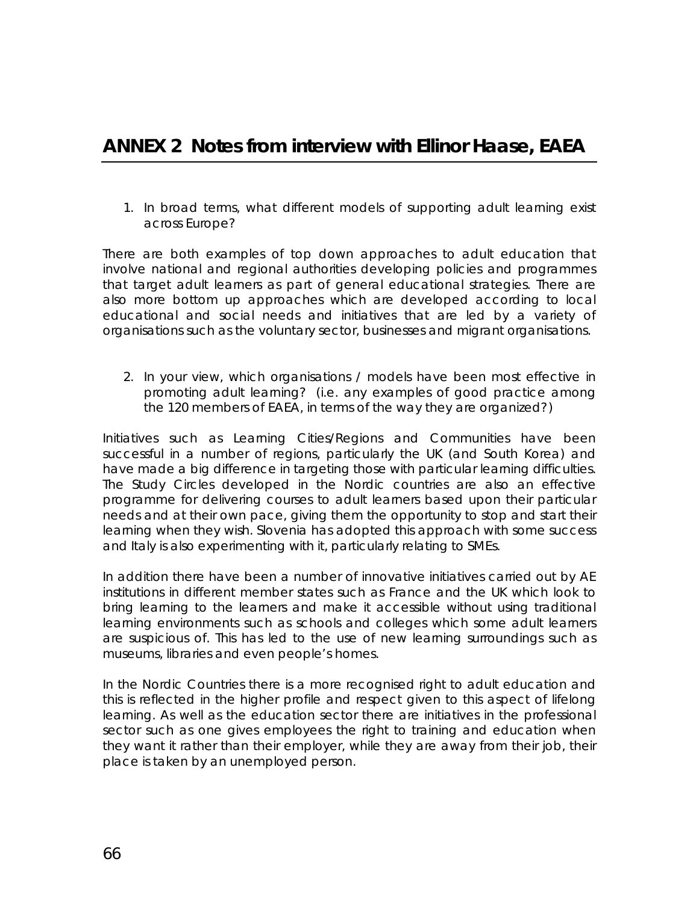## ANNEX 2 Notes from interview with Ellinor Haase, EAEA

1. In broad terms, what different models of supporting adult learning exist across Europe?

There are both examples of top down approaches to adult education that involve national and regional authorities developing policies and programmes that target adult learners as part of general educational strategies. There are also more bottom up approaches which are developed according to local educational and social needs and initiatives that are led by a variety of organisations such as the voluntary sector, businesses and migrant organisations.

2. In your view, which organisations / models have been most effective in promoting adult learning? (i.e. any examples of good practice among the 120 members of EAEA, in terms of the way they are organized?)

Initiatives such as Learning Cities/Regions and Communities have been successful in a number of regions, particularly the UK (and South Korea) and have made a big difference in targeting those with particular learning difficulties. The Study Circles developed in the Nordic countries are also an effective programme for delivering courses to adult learners based upon their particular needs and at their own pace, giving them the opportunity to stop and start their learning when they wish. Slovenia has adopted this approach with some success and Italy is also experimenting with it, particularly relating to SMEs.

In addition there have been a number of innovative initiatives carried out by AE institutions in different member states such as France and the UK which look to bring learning to the learners and make it accessible without using traditional learning environments such as schools and colleges which some adult learners are suspicious of. This has led to the use of new learning surroundings such as museums, libraries and even people's homes.

In the Nordic Countries there is a more recognised right to adult education and this is reflected in the higher profile and respect given to this aspect of lifelong learning. As well as the education sector there are initiatives in the professional sector such as one gives employees the right to training and education when they want it rather than their employer, while they are away from their job, their place is taken by an unemployed person.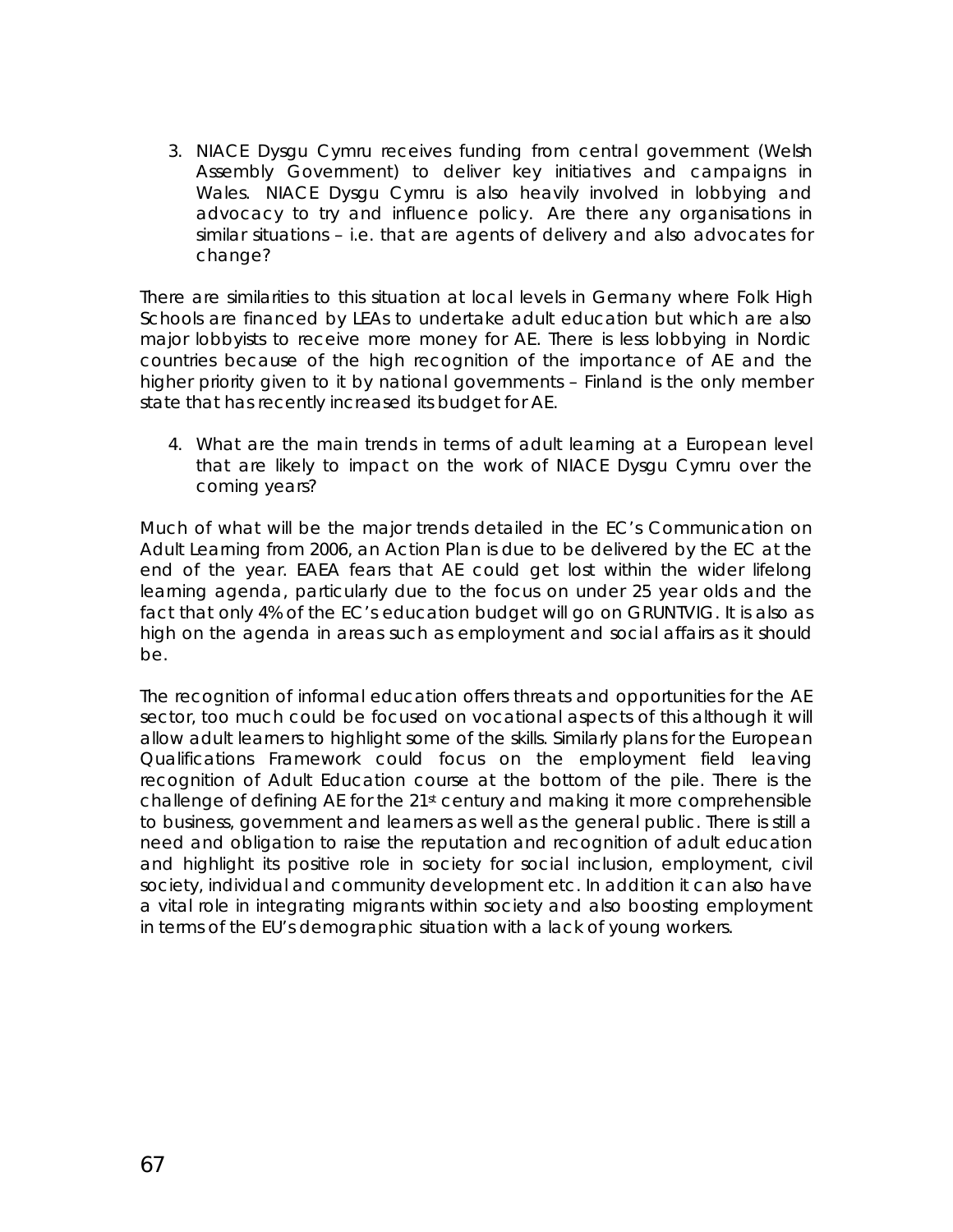3. NIACE Dysgu Cymru receives funding from central government (Welsh Assembly Government) to deliver key initiatives and campaigns in Wales. NIACE Dysgu Cymru is also heavily involved in lobbying and advocacy to try and influence policy. Are there any organisations in similar situations – i.e. that are agents of delivery and also advocates for change?

There are similarities to this situation at local levels in Germany where Folk High Schools are financed by LEAs to undertake adult education but which are also major lobbyists to receive more money for AE. There is less lobbying in Nordic countries because of the high recognition of the importance of AE and the higher priority given to it by national governments – Finland is the only member state that has recently increased its budget for AE.

4. What are the main trends in terms of adult learning at a European level that are likely to impact on the work of NIACE Dysgu Cymru over the coming years?

Much of what will be the major trends detailed in the EC's Communication on Adult Learning from 2006, an Action Plan is due to be delivered by the EC at the end of the year. EAEA fears that AE could get lost within the wider lifelong learning agenda, particularly due to the focus on under 25 year olds and the fact that only 4% of the EC's education budget will go on GRUNTVIG. It is also as high on the agenda in areas such as employment and social affairs as it should be.

The recognition of informal education offers threats and opportunities for the AE sector, too much could be focused on vocational aspects of this although it will allow adult learners to highlight some of the skills. Similarly plans for the European Qualifications Framework could focus on the employment field leaving recognition of Adult Education course at the bottom of the pile. There is the challenge of defining AE for the 21st century and making it more comprehensible to business, government and learners as well as the general public. There is still a need and obligation to raise the reputation and recognition of adult education and highlight its positive role in society for social inclusion, employment, civil society, individual and community development etc. In addition it can also have a vital role in integrating migrants within society and also boosting employment in terms of the EU's demographic situation with a lack of young workers.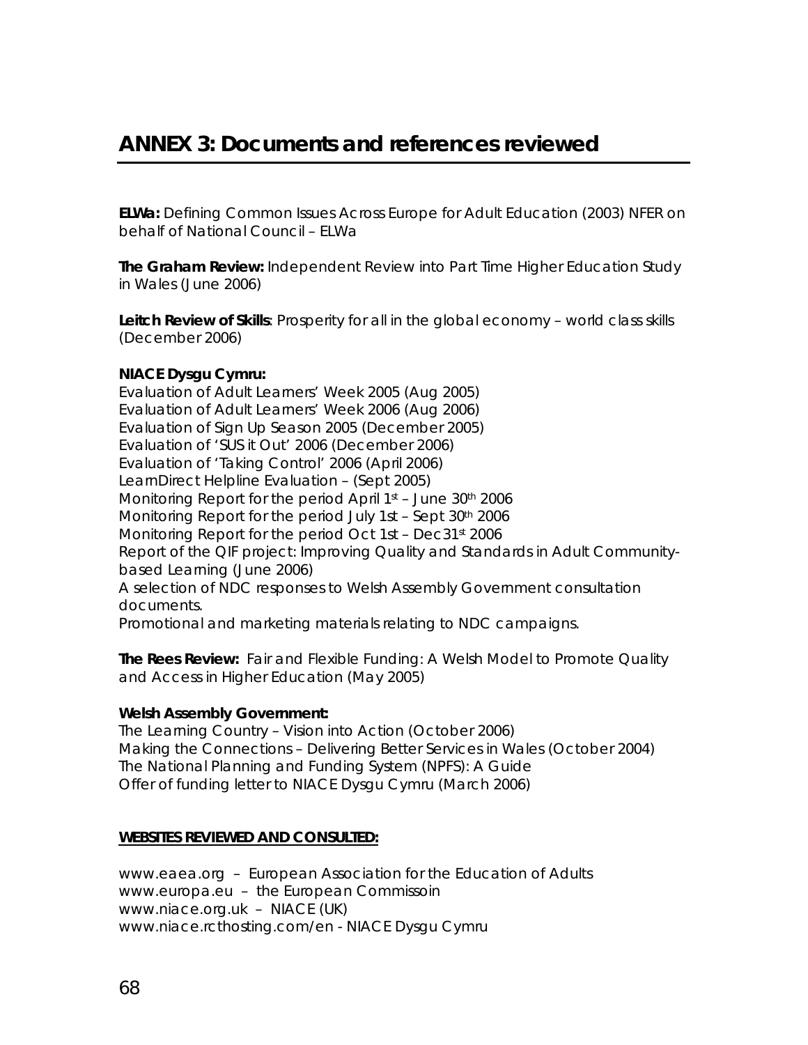# ANNEX 3: Documents and references reviewed

**ELWa:** Defining Common Issues Across Europe for Adult Education (2003) NFER on behalf of National Council – ELWa

**The Graham Review:** Independent Review into Part Time Higher Education Study in Wales (June 2006)

**Leitch Review of Skills**: Prosperity for all in the global economy – world class skills (December 2006)

**NIACE Dysgu Cymru:**
Evaluation of Adult Learners' Week 2005 (Aug 2005)
Evaluation of Adult Learners' Week 2006 (Aug 2006)
Evaluation of Sign Up Season 2005 (December 2005)
Evaluation of 'SUS it Out' 2006 (December 2006)
Evaluation of 'Taking Control' 2006 (April 2006)
LearnDirect Helpline Evaluation – (Sept 2005)
Monitoring Report for the period April 1st – June 30th 2006
Monitoring Report for the period July 1st – Sept 30th 2006
Monitoring Report for the period Oct 1st – Dec 31st 2006
Report of the QIF project: Improving Quality and Standards in Adult Community-based Learning (June 2006)
A selection of NDC responses to Welsh Assembly Government consultation documents.
Promotional and marketing materials relating to NDC campaigns.

**The Rees Review:** Fair and Flexible Funding: A Welsh Model to Promote Quality and Access in Higher Education (May 2005)

**Welsh Assembly Government:**
The Learning Country – Vision into Action (October 2006)
Making the Connections – Delivering Better Services in Wales (October 2004)
The National Planning and Funding System (NPFS): A Guide
Offer of funding letter to NIACE Dysgu Cymru (March 2006)

**WEBSITES REVIEWED AND CONSULTED:**

www.eaea.org – European Association for the Education of Adults
www.europa.eu – the European Commissoin
www.niace.org.uk – NIACE (UK)
www.niace.rcthosting.com/en - NIACE Dysgu Cymru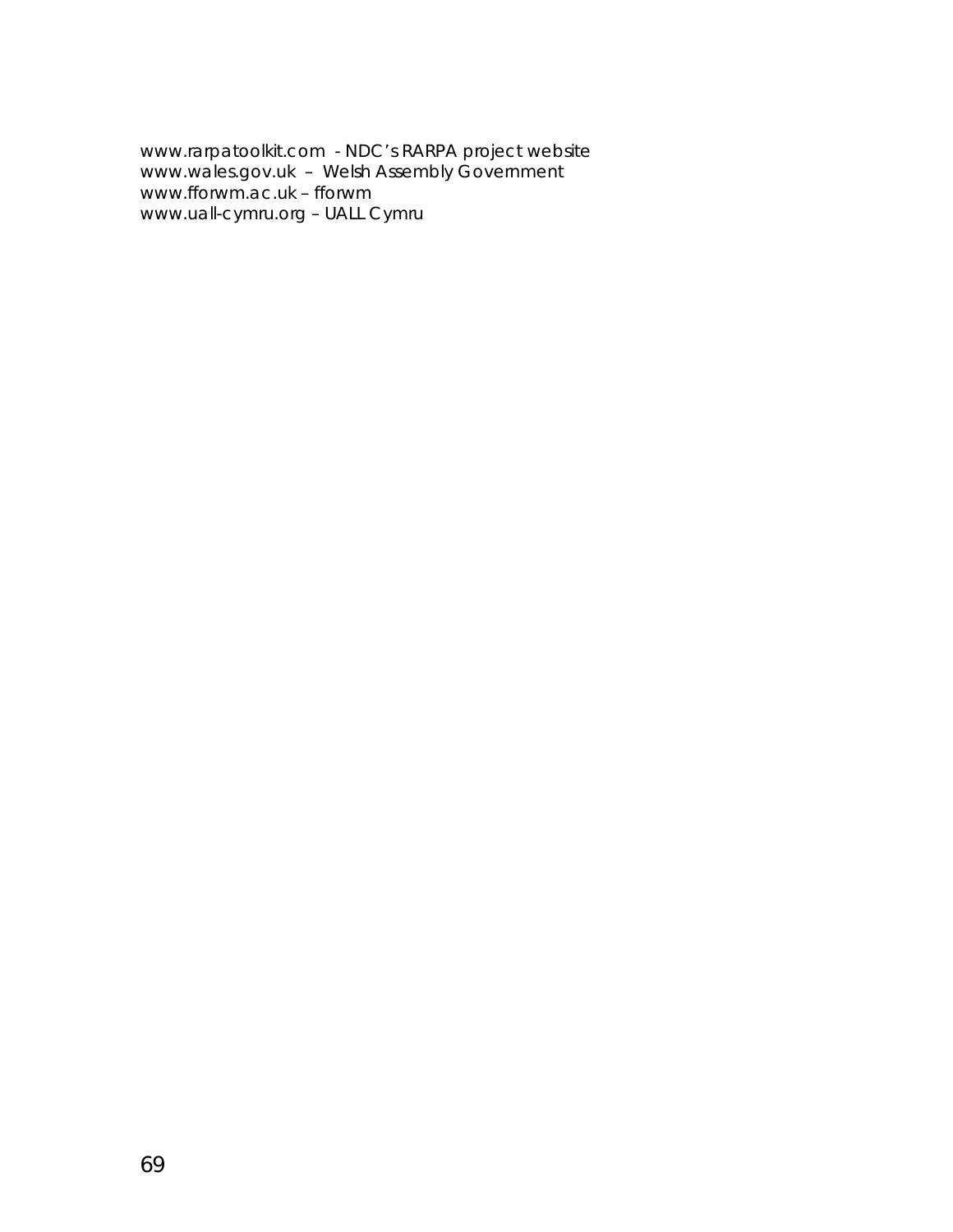www.rarpatoolkit.com - NDC's RARPA project website
www.wales.gov.uk – Welsh Assembly Government
www.fforwm.ac.uk – fforwm
www.uall-cymru.org – UALL Cymru